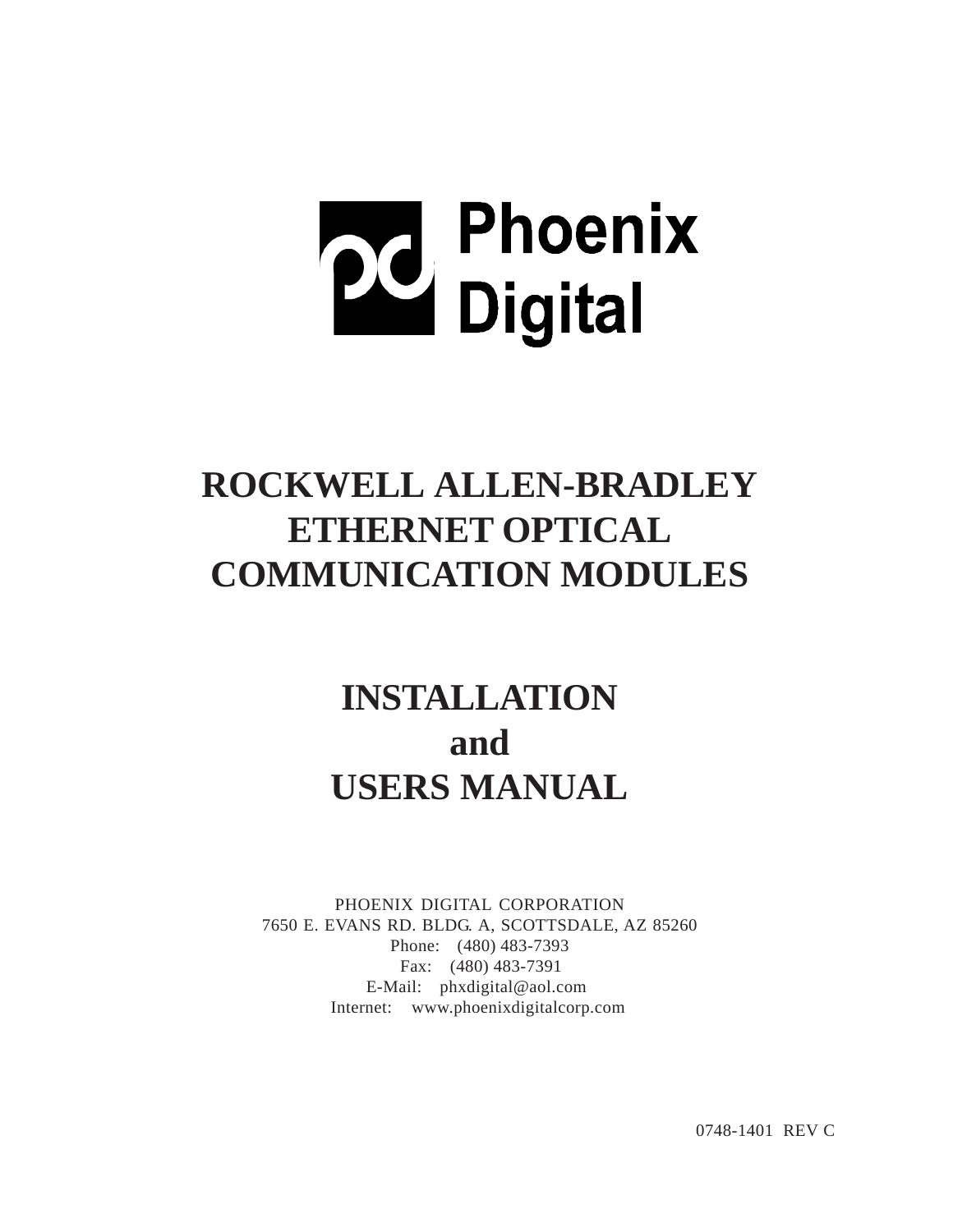Phoenix Digital

# ROCKWELL ALLEN-BRADLEY ETHERNET OPTICAL COMMUNICATION MODULES

# INSTALLATION and USERS MANUAL

PHOENIX DIGITAL CORPORATION
7650 E. EVANS RD. BLDG. A, SCOTTSDALE, AZ 85260
Phone: (480) 483-7393
Fax: (480) 483-7391
E-Mail: phxdigital@aol.com
Internet: www.phoenixdigitalcorp.com

0748-1401 REV C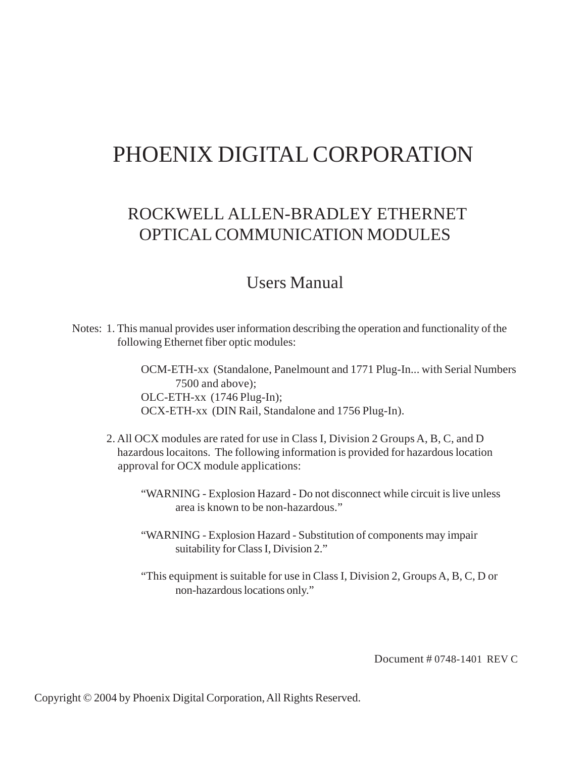# PHOENIX DIGITAL CORPORATION

## ROCKWELL ALLEN-BRADLEY ETHERNET OPTICAL COMMUNICATION MODULES

## Users Manual

Notes: 1. This manual provides user information describing the operation and functionality of the following Ethernet fiber optic modules:

OCM-ETH-xx (Standalone, Panelmount and 1771 Plug-In... with Serial Numbers 7500 and above);
OLC-ETH-xx (1746 Plug-In);
OCX-ETH-xx (DIN Rail, Standalone and 1756 Plug-In).

2. All OCX modules are rated for use in Class I, Division 2 Groups A, B, C, and D hazardous locaitons. The following information is provided for hazardous location approval for OCX module applications:

"WARNING - Explosion Hazard - Do not disconnect while circuit is live unless area is known to be non-hazardous."

"WARNING - Explosion Hazard - Substitution of components may impair suitability for Class I, Division 2."

"This equipment is suitable for use in Class I, Division 2, Groups A, B, C, D or non-hazardous locations only."

Document # 0748-1401 REV C

Copyright © 2004 by Phoenix Digital Corporation, All Rights Reserved.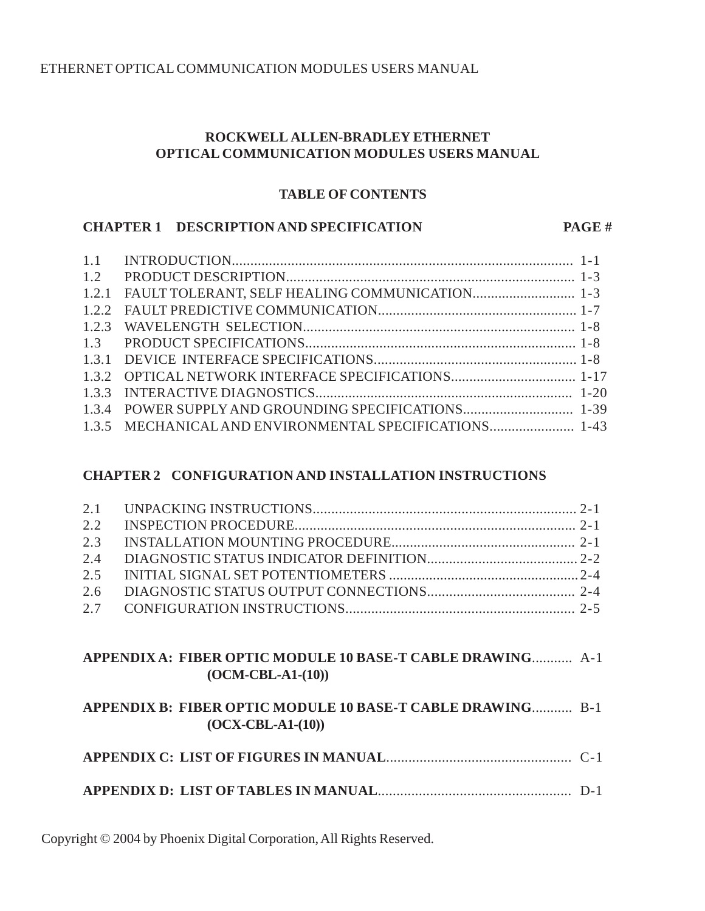# ROCKWELL ALLEN-BRADLEY ETHERNET OPTICAL COMMUNICATION MODULES USERS MANUAL

## TABLE OF CONTENTS

| CHAPTER 1 | DESCRIPTION AND SPECIFICATION | PAGE # |
|---|---|---|
| 1.1 | INTRODUCTION | 1-1 |
| 1.2 | PRODUCT DESCRIPTION | 1-3 |
| 1.2.1 | FAULT TOLERANT, SELF HEALING COMMUNICATION | 1-3 |
| 1.2.2 | FAULT PREDICTIVE COMMUNICATION | 1-7 |
| 1.2.3 | WAVELENGTH SELECTION | 1-8 |
| 1.3 | PRODUCT SPECIFICATIONS | 1-8 |
| 1.3.1 | DEVICE INTERFACE SPECIFICATIONS | 1-8 |
| 1.3.2 | OPTICAL NETWORK INTERFACE SPECIFICATIONS | 1-17 |
| 1.3.3 | INTERACTIVE DIAGNOSTICS | 1-20 |
| 1.3.4 | POWER SUPPLY AND GROUNDING SPECIFICATIONS | 1-39 |
| 1.3.5 | MECHANICAL AND ENVIRONMENTAL SPECIFICATIONS | 1-43 |

| CHAPTER 2 | CONFIGURATION AND INSTALLATION INSTRUCTIONS | |
|---|---|---|
| 2.1 | UNPACKING INSTRUCTIONS | 2-1 |
| 2.2 | INSPECTION PROCEDURE | 2-1 |
| 2.3 | INSTALLATION MOUNTING PROCEDURE | 2-1 |
| 2.4 | DIAGNOSTIC STATUS INDICATOR DEFINITION | 2-2 |
| 2.5 | INITIAL SIGNAL SET POTENTIOMETERS | 2-4 |
| 2.6 | DIAGNOSTIC STATUS OUTPUT CONNECTIONS | 2-4 |
| 2.7 | CONFIGURATION INSTRUCTIONS | 2-5 |

**APPENDIX A: FIBER OPTIC MODULE 10 BASE-T CABLE DRAWING (OCM-CBL-A1-(10))** ........... A-1

**APPENDIX B: FIBER OPTIC MODULE 10 BASE-T CABLE DRAWING (OCX-CBL-A1-(10))** ........... B-1

**APPENDIX C: LIST OF FIGURES IN MANUAL** ........... C-1

**APPENDIX D: LIST OF TABLES IN MANUAL** ........... D-1

Copyright © 2004 by Phoenix Digital Corporation, All Rights Reserved.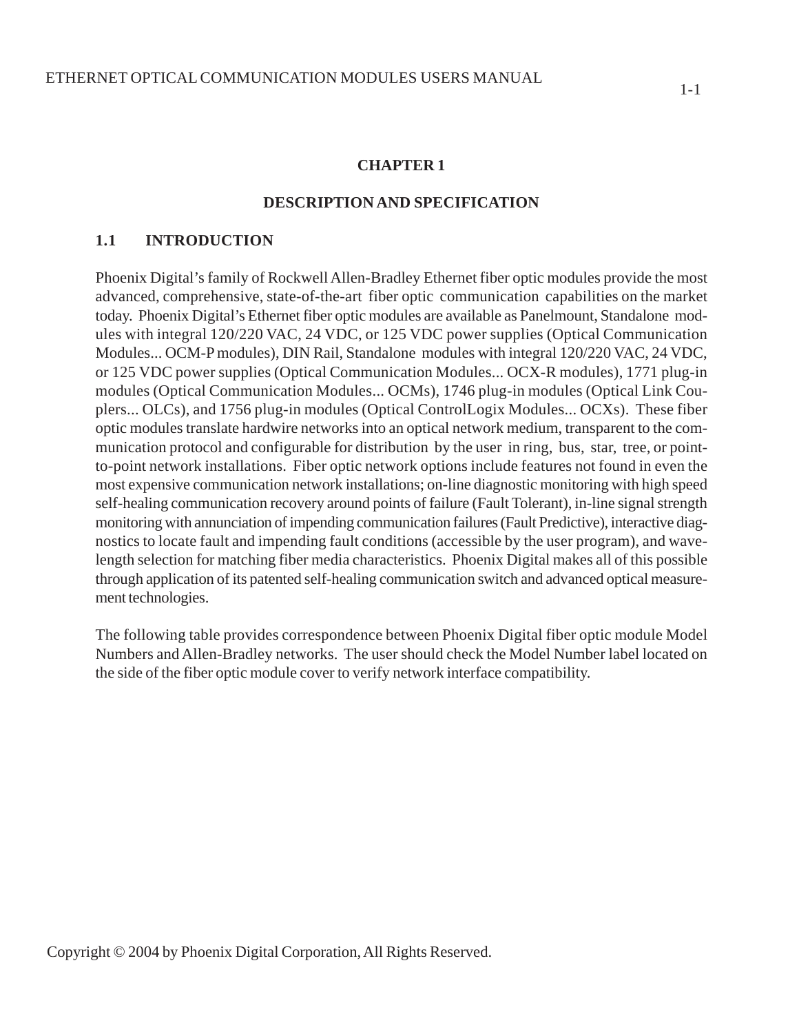# CHAPTER 1

## DESCRIPTION AND SPECIFICATION

### 1.1 INTRODUCTION

Phoenix Digital's family of Rockwell Allen-Bradley Ethernet fiber optic modules provide the most advanced, comprehensive, state-of-the-art fiber optic communication capabilities on the market today. Phoenix Digital's Ethernet fiber optic modules are available as Panelmount, Standalone modules with integral 120/220 VAC, 24 VDC, or 125 VDC power supplies (Optical Communication Modules... OCM-P modules), DIN Rail, Standalone modules with integral 120/220 VAC, 24 VDC, or 125 VDC power supplies (Optical Communication Modules... OCX-R modules), 1771 plug-in modules (Optical Communication Modules... OCMs), 1746 plug-in modules (Optical Link Couplers... OLCs), and 1756 plug-in modules (Optical ControlLogix Modules... OCXs). These fiber optic modules translate hardwire networks into an optical network medium, transparent to the communication protocol and configurable for distribution by the user in ring, bus, star, tree, or point-to-point network installations. Fiber optic network options include features not found in even the most expensive communication network installations; on-line diagnostic monitoring with high speed self-healing communication recovery around points of failure (Fault Tolerant), in-line signal strength monitoring with annunciation of impending communication failures (Fault Predictive), interactive diagnostics to locate fault and impending fault conditions (accessible by the user program), and wavelength selection for matching fiber media characteristics. Phoenix Digital makes all of this possible through application of its patented self-healing communication switch and advanced optical measurement technologies.

The following table provides correspondence between Phoenix Digital fiber optic module Model Numbers and Allen-Bradley networks. The user should check the Model Number label located on the side of the fiber optic module cover to verify network interface compatibility.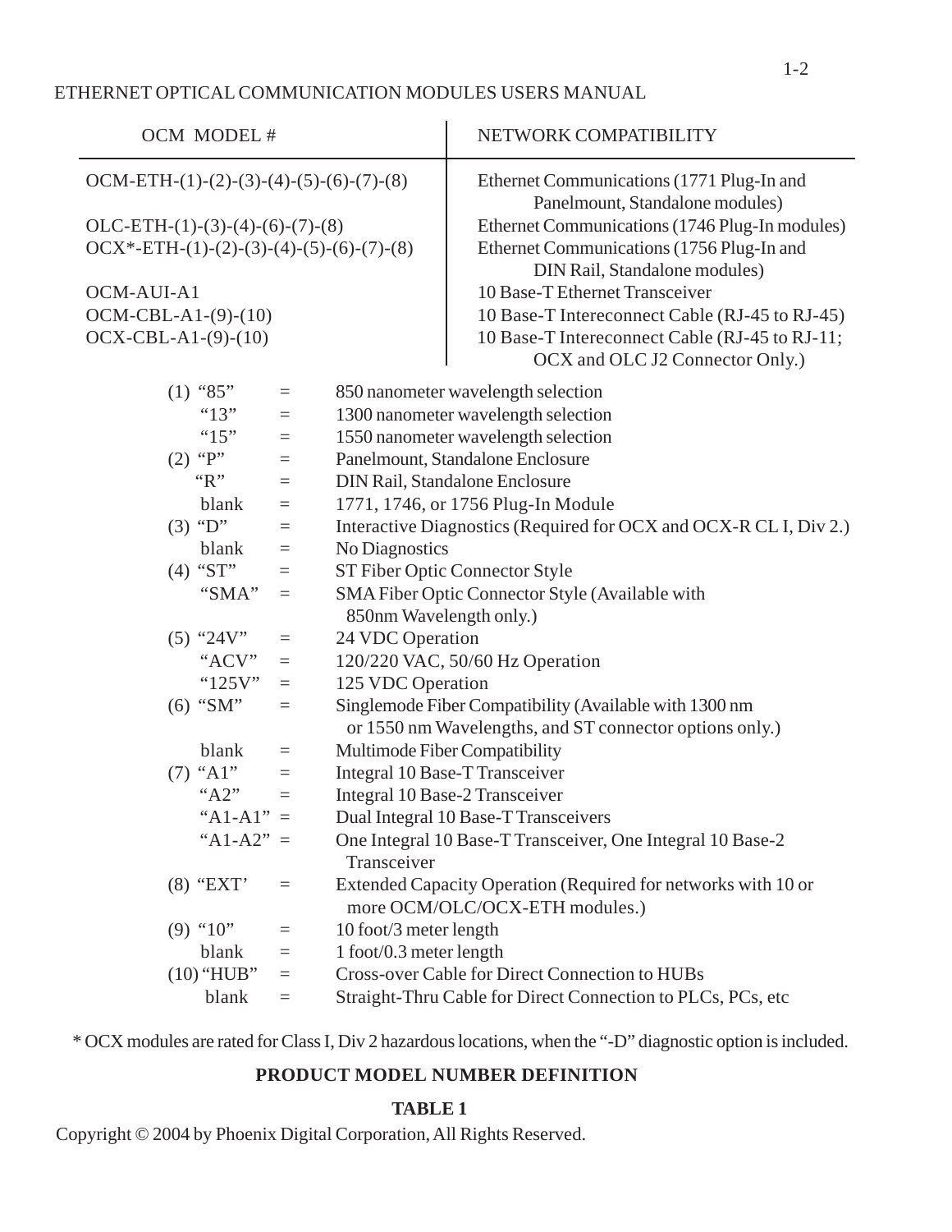| OCM MODEL # | NETWORK COMPATIBILITY |
|---|---|
| OCM-ETH-(1)-(2)-(3)-(4)-(5)-(6)-(7)-(8) | Ethernet Communications (1771 Plug-In and Panelmount, Standalone modules) |
| OLC-ETH-(1)-(3)-(4)-(6)-(7)-(8) | Ethernet Communications (1746 Plug-In modules) |
| OCX*-ETH-(1)-(2)-(3)-(4)-(5)-(6)-(7)-(8) | Ethernet Communications (1756 Plug-In and DIN Rail, Standalone modules) |
| OCM-AUI-A1 | 10 Base-T Ethernet Transceiver |
| OCM-CBL-A1-(9)-(10) | 10 Base-T Intereconnect Cable (RJ-45 to RJ-45) |
| OCX-CBL-A1-(9)-(10) | 10 Base-T Intereconnect Cable (RJ-45 to RJ-11; OCX and OLC J2 Connector Only.) |

| Option | | Definition |
|---|---|---|
| (1) "85" | = | 850 nanometer wavelength selection |
| "13" | = | 1300 nanometer wavelength selection |
| "15" | = | 1550 nanometer wavelength selection |
| (2) "P" | = | Panelmount, Standalone Enclosure |
| "R" | = | DIN Rail, Standalone Enclosure |
| blank | = | 1771, 1746, or 1756 Plug-In Module |
| (3) "D" | = | Interactive Diagnostics (Required for OCX and OCX-R CL I, Div 2.) |
| blank | = | No Diagnostics |
| (4) "ST" | = | ST Fiber Optic Connector Style |
| "SMA" | = | SMA Fiber Optic Connector Style (Available with 850nm Wavelength only.) |
| (5) "24V" | = | 24 VDC Operation |
| "ACV" | = | 120/220 VAC, 50/60 Hz Operation |
| "125V" | = | 125 VDC Operation |
| (6) "SM" | = | Singlemode Fiber Compatibility (Available with 1300 nm or 1550 nm Wavelengths, and ST connector options only.) |
| blank | = | Multimode Fiber Compatibility |
| (7) "A1" | = | Integral 10 Base-T Transceiver |
| "A2" | = | Integral 10 Base-2 Transceiver |
| "A1-A1" | = | Dual Integral 10 Base-T Transceivers |
| "A1-A2" | = | One Integral 10 Base-T Transceiver, One Integral 10 Base-2 Transceiver |
| (8) "EXT' | = | Extended Capacity Operation (Required for networks with 10 or more OCM/OLC/OCX-ETH modules.) |
| (9) "10" | = | 10 foot/3 meter length |
| blank | = | 1 foot/0.3 meter length |
| (10) "HUB" | = | Cross-over Cable for Direct Connection to HUBs |
| blank | = | Straight-Thru Cable for Direct Connection to PLCs, PCs, etc |

* OCX modules are rated for Class I, Div 2 hazardous locations, when the "-D" diagnostic option is included.

**PRODUCT MODEL NUMBER DEFINITION**

**TABLE 1**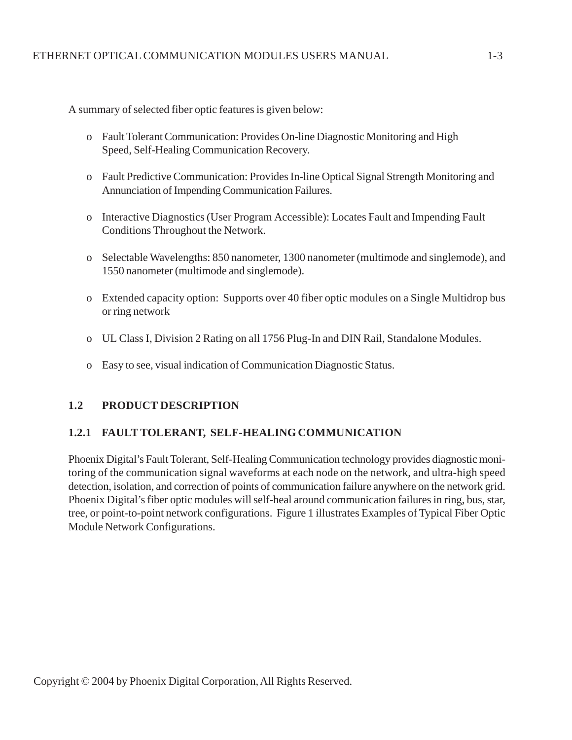A summary of selected fiber optic features is given below:

- Fault Tolerant Communication: Provides On-line Diagnostic Monitoring and High Speed, Self-Healing Communication Recovery.
- Fault Predictive Communication: Provides In-line Optical Signal Strength Monitoring and Annunciation of Impending Communication Failures.
- Interactive Diagnostics (User Program Accessible): Locates Fault and Impending Fault Conditions Throughout the Network.
- Selectable Wavelengths: 850 nanometer, 1300 nanometer (multimode and singlemode), and 1550 nanometer (multimode and singlemode).
- Extended capacity option: Supports over 40 fiber optic modules on a Single Multidrop bus or ring network
- UL Class I, Division 2 Rating on all 1756 Plug-In and DIN Rail, Standalone Modules.
- Easy to see, visual indication of Communication Diagnostic Status.

## 1.2 PRODUCT DESCRIPTION

### 1.2.1 FAULT TOLERANT, SELF-HEALING COMMUNICATION

Phoenix Digital's Fault Tolerant, Self-Healing Communication technology provides diagnostic monitoring of the communication signal waveforms at each node on the network, and ultra-high speed detection, isolation, and correction of points of communication failure anywhere on the network grid. Phoenix Digital's fiber optic modules will self-heal around communication failures in ring, bus, star, tree, or point-to-point network configurations. Figure 1 illustrates Examples of Typical Fiber Optic Module Network Configurations.

Copyright © 2004 by Phoenix Digital Corporation, All Rights Reserved.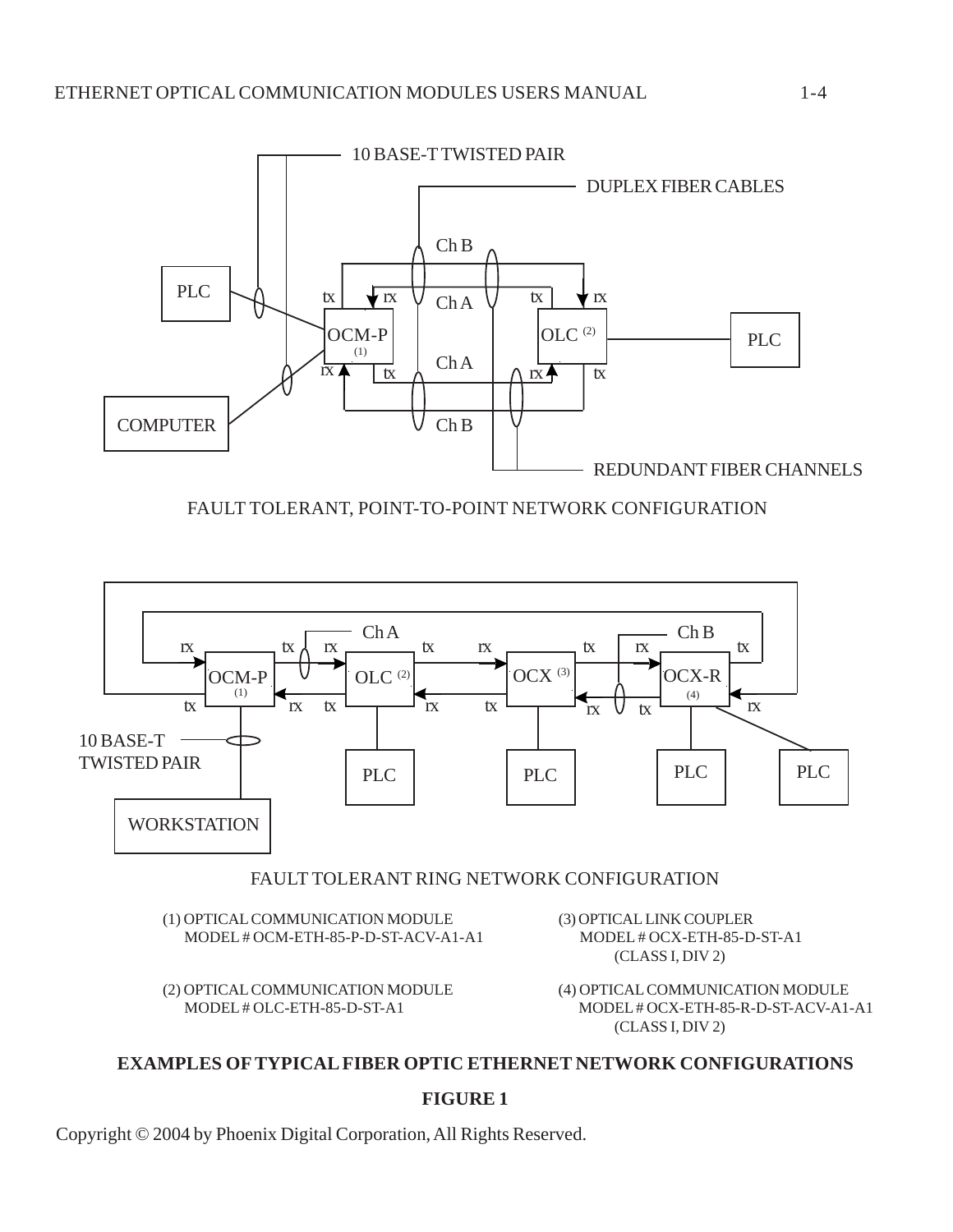FAULT TOLERANT, POINT-TO-POINT NETWORK CONFIGURATION

FAULT TOLERANT RING NETWORK CONFIGURATION

(1) OPTICAL COMMUNICATION MODULE
MODEL # OCM-ETH-85-P-D-ST-ACV-A1-A1

(2) OPTICAL COMMUNICATION MODULE
MODEL # OLC-ETH-85-D-ST-A1

(3) OPTICAL LINK COUPLER
MODEL # OCX-ETH-85-D-ST-A1
(CLASS I, DIV 2)

(4) OPTICAL COMMUNICATION MODULE
MODEL # OCX-ETH-85-R-D-ST-ACV-A1-A1
(CLASS I, DIV 2)

**EXAMPLES OF TYPICAL FIBER OPTIC ETHERNET NETWORK CONFIGURATIONS**

**FIGURE 1**

Copyright © 2004 by Phoenix Digital Corporation, All Rights Reserved.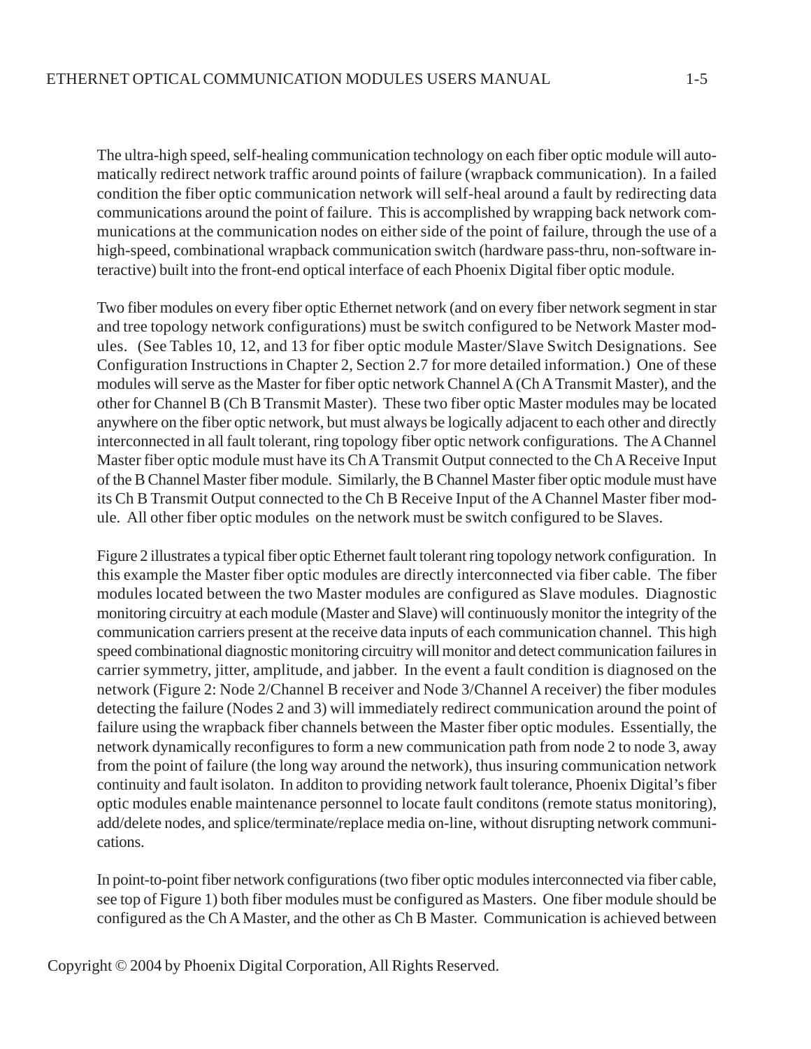The ultra-high speed, self-healing communication technology on each fiber optic module will automatically redirect network traffic around points of failure (wrapback communication). In a failed condition the fiber optic communication network will self-heal around a fault by redirecting data communications around the point of failure. This is accomplished by wrapping back network communications at the communication nodes on either side of the point of failure, through the use of a high-speed, combinational wrapback communication switch (hardware pass-thru, non-software interactive) built into the front-end optical interface of each Phoenix Digital fiber optic module.

Two fiber modules on every fiber optic Ethernet network (and on every fiber network segment in star and tree topology network configurations) must be switch configured to be Network Master modules. (See Tables 10, 12, and 13 for fiber optic module Master/Slave Switch Designations. See Configuration Instructions in Chapter 2, Section 2.7 for more detailed information.) One of these modules will serve as the Master for fiber optic network Channel A (Ch A Transmit Master), and the other for Channel B (Ch B Transmit Master). These two fiber optic Master modules may be located anywhere on the fiber optic network, but must always be logically adjacent to each other and directly interconnected in all fault tolerant, ring topology fiber optic network configurations. The A Channel Master fiber optic module must have its Ch A Transmit Output connected to the Ch A Receive Input of the B Channel Master fiber module. Similarly, the B Channel Master fiber optic module must have its Ch B Transmit Output connected to the Ch B Receive Input of the A Channel Master fiber module. All other fiber optic modules on the network must be switch configured to be Slaves.

Figure 2 illustrates a typical fiber optic Ethernet fault tolerant ring topology network configuration. In this example the Master fiber optic modules are directly interconnected via fiber cable. The fiber modules located between the two Master modules are configured as Slave modules. Diagnostic monitoring circuitry at each module (Master and Slave) will continuously monitor the integrity of the communication carriers present at the receive data inputs of each communication channel. This high speed combinational diagnostic monitoring circuitry will monitor and detect communication failures in carrier symmetry, jitter, amplitude, and jabber. In the event a fault condition is diagnosed on the network (Figure 2: Node 2/Channel B receiver and Node 3/Channel A receiver) the fiber modules detecting the failure (Nodes 2 and 3) will immediately redirect communication around the point of failure using the wrapback fiber channels between the Master fiber optic modules. Essentially, the network dynamically reconfigures to form a new communication path from node 2 to node 3, away from the point of failure (the long way around the network), thus insuring communication network continuity and fault isolaton. In additon to providing network fault tolerance, Phoenix Digital's fiber optic modules enable maintenance personnel to locate fault conditons (remote status monitoring), add/delete nodes, and splice/terminate/replace media on-line, without disrupting network communications.

In point-to-point fiber network configurations (two fiber optic modules interconnected via fiber cable, see top of Figure 1) both fiber modules must be configured as Masters. One fiber module should be configured as the Ch A Master, and the other as Ch B Master. Communication is achieved between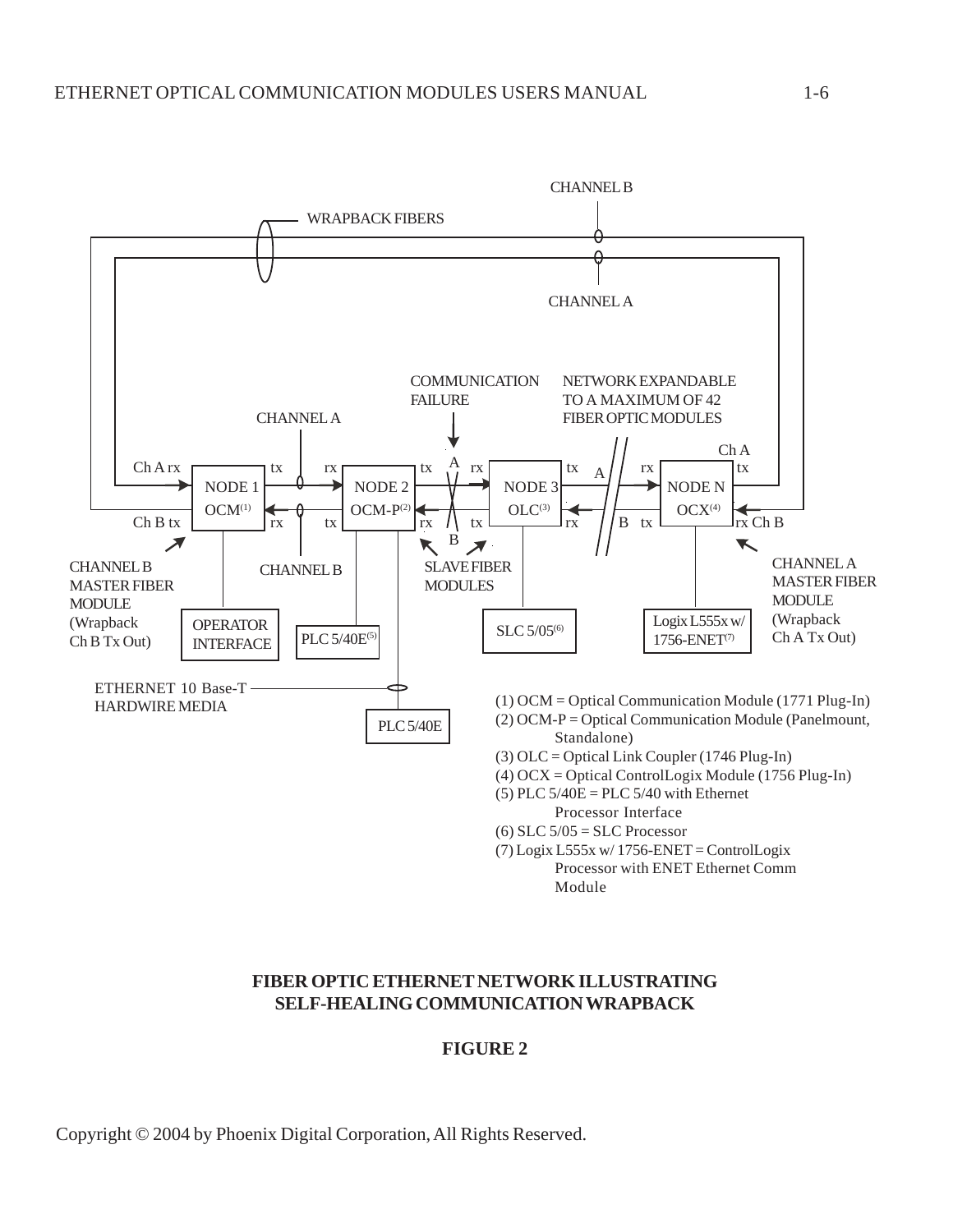CHANNEL B

WRAPBACK FIBERS

CHANNEL A

COMMUNICATION FAILURE

NETWORK EXPANDABLE TO A MAXIMUM OF 42 FIBER OPTIC MODULES

CHANNEL A

Ch A rx | tx | rx | tx | rx | tx | rx | Ch A tx

NODE 1 OCM(1) | NODE 2 OCM-P(2) | NODE 3 OLC(3) | NODE N OCX(4)

Ch B tx | rx | tx | rx | tx | rx | tx | rx Ch B

CHANNEL B MASTER FIBER MODULE (Wrapback Ch B Tx Out)

CHANNEL B

SLAVE FIBER MODULES

CHANNEL A MASTER FIBER MODULE (Wrapback Ch A Tx Out)

OPERATOR INTERFACE

PLC 5/40E(5)

SLC 5/05(6)

Logix L555x w/ 1756-ENET(7)

ETHERNET 10 Base-T HARDWIRE MEDIA

PLC 5/40E

(1) OCM = Optical Communication Module (1771 Plug-In)
(2) OCM-P = Optical Communication Module (Panelmount, Standalone)
(3) OLC = Optical Link Coupler (1746 Plug-In)
(4) OCX = Optical ControlLogix Module (1756 Plug-In)
(5) PLC 5/40E = PLC 5/40 with Ethernet Processor Interface
(6) SLC 5/05 = SLC Processor
(7) Logix L555x w/ 1756-ENET = ControlLogix Processor with ENET Ethernet Comm Module

**FIBER OPTIC ETHERNET NETWORK ILLUSTRATING SELF-HEALING COMMUNICATION WRAPBACK**

**FIGURE 2**

Copyright © 2004 by Phoenix Digital Corporation, All Rights Reserved.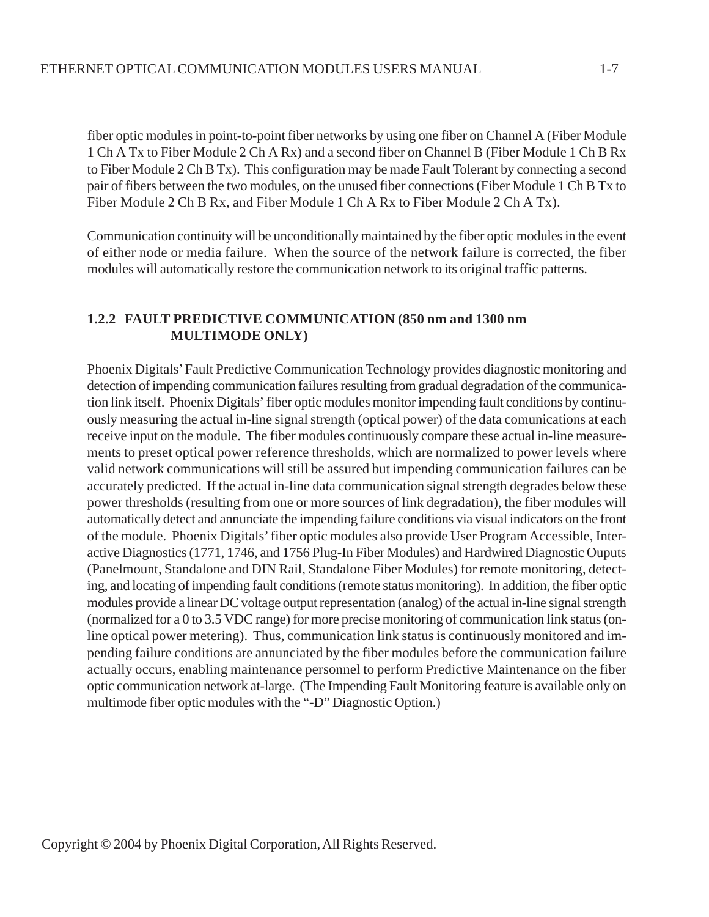fiber optic modules in point-to-point fiber networks by using one fiber on Channel A (Fiber Module 1 Ch A Tx to Fiber Module 2 Ch A Rx) and a second fiber on Channel B (Fiber Module 1 Ch B Rx to Fiber Module 2 Ch B Tx). This configuration may be made Fault Tolerant by connecting a second pair of fibers between the two modules, on the unused fiber connections (Fiber Module 1 Ch B Tx to Fiber Module 2 Ch B Rx, and Fiber Module 1 Ch A Rx to Fiber Module 2 Ch A Tx).

Communication continuity will be unconditionally maintained by the fiber optic modules in the event of either node or media failure. When the source of the network failure is corrected, the fiber modules will automatically restore the communication network to its original traffic patterns.

### 1.2.2 FAULT PREDICTIVE COMMUNICATION (850 nm and 1300 nm MULTIMODE ONLY)

Phoenix Digitals' Fault Predictive Communication Technology provides diagnostic monitoring and detection of impending communication failures resulting from gradual degradation of the communication link itself. Phoenix Digitals' fiber optic modules monitor impending fault conditions by continuously measuring the actual in-line signal strength (optical power) of the data comunications at each receive input on the module. The fiber modules continuously compare these actual in-line measurements to preset optical power reference thresholds, which are normalized to power levels where valid network communications will still be assured but impending communication failures can be accurately predicted. If the actual in-line data communication signal strength degrades below these power thresholds (resulting from one or more sources of link degradation), the fiber modules will automatically detect and annunciate the impending failure conditions via visual indicators on the front of the module. Phoenix Digitals' fiber optic modules also provide User Program Accessible, Interactive Diagnostics (1771, 1746, and 1756 Plug-In Fiber Modules) and Hardwired Diagnostic Ouputs (Panelmount, Standalone and DIN Rail, Standalone Fiber Modules) for remote monitoring, detecting, and locating of impending fault conditions (remote status monitoring). In addition, the fiber optic modules provide a linear DC voltage output representation (analog) of the actual in-line signal strength (normalized for a 0 to 3.5 VDC range) for more precise monitoring of communication link status (on-line optical power metering). Thus, communication link status is continuously monitored and impending failure conditions are annunciated by the fiber modules before the communication failure actually occurs, enabling maintenance personnel to perform Predictive Maintenance on the fiber optic communication network at-large. (The Impending Fault Monitoring feature is available only on multimode fiber optic modules with the "-D" Diagnostic Option.)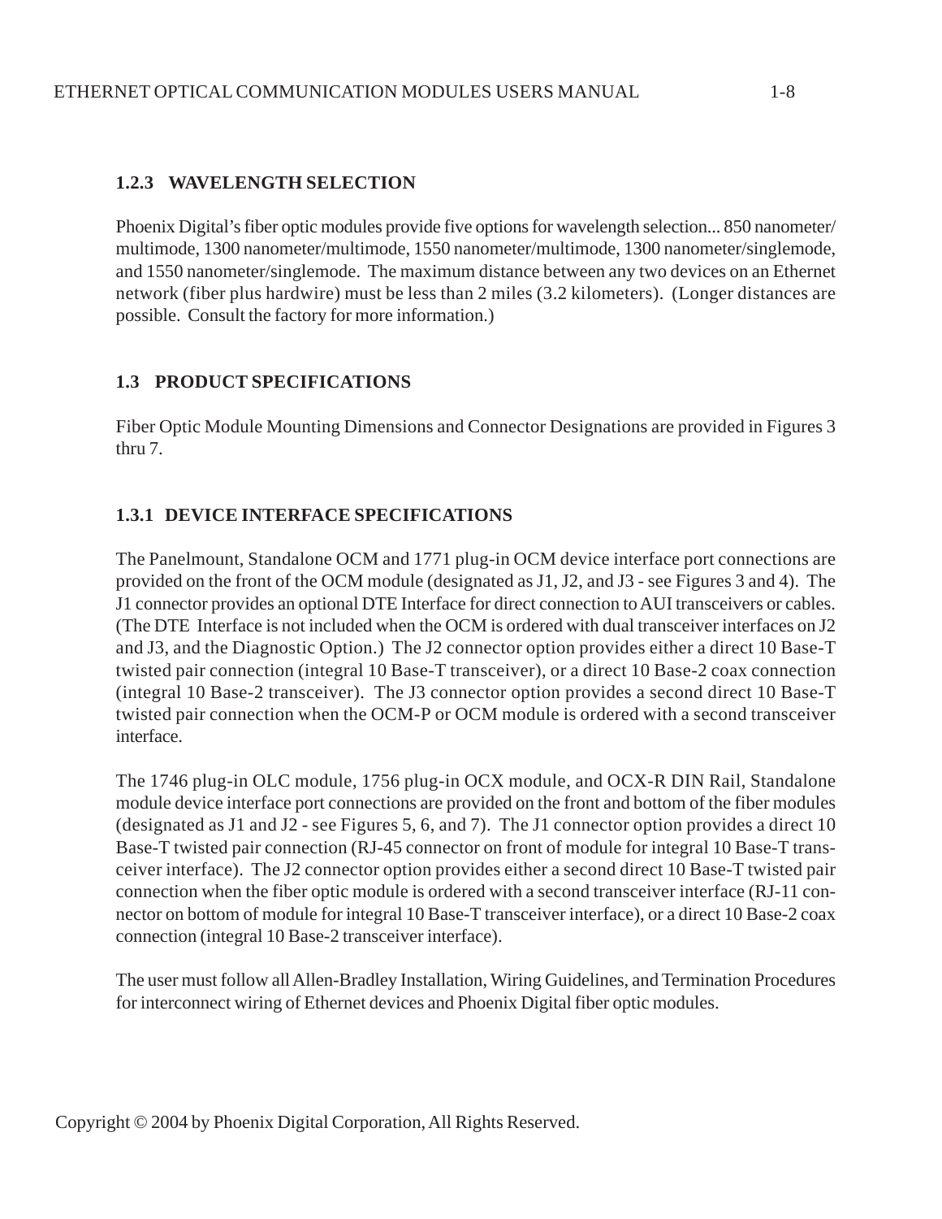### 1.2.3 WAVELENGTH SELECTION

Phoenix Digital's fiber optic modules provide five options for wavelength selection... 850 nanometer/ multimode, 1300 nanometer/multimode, 1550 nanometer/multimode, 1300 nanometer/singlemode, and 1550 nanometer/singlemode. The maximum distance between any two devices on an Ethernet network (fiber plus hardwire) must be less than 2 miles (3.2 kilometers). (Longer distances are possible. Consult the factory for more information.)

## 1.3 PRODUCT SPECIFICATIONS

Fiber Optic Module Mounting Dimensions and Connector Designations are provided in Figures 3 thru 7.

### 1.3.1 DEVICE INTERFACE SPECIFICATIONS

The Panelmount, Standalone OCM and 1771 plug-in OCM device interface port connections are provided on the front of the OCM module (designated as J1, J2, and J3 - see Figures 3 and 4). The J1 connector provides an optional DTE Interface for direct connection to AUI transceivers or cables. (The DTE Interface is not included when the OCM is ordered with dual transceiver interfaces on J2 and J3, and the Diagnostic Option.) The J2 connector option provides either a direct 10 Base-T twisted pair connection (integral 10 Base-T transceiver), or a direct 10 Base-2 coax connection (integral 10 Base-2 transceiver). The J3 connector option provides a second direct 10 Base-T twisted pair connection when the OCM-P or OCM module is ordered with a second transceiver interface.

The 1746 plug-in OLC module, 1756 plug-in OCX module, and OCX-R DIN Rail, Standalone module device interface port connections are provided on the front and bottom of the fiber modules (designated as J1 and J2 - see Figures 5, 6, and 7). The J1 connector option provides a direct 10 Base-T twisted pair connection (RJ-45 connector on front of module for integral 10 Base-T transceiver interface). The J2 connector option provides either a second direct 10 Base-T twisted pair connection when the fiber optic module is ordered with a second transceiver interface (RJ-11 connector on bottom of module for integral 10 Base-T transceiver interface), or a direct 10 Base-2 coax connection (integral 10 Base-2 transceiver interface).

The user must follow all Allen-Bradley Installation, Wiring Guidelines, and Termination Procedures for interconnect wiring of Ethernet devices and Phoenix Digital fiber optic modules.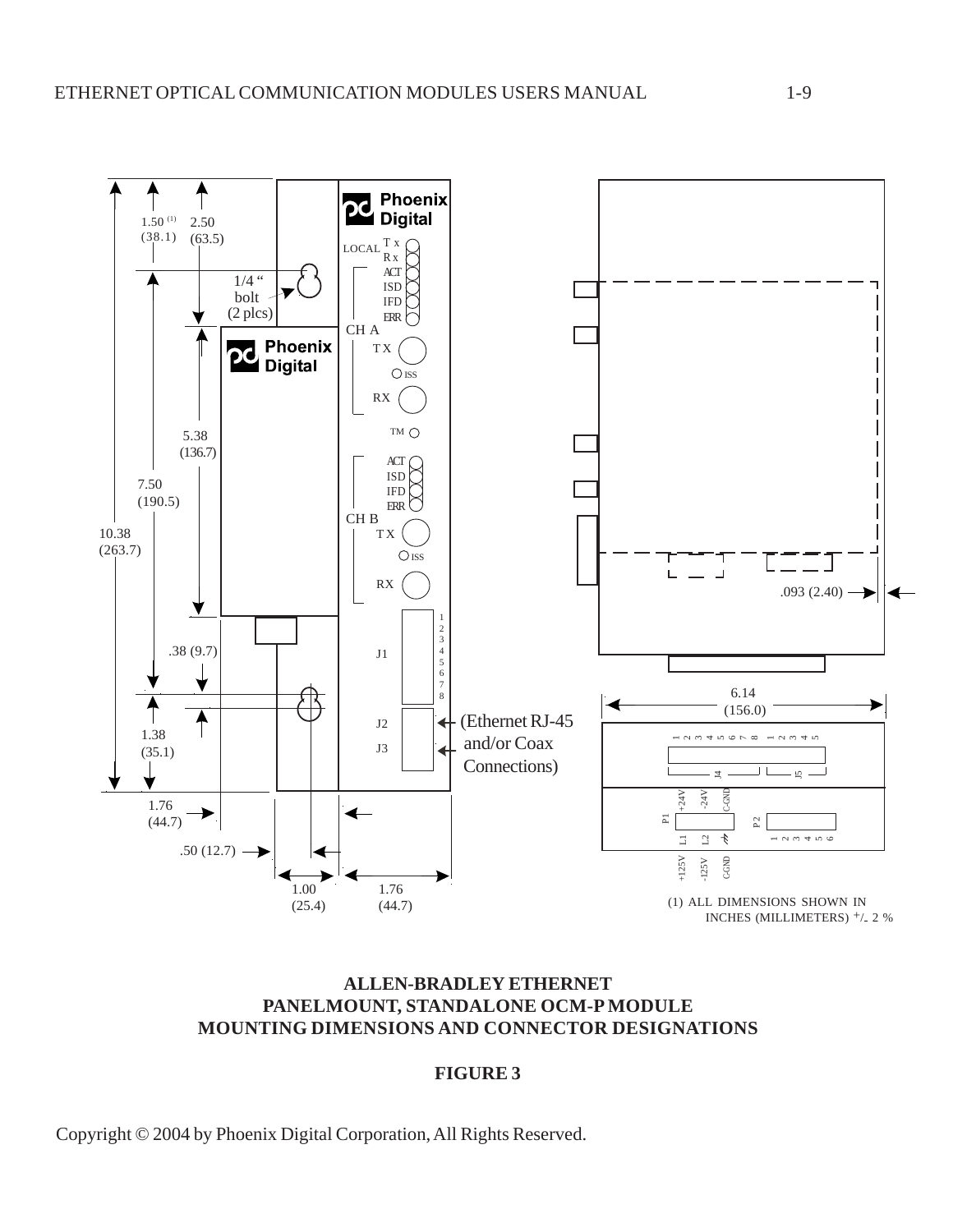(1) ALL DIMENSIONS SHOWN IN INCHES (MILLIMETERS) +/- 2 %

**ALLEN-BRADLEY ETHERNET**
**PANELMOUNT, STANDALONE OCM-P MODULE**
**MOUNTING DIMENSIONS AND CONNECTOR DESIGNATIONS**

**FIGURE 3**

Copyright © 2004 by Phoenix Digital Corporation, All Rights Reserved.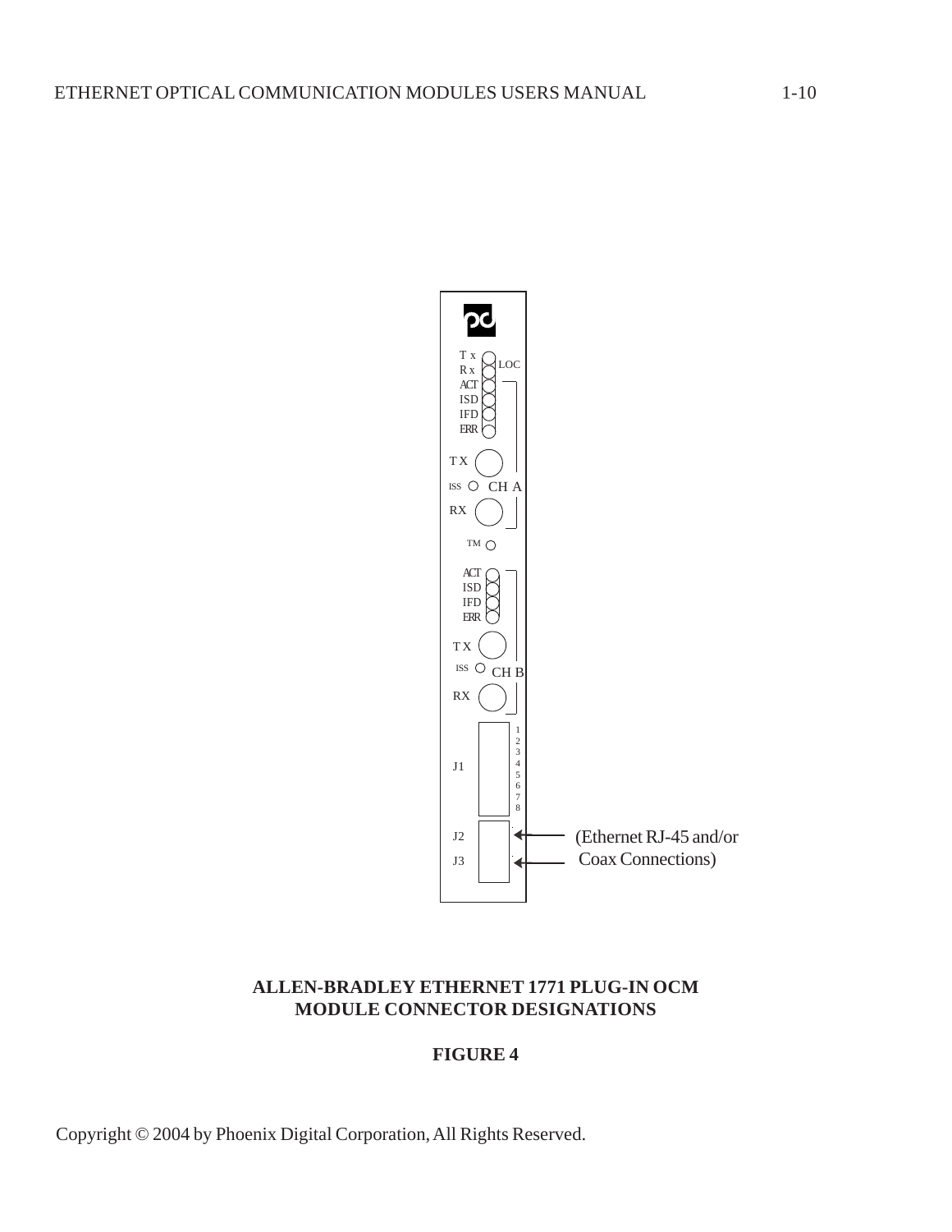**ALLEN-BRADLEY ETHERNET 1771 PLUG-IN OCM**
**MODULE CONNECTOR DESIGNATIONS**

**FIGURE 4**

Copyright © 2004 by Phoenix Digital Corporation, All Rights Reserved.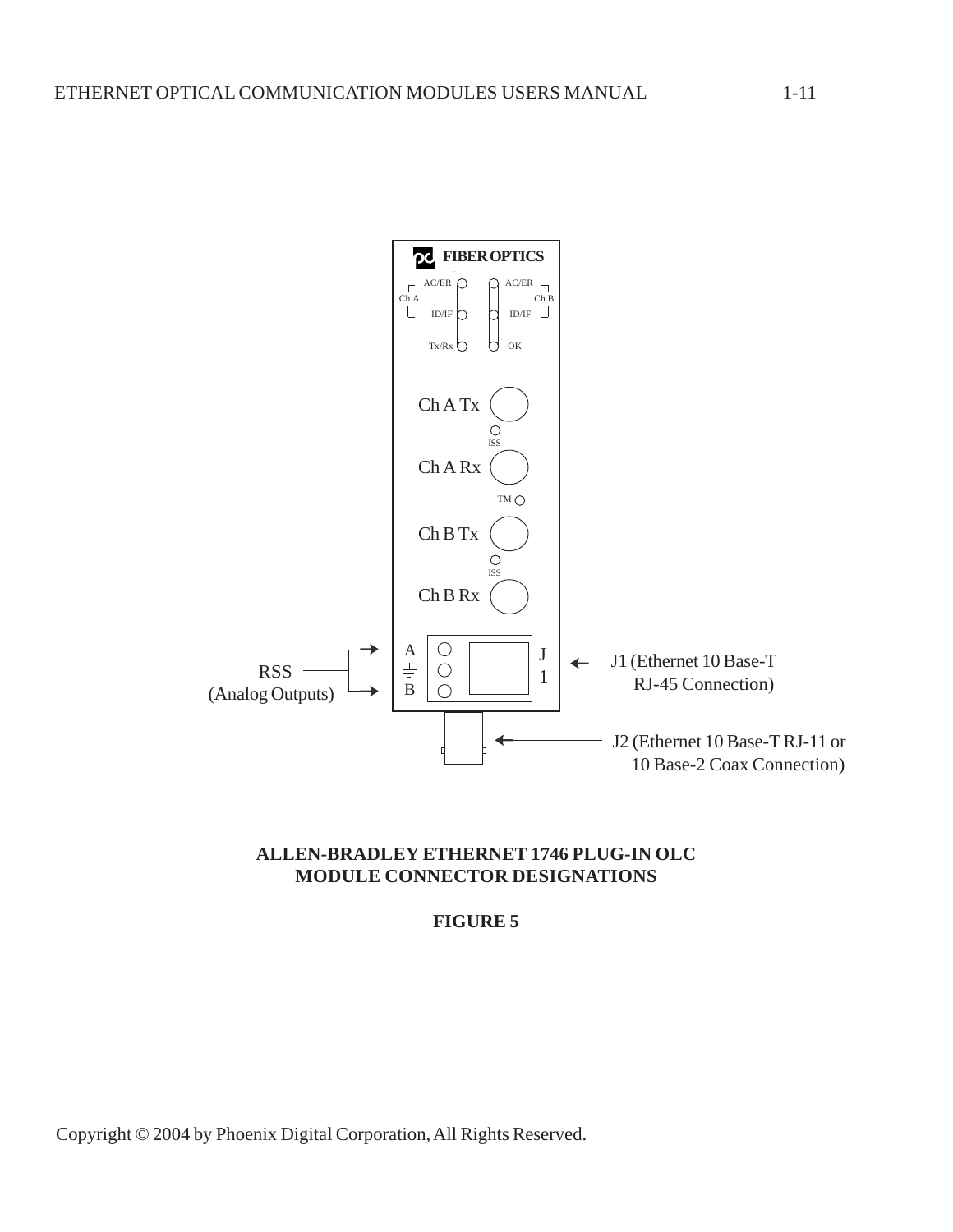FIBER OPTICS

AC/ER AC/ER
Ch A Ch B
ID/IF ID/IF
Tx/Rx OK

Ch A Tx

ISS

Ch A Rx

TM

Ch B Tx

ISS

Ch B Rx

A
B

J
1

RSS
(Analog Outputs)

J1 (Ethernet 10 Base-T
RJ-45 Connection)

J2 (Ethernet 10 Base-T RJ-11 or
10 Base-2 Coax Connection)

**ALLEN-BRADLEY ETHERNET 1746 PLUG-IN OLC MODULE CONNECTOR DESIGNATIONS**

**FIGURE 5**

Copyright © 2004 by Phoenix Digital Corporation, All Rights Reserved.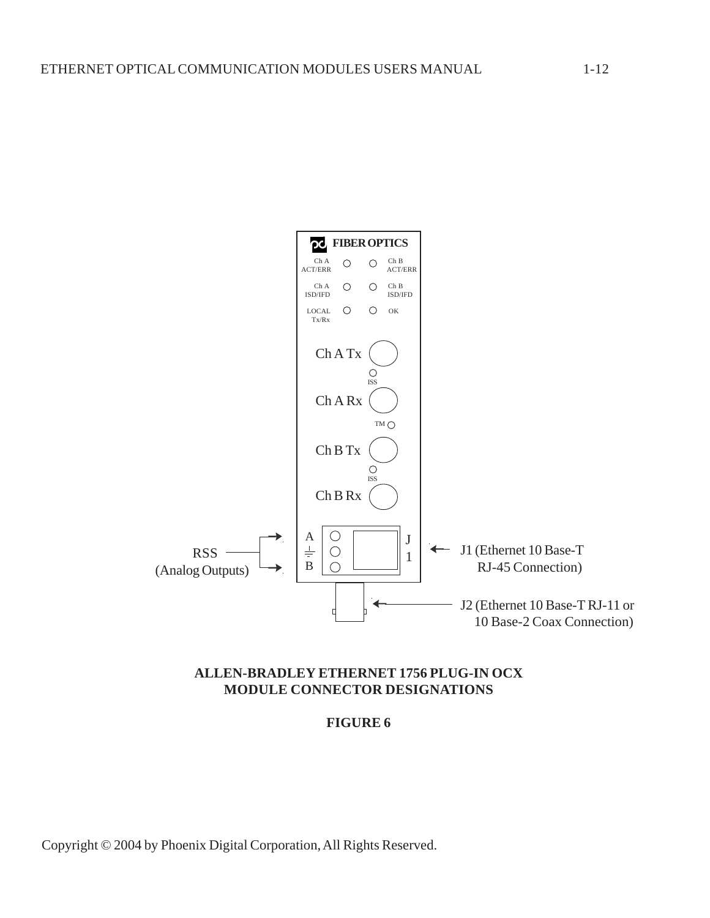FIBER OPTICS

Ch A ACT/ERR | Ch B ACT/ERR

Ch A ISD/IFD | Ch B ISD/IFD

LOCAL Tx/Rx | OK

Ch A Tx

ISS

Ch A Rx

TM

Ch B Tx

ISS

Ch B Rx

RSS (Analog Outputs) — A, B

J1 (Ethernet 10 Base-T RJ-45 Connection)

J2 (Ethernet 10 Base-T RJ-11 or 10 Base-2 Coax Connection)

**ALLEN-BRADLEY ETHERNET 1756 PLUG-IN OCX MODULE CONNECTOR DESIGNATIONS**

**FIGURE 6**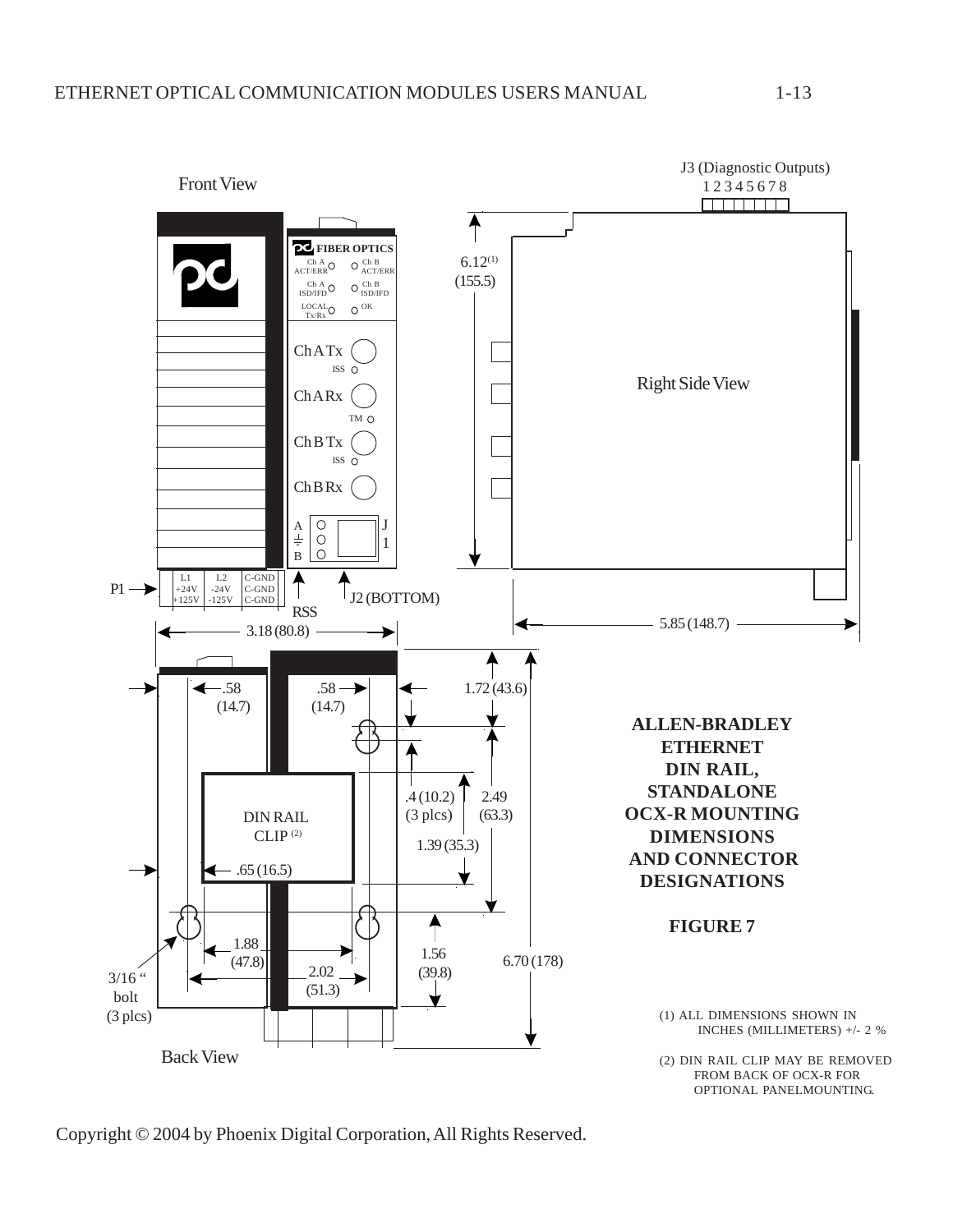Front View

FIBER OPTICS

Ch A ACT/ERR, Ch B ACT/ERR, Ch A ISD/IFD, Ch B ISD/IFD, LOCAL Tx/Rx, OK

Ch A Tx, ISS, Ch A Rx, TM, Ch B Tx, ISS, Ch B Rx

A, B, J1

P1: L1 +24V +125V, L2 -24V -125V, C-GND C-GND C-GND

RSS, J2 (BOTTOM)

3.18 (80.8)

J3 (Diagnostic Outputs) 1 2 3 4 5 6 7 8

6.12(1) (155.5)

Right Side View

5.85 (148.7)

Back View

.58 (14.7), .58 (14.7), 1.72 (43.6), .4 (10.2) (3 plcs), 2.49 (63.3), 1.39 (35.3), DIN RAIL CLIP (2), .65 (16.5), 1.88 (47.8), 2.02 (51.3), 1.56 (39.8), 6.70 (178), 3/16 " bolt (3 plcs)

**ALLEN-BRADLEY ETHERNET DIN RAIL, STANDALONE OCX-R MOUNTING DIMENSIONS AND CONNECTOR DESIGNATIONS**

**FIGURE 7**

(1) ALL DIMENSIONS SHOWN IN INCHES (MILLIMETERS) +/- 2 %

(2) DIN RAIL CLIP MAY BE REMOVED FROM BACK OF OCX-R FOR OPTIONAL PANELMOUNTING.

Copyright © 2004 by Phoenix Digital Corporation, All Rights Reserved.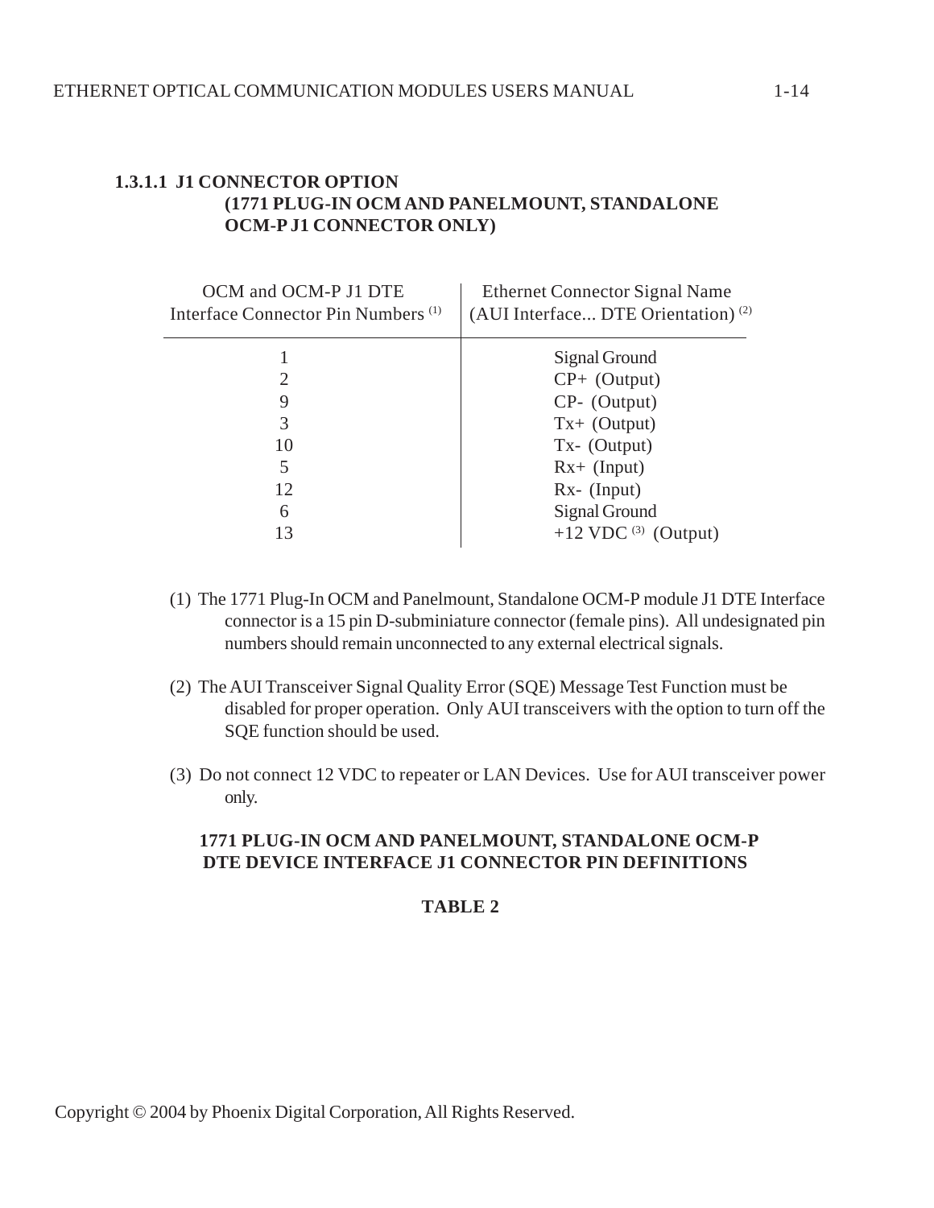### 1.3.1.1 J1 CONNECTOR OPTION (1771 PLUG-IN OCM AND PANELMOUNT, STANDALONE OCM-P J1 CONNECTOR ONLY)

| OCM and OCM-P J1 DTE Interface Connector Pin Numbers (1) | Ethernet Connector Signal Name (AUI Interface... DTE Orientation) (2) |
|---|---|
| 1 | Signal Ground |
| 2 | CP+ (Output) |
| 9 | CP- (Output) |
| 3 | Tx+ (Output) |
| 10 | Tx- (Output) |
| 5 | Rx+ (Input) |
| 12 | Rx- (Input) |
| 6 | Signal Ground |
| 13 | +12 VDC (3) (Output) |

(1) The 1771 Plug-In OCM and Panelmount, Standalone OCM-P module J1 DTE Interface connector is a 15 pin D-subminiature connector (female pins). All undesignated pin numbers should remain unconnected to any external electrical signals.

(2) The AUI Transceiver Signal Quality Error (SQE) Message Test Function must be disabled for proper operation. Only AUI transceivers with the option to turn off the SQE function should be used.

(3) Do not connect 12 VDC to repeater or LAN Devices. Use for AUI transceiver power only.

**1771 PLUG-IN OCM AND PANELMOUNT, STANDALONE OCM-P DTE DEVICE INTERFACE J1 CONNECTOR PIN DEFINITIONS**

**TABLE 2**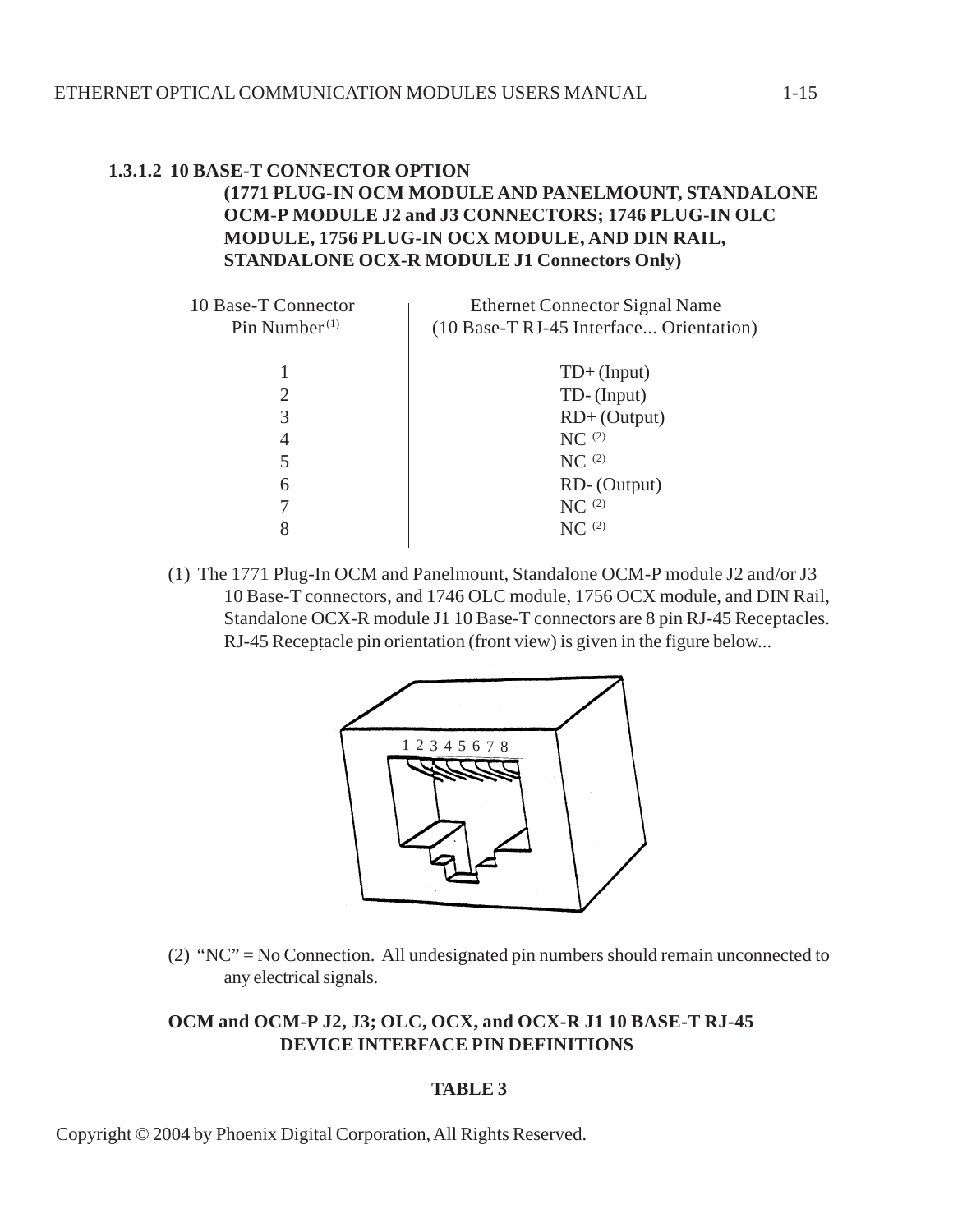### 1.3.1.2 10 BASE-T CONNECTOR OPTION

**(1771 PLUG-IN OCM MODULE AND PANELMOUNT, STANDALONE OCM-P MODULE J2 and J3 CONNECTORS; 1746 PLUG-IN OLC MODULE, 1756 PLUG-IN OCX MODULE, AND DIN RAIL, STANDALONE OCX-R MODULE J1 Connectors Only)**

| 10 Base-T Connector Pin Number (1) | Ethernet Connector Signal Name (10 Base-T RJ-45 Interface... Orientation) |
|---|---|
| 1 | TD+ (Input) |
| 2 | TD- (Input) |
| 3 | RD+ (Output) |
| 4 | NC (2) |
| 5 | NC (2) |
| 6 | RD- (Output) |
| 7 | NC (2) |
| 8 | NC (2) |

(1) The 1771 Plug-In OCM and Panelmount, Standalone OCM-P module J2 and/or J3 10 Base-T connectors, and 1746 OLC module, 1756 OCX module, and DIN Rail, Standalone OCX-R module J1 10 Base-T connectors are 8 pin RJ-45 Receptacles. RJ-45 Receptacle pin orientation (front view) is given in the figure below...

1 2 3 4 5 6 7 8

(2) "NC" = No Connection. All undesignated pin numbers should remain unconnected to any electrical signals.

**OCM and OCM-P J2, J3; OLC, OCX, and OCX-R J1 10 BASE-T RJ-45 DEVICE INTERFACE PIN DEFINITIONS**

**TABLE 3**

Copyright © 2004 by Phoenix Digital Corporation, All Rights Reserved.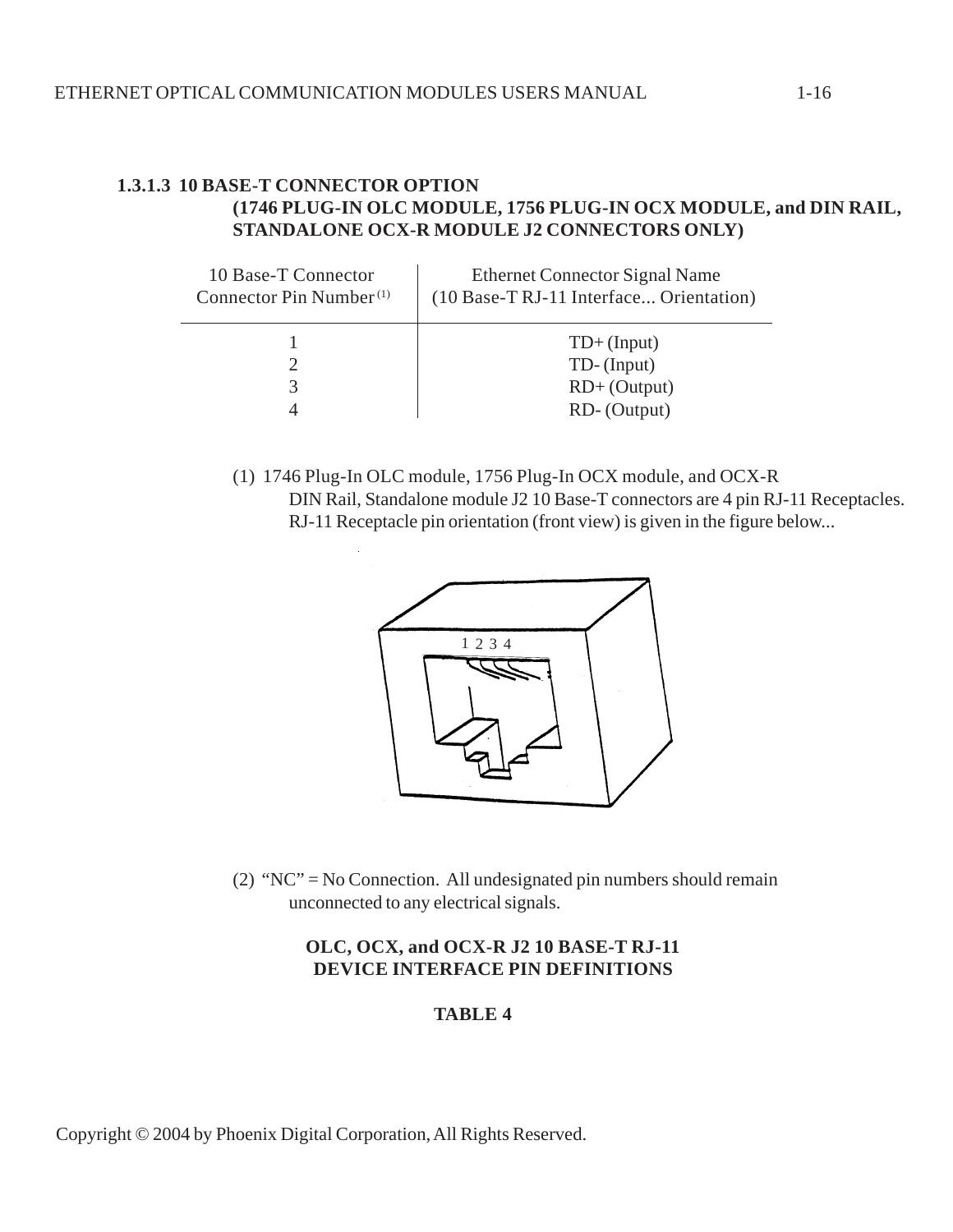### 1.3.1.3 10 BASE-T CONNECTOR OPTION (1746 PLUG-IN OLC MODULE, 1756 PLUG-IN OCX MODULE, and DIN RAIL, STANDALONE OCX-R MODULE J2 CONNECTORS ONLY)

| 10 Base-T Connector Connector Pin Number (1) | Ethernet Connector Signal Name (10 Base-T RJ-11 Interface... Orientation) |
|---|---|
| 1 | TD+ (Input) |
| 2 | TD- (Input) |
| 3 | RD+ (Output) |
| 4 | RD- (Output) |

(1) 1746 Plug-In OLC module, 1756 Plug-In OCX module, and OCX-R DIN Rail, Standalone module J2 10 Base-T connectors are 4 pin RJ-11 Receptacles. RJ-11 Receptacle pin orientation (front view) is given in the figure below...

1 2 3 4

(2) "NC" = No Connection. All undesignated pin numbers should remain unconnected to any electrical signals.

**OLC, OCX, and OCX-R J2 10 BASE-T RJ-11 DEVICE INTERFACE PIN DEFINITIONS**

**TABLE 4**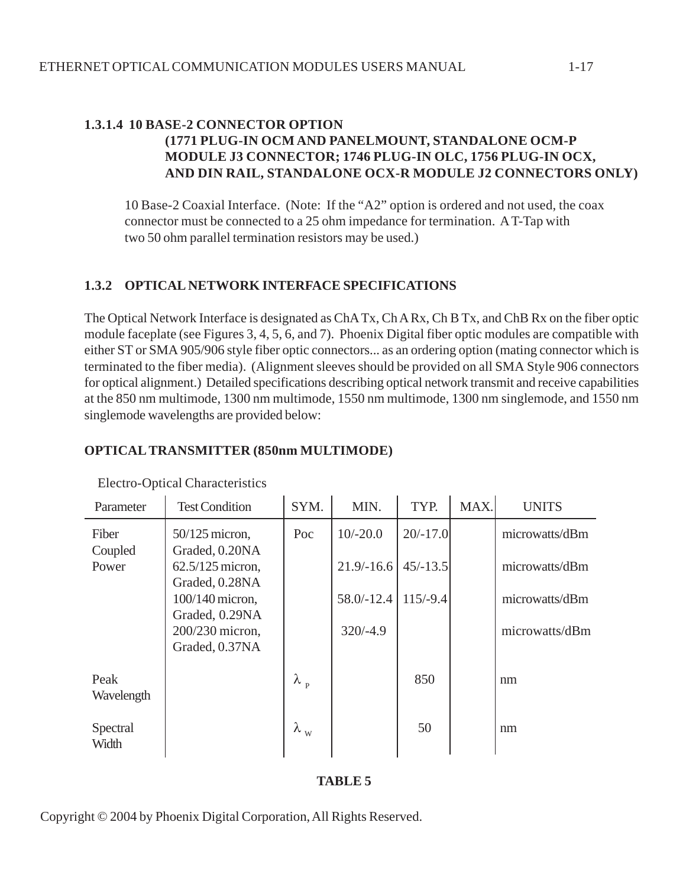### 1.3.1.4 10 BASE-2 CONNECTOR OPTION (1771 PLUG-IN OCM AND PANELMOUNT, STANDALONE OCM-P MODULE J3 CONNECTOR; 1746 PLUG-IN OLC, 1756 PLUG-IN OCX, AND DIN RAIL, STANDALONE OCX-R MODULE J2 CONNECTORS ONLY)

10 Base-2 Coaxial Interface. (Note: If the "A2" option is ordered and not used, the coax connector must be connected to a 25 ohm impedance for termination. A T-Tap with two 50 ohm parallel termination resistors may be used.)

### 1.3.2 OPTICAL NETWORK INTERFACE SPECIFICATIONS

The Optical Network Interface is designated as ChA Tx, Ch A Rx, Ch B Tx, and ChB Rx on the fiber optic module faceplate (see Figures 3, 4, 5, 6, and 7). Phoenix Digital fiber optic modules are compatible with either ST or SMA 905/906 style fiber optic connectors... as an ordering option (mating connector which is terminated to the fiber media). (Alignment sleeves should be provided on all SMA Style 906 connectors for optical alignment.) Detailed specifications describing optical network transmit and receive capabilities at the 850 nm multimode, 1300 nm multimode, 1550 nm multimode, 1300 nm singlemode, and 1550 nm singlemode wavelengths are provided below:

**OPTICAL TRANSMITTER (850nm MULTIMODE)**

Electro-Optical Characteristics

| Parameter | Test Condition | SYM. | MIN. | TYP. | MAX. | UNITS |
|---|---|---|---|---|---|---|
| Fiber Coupled Power | 50/125 micron, Graded, 0.20NA | Poc | 10/-20.0 | 20/-17.0 | | microwatts/dBm |
| | 62.5/125 micron, Graded, 0.28NA | | 21.9/-16.6 | 45/-13.5 | | microwatts/dBm |
| | 100/140 micron, Graded, 0.29NA | | 58.0/-12.4 | 115/-9.4 | | microwatts/dBm |
| | 200/230 micron, Graded, 0.37NA | | 320/-4.9 | | | microwatts/dBm |
| Peak Wavelength | | $\lambda_P$ | | 850 | | nm |
| Spectral Width | | $\lambda_W$ | | 50 | | nm |

**TABLE 5**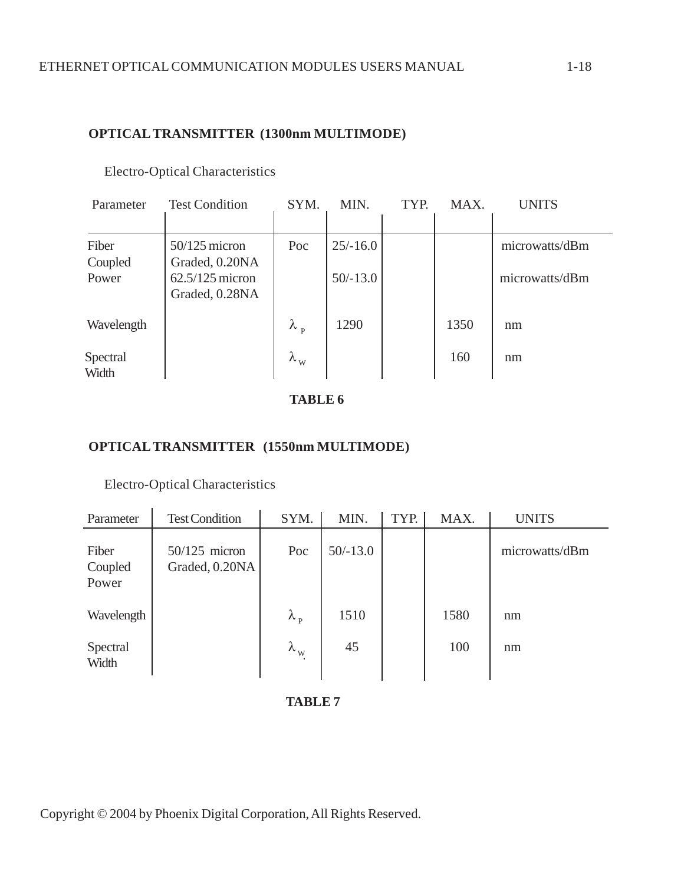**OPTICAL TRANSMITTER (1300nm MULTIMODE)**

Electro-Optical Characteristics

| Parameter | Test Condition | SYM. | MIN. | TYP. | MAX. | UNITS |
|---|---|---|---|---|---|---|
| Fiber Coupled Power | 50/125 micron Graded, 0.20NA | Poc | 25/-16.0 | | | microwatts/dBm |
| | 62.5/125 micron Graded, 0.28NA | | 50/-13.0 | | | microwatts/dBm |
| Wavelength | | $\lambda_P$ | 1290 | | 1350 | nm |
| Spectral Width | | $\lambda_W$ | | | 160 | nm |

**TABLE 6**

**OPTICAL TRANSMITTER (1550nm MULTIMODE)**

Electro-Optical Characteristics

| Parameter | Test Condition | SYM. | MIN. | TYP. | MAX. | UNITS |
|---|---|---|---|---|---|---|
| Fiber Coupled Power | 50/125 micron Graded, 0.20NA | Poc | 50/-13.0 | | | microwatts/dBm |
| Wavelength | | $\lambda_P$ | 1510 | | 1580 | nm |
| Spectral Width | | $\lambda_W$ | 45 | | 100 | nm |

**TABLE 7**

Copyright © 2004 by Phoenix Digital Corporation, All Rights Reserved.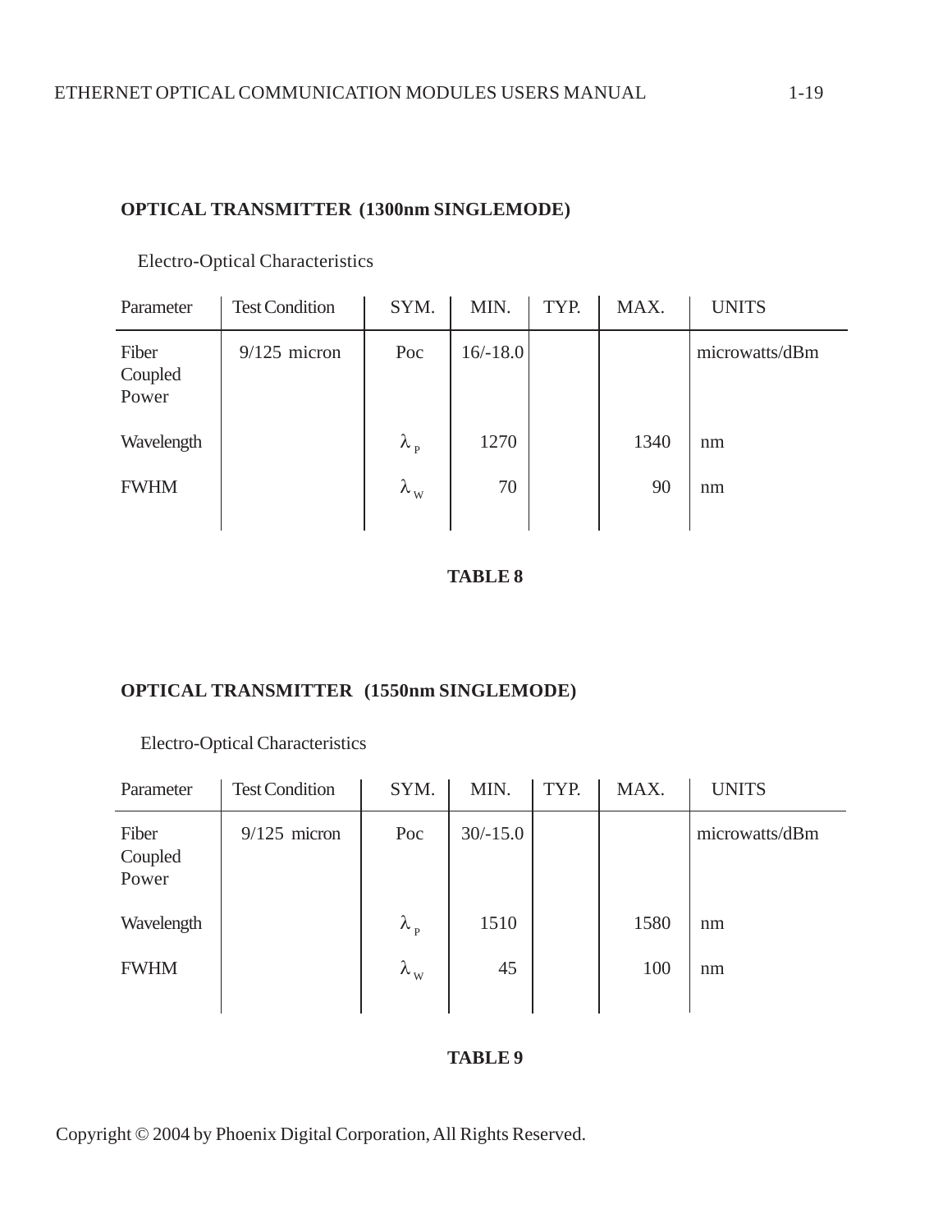## OPTICAL TRANSMITTER (1300nm SINGLEMODE)

Electro-Optical Characteristics

| Parameter | Test Condition | SYM. | MIN. | TYP. | MAX. | UNITS |
|---|---|---|---|---|---|---|
| Fiber Coupled Power | 9/125 micron | Poc | 16/-18.0 | | | microwatts/dBm |
| Wavelength | | $\lambda_P$ | 1270 | | 1340 | nm |
| FWHM | | $\lambda_W$ | 70 | | 90 | nm |

**TABLE 8**

## OPTICAL TRANSMITTER (1550nm SINGLEMODE)

Electro-Optical Characteristics

| Parameter | Test Condition | SYM. | MIN. | TYP. | MAX. | UNITS |
|---|---|---|---|---|---|---|
| Fiber Coupled Power | 9/125 micron | Poc | 30/-15.0 | | | microwatts/dBm |
| Wavelength | | $\lambda_P$ | 1510 | | 1580 | nm |
| FWHM | | $\lambda_W$ | 45 | | 100 | nm |

**TABLE 9**

Copyright © 2004 by Phoenix Digital Corporation, All Rights Reserved.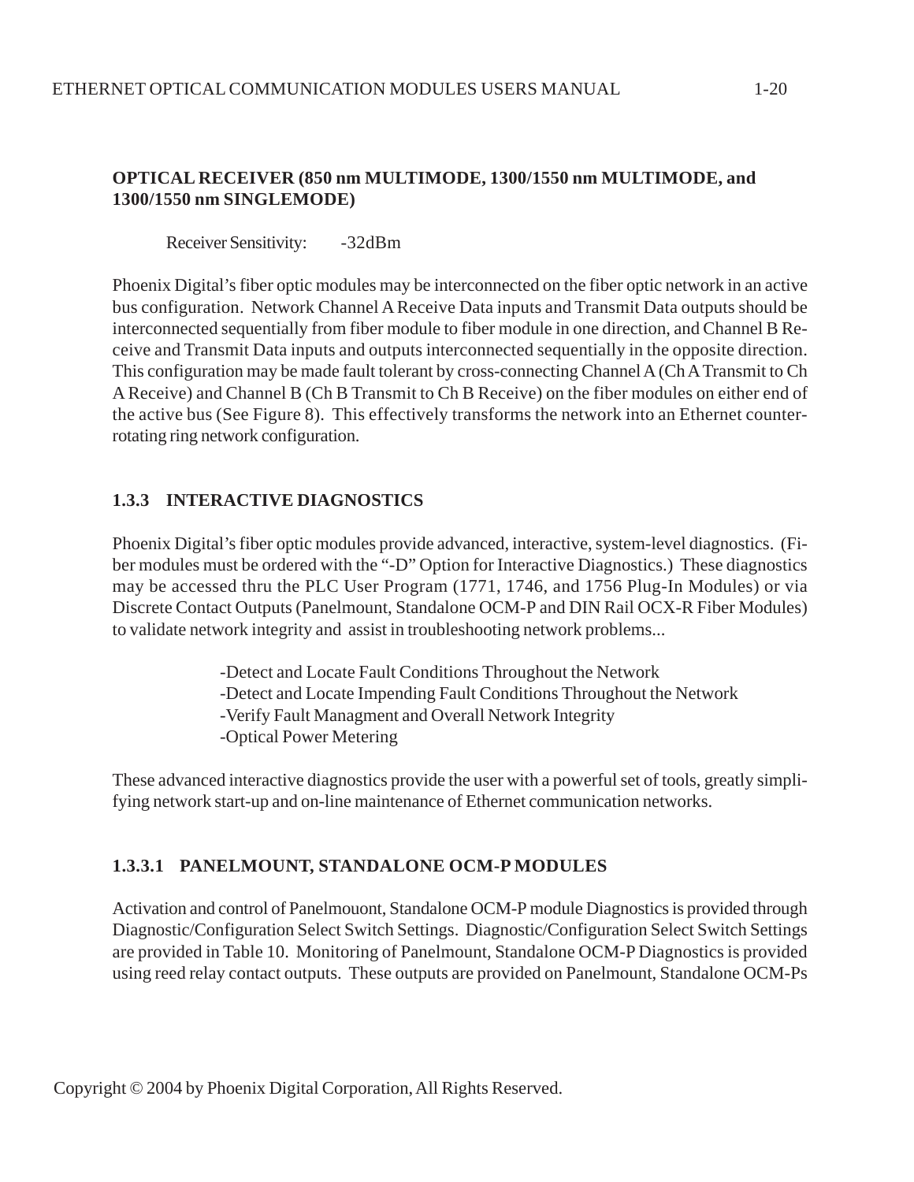**OPTICAL RECEIVER (850 nm MULTIMODE, 1300/1550 nm MULTIMODE, and 1300/1550 nm SINGLEMODE)**

Receiver Sensitivity: -32dBm

Phoenix Digital's fiber optic modules may be interconnected on the fiber optic network in an active bus configuration. Network Channel A Receive Data inputs and Transmit Data outputs should be interconnected sequentially from fiber module to fiber module in one direction, and Channel B Receive and Transmit Data inputs and outputs interconnected sequentially in the opposite direction. This configuration may be made fault tolerant by cross-connecting Channel A (Ch A Transmit to Ch A Receive) and Channel B (Ch B Transmit to Ch B Receive) on the fiber modules on either end of the active bus (See Figure 8). This effectively transforms the network into an Ethernet counter-rotating ring network configuration.

### 1.3.3 INTERACTIVE DIAGNOSTICS

Phoenix Digital's fiber optic modules provide advanced, interactive, system-level diagnostics. (Fiber modules must be ordered with the "-D" Option for Interactive Diagnostics.) These diagnostics may be accessed thru the PLC User Program (1771, 1746, and 1756 Plug-In Modules) or via Discrete Contact Outputs (Panelmount, Standalone OCM-P and DIN Rail OCX-R Fiber Modules) to validate network integrity and assist in troubleshooting network problems...

-Detect and Locate Fault Conditions Throughout the Network
-Detect and Locate Impending Fault Conditions Throughout the Network
-Verify Fault Managment and Overall Network Integrity
-Optical Power Metering

These advanced interactive diagnostics provide the user with a powerful set of tools, greatly simplifying network start-up and on-line maintenance of Ethernet communication networks.

#### 1.3.3.1 PANELMOUNT, STANDALONE OCM-P MODULES

Activation and control of Panelmouont, Standalone OCM-P module Diagnostics is provided through Diagnostic/Configuration Select Switch Settings. Diagnostic/Configuration Select Switch Settings are provided in Table 10. Monitoring of Panelmount, Standalone OCM-P Diagnostics is provided using reed relay contact outputs. These outputs are provided on Panelmount, Standalone OCM-Ps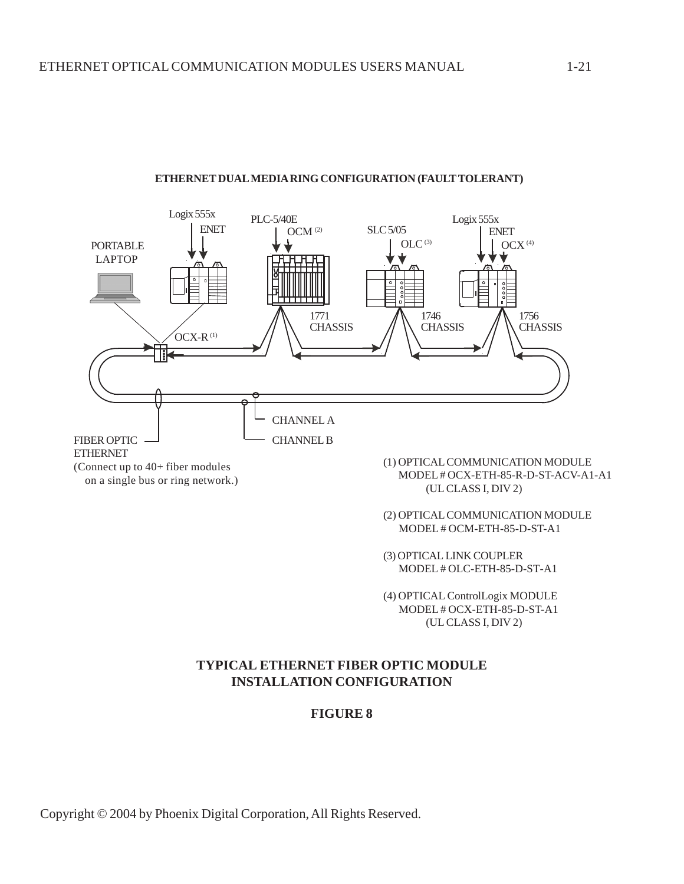**ETHERNET DUAL MEDIA RING CONFIGURATION (FAULT TOLERANT)**

Logix 555x
ENET

PORTABLE LAPTOP

PLC-5/40E
OCM (2)

SLC 5/05
OLC (3)

Logix 555x
ENET
OCX (4)

1771 CHASSIS

1746 CHASSIS

1756 CHASSIS

OCX-R (1)

CHANNEL A

CHANNEL B

FIBER OPTIC ETHERNET
(Connect up to 40+ fiber modules on a single bus or ring network.)

(1) OPTICAL COMMUNICATION MODULE
MODEL # OCX-ETH-85-R-D-ST-ACV-A1-A1
(UL CLASS I, DIV 2)

(2) OPTICAL COMMUNICATION MODULE
MODEL # OCM-ETH-85-D-ST-A1

(3) OPTICAL LINK COUPLER
MODEL # OLC-ETH-85-D-ST-A1

(4) OPTICAL ControlLogix MODULE
MODEL # OCX-ETH-85-D-ST-A1
(UL CLASS I, DIV 2)

**TYPICAL ETHERNET FIBER OPTIC MODULE INSTALLATION CONFIGURATION**

**FIGURE 8**

Copyright © 2004 by Phoenix Digital Corporation, All Rights Reserved.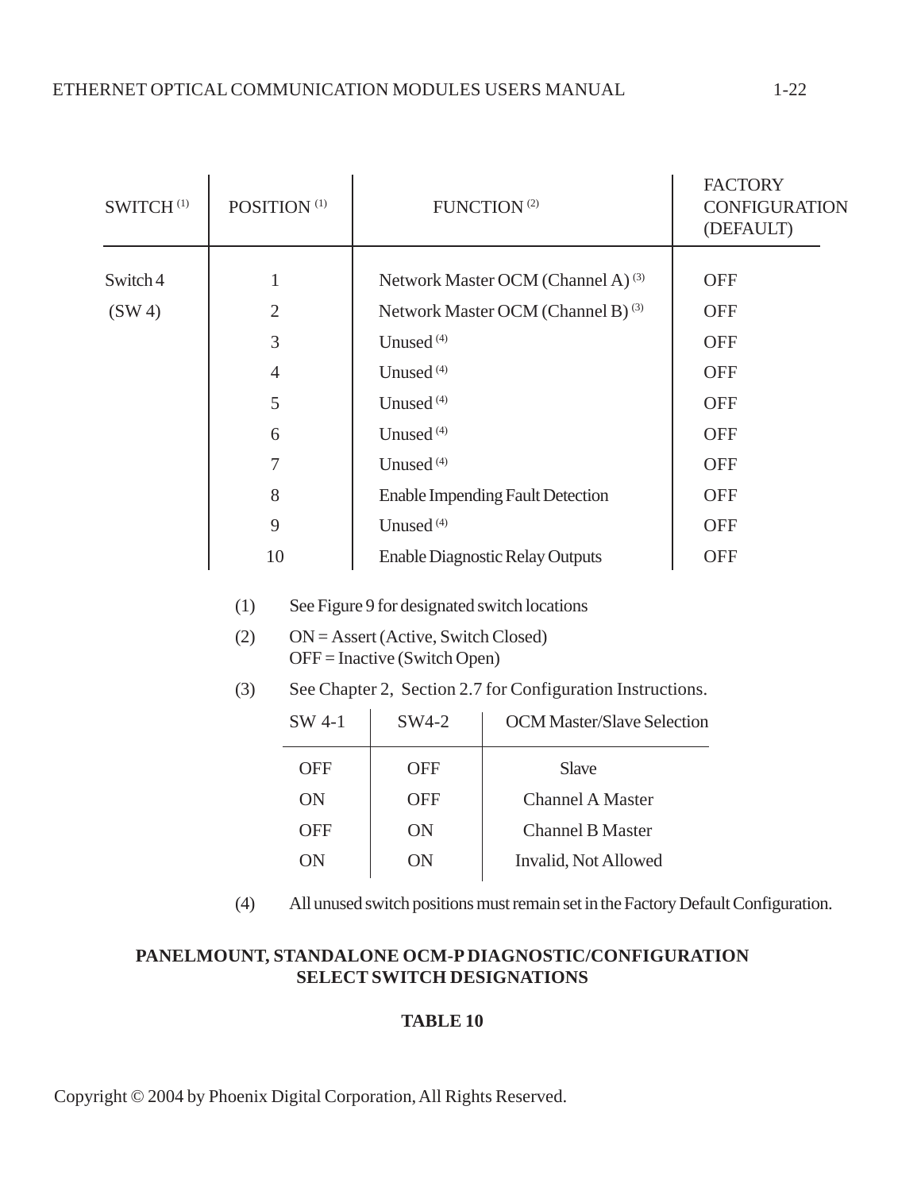| SWITCH [1] | POSITION [1] | FUNCTION [2] | FACTORY CONFIGURATION (DEFAULT) |
|---|---|---|---|
| Switch 4 (SW 4) | 1 | Network Master OCM (Channel A) [3] | OFF |
| | 2 | Network Master OCM (Channel B) [3] | OFF |
| | 3 | Unused [4] | OFF |
| | 4 | Unused [4] | OFF |
| | 5 | Unused [4] | OFF |
| | 6 | Unused [4] | OFF |
| | 7 | Unused [4] | OFF |
| | 8 | Enable Impending Fault Detection | OFF |
| | 9 | Unused [4] | OFF |
| | 10 | Enable Diagnostic Relay Outputs | OFF |

(1) See Figure 9 for designated switch locations

(2) ON = Assert (Active, Switch Closed)
OFF = Inactive (Switch Open)

(3) See Chapter 2, Section 2.7 for Configuration Instructions.

| SW 4-1 | SW4-2 | OCM Master/Slave Selection |
|---|---|---|
| OFF | OFF | Slave |
| ON | OFF | Channel A Master |
| OFF | ON | Channel B Master |
| ON | ON | Invalid, Not Allowed |

(4) All unused switch positions must remain set in the Factory Default Configuration.

**PANELMOUNT, STANDALONE OCM-P DIAGNOSTIC/CONFIGURATION SELECT SWITCH DESIGNATIONS**

**TABLE 10**

Copyright © 2004 by Phoenix Digital Corporation, All Rights Reserved.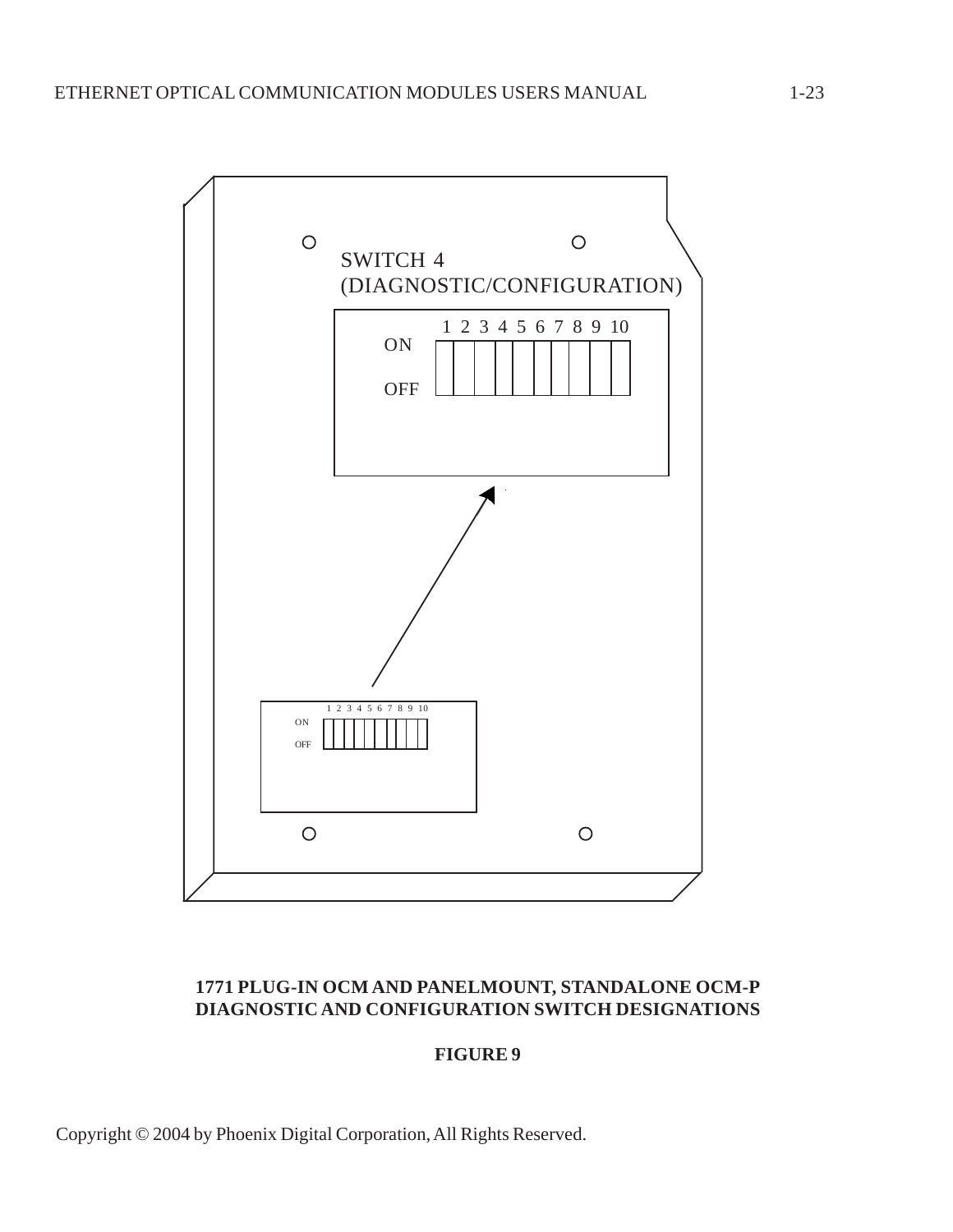SWITCH 4
(DIAGNOSTIC/CONFIGURATION)

| | 1 | 2 | 3 | 4 | 5 | 6 | 7 | 8 | 9 | 10 |
|---|---|---|---|---|---|---|---|---|---|---|
| ON | | | | | | | | | | |
| OFF | | | | | | | | | | |

**1771 PLUG-IN OCM AND PANELMOUNT, STANDALONE OCM-P DIAGNOSTIC AND CONFIGURATION SWITCH DESIGNATIONS**

**FIGURE 9**

Copyright © 2004 by Phoenix Digital Corporation, All Rights Reserved.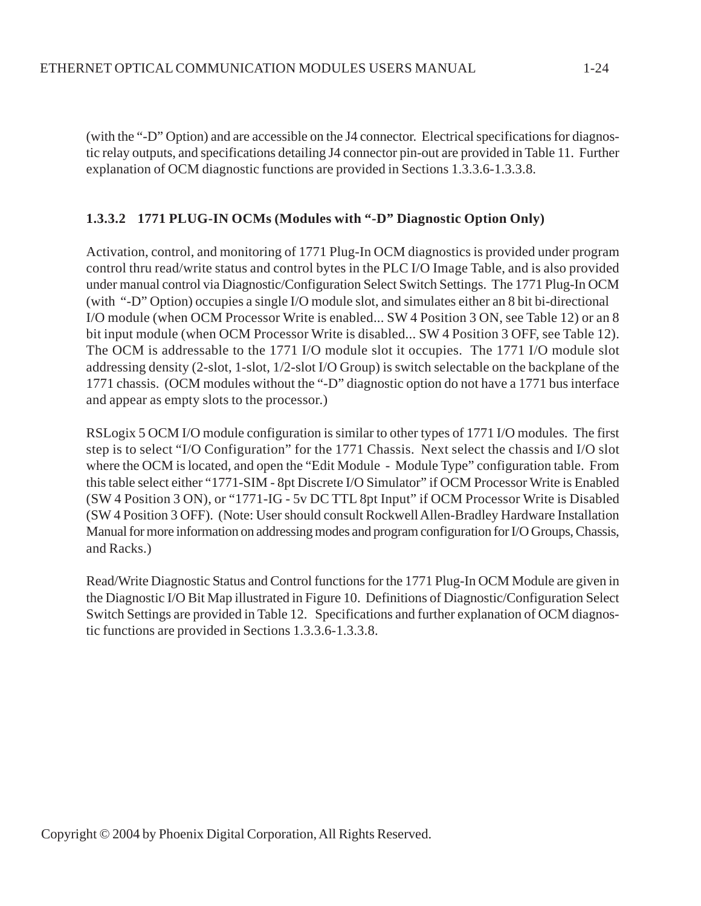(with the "-D" Option) and are accessible on the J4 connector. Electrical specifications for diagnostic relay outputs, and specifications detailing J4 connector pin-out are provided in Table 11. Further explanation of OCM diagnostic functions are provided in Sections 1.3.3.6-1.3.3.8.

### 1.3.3.2 1771 PLUG-IN OCMs (Modules with "-D" Diagnostic Option Only)

Activation, control, and monitoring of 1771 Plug-In OCM diagnostics is provided under program control thru read/write status and control bytes in the PLC I/O Image Table, and is also provided under manual control via Diagnostic/Configuration Select Switch Settings. The 1771 Plug-In OCM (with "-D" Option) occupies a single I/O module slot, and simulates either an 8 bit bi-directional I/O module (when OCM Processor Write is enabled... SW 4 Position 3 ON, see Table 12) or an 8 bit input module (when OCM Processor Write is disabled... SW 4 Position 3 OFF, see Table 12). The OCM is addressable to the 1771 I/O module slot it occupies. The 1771 I/O module slot addressing density (2-slot, 1-slot, 1/2-slot I/O Group) is switch selectable on the backplane of the 1771 chassis. (OCM modules without the "-D" diagnostic option do not have a 1771 bus interface and appear as empty slots to the processor.)

RSLogix 5 OCM I/O module configuration is similar to other types of 1771 I/O modules. The first step is to select "I/O Configuration" for the 1771 Chassis. Next select the chassis and I/O slot where the OCM is located, and open the "Edit Module - Module Type" configuration table. From this table select either "1771-SIM - 8pt Discrete I/O Simulator" if OCM Processor Write is Enabled (SW 4 Position 3 ON), or "1771-IG - 5v DC TTL 8pt Input" if OCM Processor Write is Disabled (SW 4 Position 3 OFF). (Note: User should consult Rockwell Allen-Bradley Hardware Installation Manual for more information on addressing modes and program configuration for I/O Groups, Chassis, and Racks.)

Read/Write Diagnostic Status and Control functions for the 1771 Plug-In OCM Module are given in the Diagnostic I/O Bit Map illustrated in Figure 10. Definitions of Diagnostic/Configuration Select Switch Settings are provided in Table 12. Specifications and further explanation of OCM diagnostic functions are provided in Sections 1.3.3.6-1.3.3.8.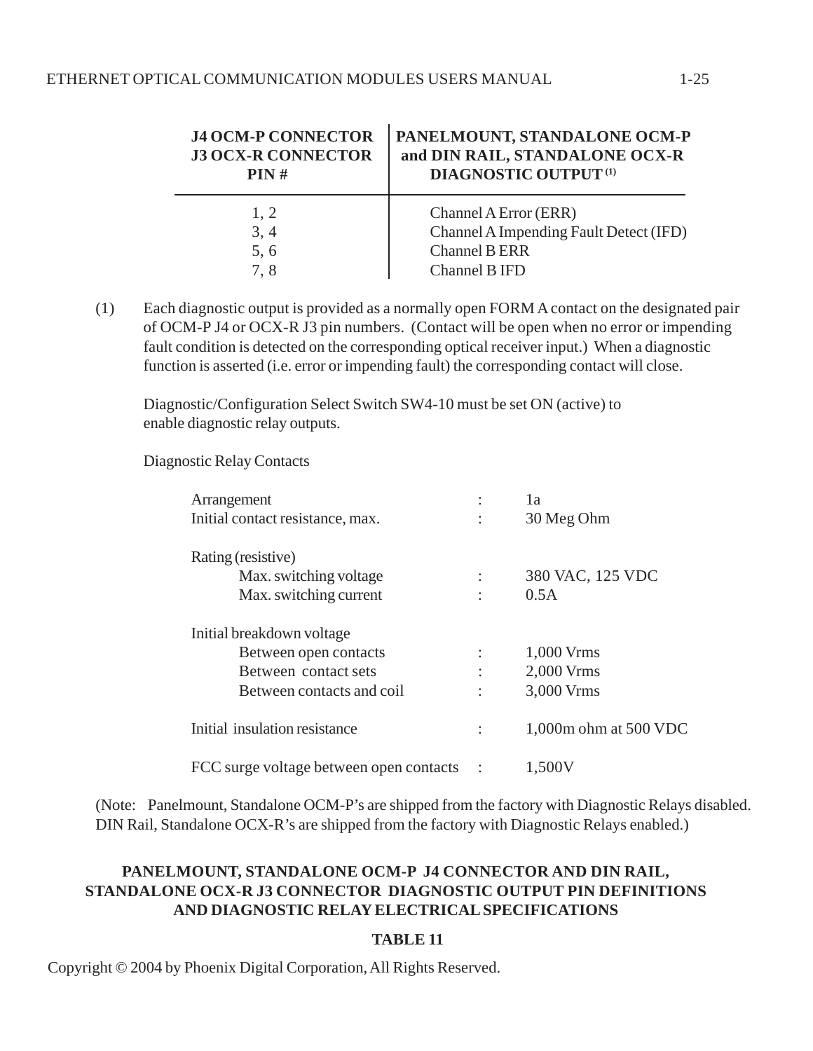| J4 OCM-P CONNECTOR<br>J3 OCX-R CONNECTOR<br>PIN # | PANELMOUNT, STANDALONE OCM-P<br>and DIN RAIL, STANDALONE OCX-R<br>DIAGNOSTIC OUTPUT [(1)] |
|---|---|
| 1, 2 | Channel A Error (ERR) |
| 3, 4 | Channel A Impending Fault Detect (IFD) |
| 5, 6 | Channel B ERR |
| 7, 8 | Channel B IFD |

(1) Each diagnostic output is provided as a normally open FORM A contact on the designated pair of OCM-P J4 or OCX-R J3 pin numbers. (Contact will be open when no error or impending fault condition is detected on the corresponding optical receiver input.) When a diagnostic function is asserted (i.e. error or impending fault) the corresponding contact will close.

Diagnostic/Configuration Select Switch SW4-10 must be set ON (active) to enable diagnostic relay outputs.

Diagnostic Relay Contacts

| | | |
|---|---|---|
| Arrangement | : | 1a |
| Initial contact resistance, max. | : | 30 Meg Ohm |
| Rating (resistive) | | |
| Max. switching voltage | : | 380 VAC, 125 VDC |
| Max. switching current | : | 0.5A |
| Initial breakdown voltage | | |
| Between open contacts | : | 1,000 Vrms |
| Between contact sets | : | 2,000 Vrms |
| Between contacts and coil | : | 3,000 Vrms |
| Initial insulation resistance | : | 1,000m ohm at 500 VDC |
| FCC surge voltage between open contacts | : | 1,500V |

(Note: Panelmount, Standalone OCM-P's are shipped from the factory with Diagnostic Relays disabled. DIN Rail, Standalone OCX-R's are shipped from the factory with Diagnostic Relays enabled.)

**PANELMOUNT, STANDALONE OCM-P J4 CONNECTOR AND DIN RAIL, STANDALONE OCX-R J3 CONNECTOR DIAGNOSTIC OUTPUT PIN DEFINITIONS AND DIAGNOSTIC RELAY ELECTRICAL SPECIFICATIONS**

**TABLE 11**

Copyright © 2004 by Phoenix Digital Corporation, All Rights Reserved.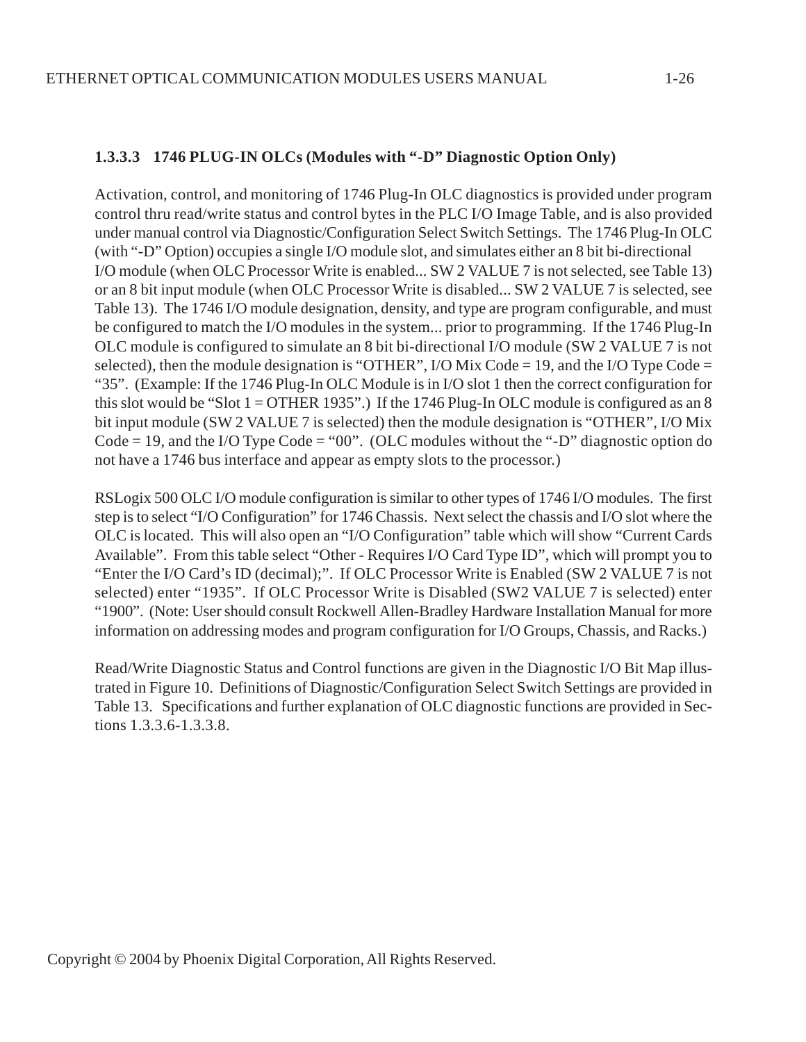### 1.3.3.3 1746 PLUG-IN OLCs (Modules with "-D" Diagnostic Option Only)

Activation, control, and monitoring of 1746 Plug-In OLC diagnostics is provided under program control thru read/write status and control bytes in the PLC I/O Image Table, and is also provided under manual control via Diagnostic/Configuration Select Switch Settings. The 1746 Plug-In OLC (with "-D" Option) occupies a single I/O module slot, and simulates either an 8 bit bi-directional I/O module (when OLC Processor Write is enabled... SW 2 VALUE 7 is not selected, see Table 13) or an 8 bit input module (when OLC Processor Write is disabled... SW 2 VALUE 7 is selected, see Table 13). The 1746 I/O module designation, density, and type are program configurable, and must be configured to match the I/O modules in the system... prior to programming. If the 1746 Plug-In OLC module is configured to simulate an 8 bit bi-directional I/O module (SW 2 VALUE 7 is not selected), then the module designation is "OTHER", I/O Mix Code = 19, and the I/O Type Code = "35". (Example: If the 1746 Plug-In OLC Module is in I/O slot 1 then the correct configuration for this slot would be "Slot 1 = OTHER 1935".) If the 1746 Plug-In OLC module is configured as an 8 bit input module (SW 2 VALUE 7 is selected) then the module designation is "OTHER", I/O Mix Code = 19, and the I/O Type Code = "00". (OLC modules without the "-D" diagnostic option do not have a 1746 bus interface and appear as empty slots to the processor.)

RSLogix 500 OLC I/O module configuration is similar to other types of 1746 I/O modules. The first step is to select "I/O Configuration" for 1746 Chassis. Next select the chassis and I/O slot where the OLC is located. This will also open an "I/O Configuration" table which will show "Current Cards Available". From this table select "Other - Requires I/O Card Type ID", which will prompt you to "Enter the I/O Card's ID (decimal);". If OLC Processor Write is Enabled (SW 2 VALUE 7 is not selected) enter "1935". If OLC Processor Write is Disabled (SW2 VALUE 7 is selected) enter "1900". (Note: User should consult Rockwell Allen-Bradley Hardware Installation Manual for more information on addressing modes and program configuration for I/O Groups, Chassis, and Racks.)

Read/Write Diagnostic Status and Control functions are given in the Diagnostic I/O Bit Map illustrated in Figure 10. Definitions of Diagnostic/Configuration Select Switch Settings are provided in Table 13. Specifications and further explanation of OLC diagnostic functions are provided in Sections 1.3.3.6-1.3.3.8.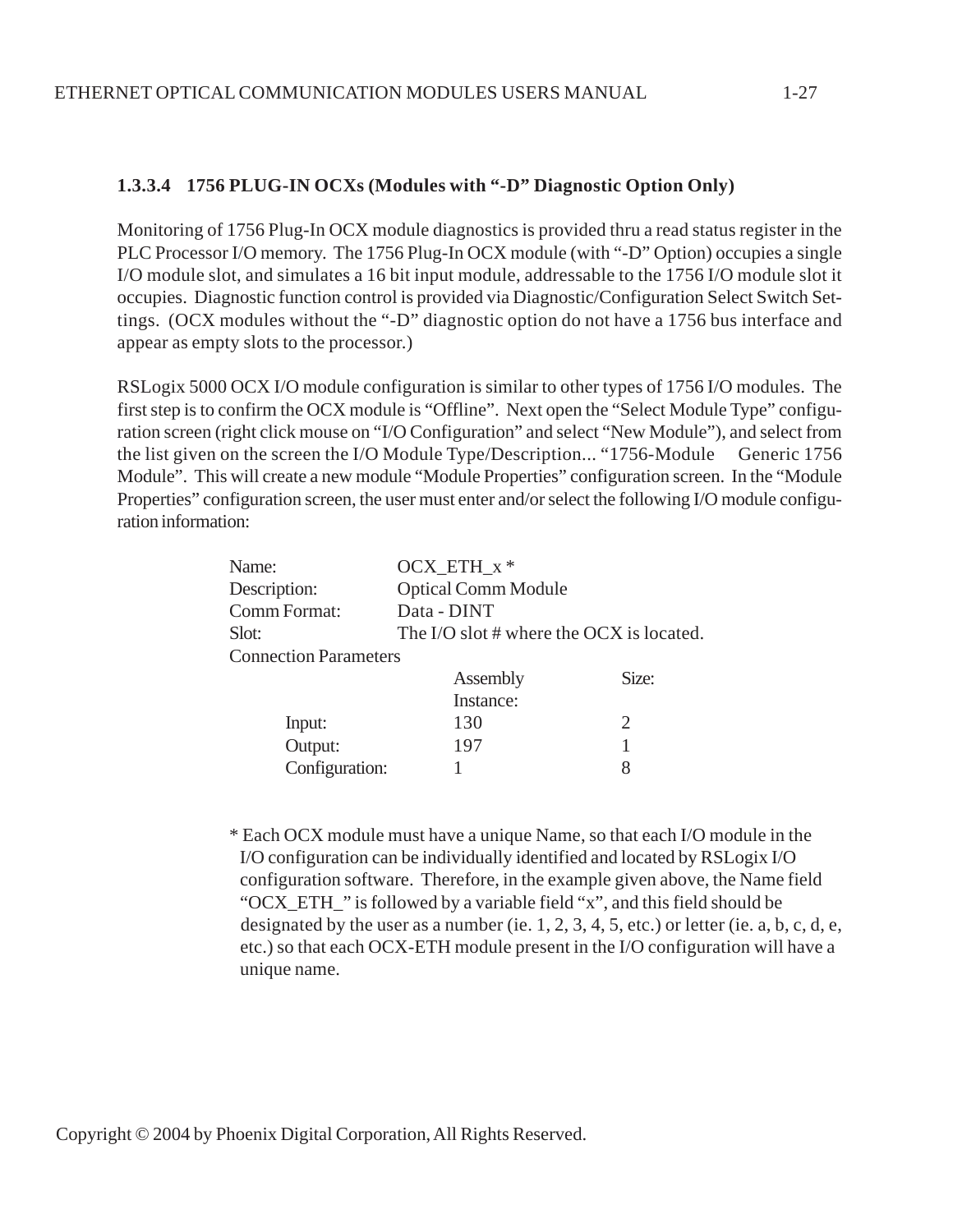### 1.3.3.4 1756 PLUG-IN OCXs (Modules with "-D" Diagnostic Option Only)

Monitoring of 1756 Plug-In OCX module diagnostics is provided thru a read status register in the PLC Processor I/O memory. The 1756 Plug-In OCX module (with "-D" Option) occupies a single I/O module slot, and simulates a 16 bit input module, addressable to the 1756 I/O module slot it occupies. Diagnostic function control is provided via Diagnostic/Configuration Select Switch Settings. (OCX modules without the "-D" diagnostic option do not have a 1756 bus interface and appear as empty slots to the processor.)

RSLogix 5000 OCX I/O module configuration is similar to other types of 1756 I/O modules. The first step is to confirm the OCX module is "Offline". Next open the "Select Module Type" configuration screen (right click mouse on "I/O Configuration" and select "New Module"), and select from the list given on the screen the I/O Module Type/Description... "1756-Module Generic 1756 Module". This will create a new module "Module Properties" configuration screen. In the "Module Properties" configuration screen, the user must enter and/or select the following I/O module configuration information:

Name: OCX_ETH_x *
Description: Optical Comm Module
Comm Format: Data - DINT
Slot: The I/O slot # where the OCX is located.

Connection Parameters

| | Assembly Instance: | Size: |
|---|---|---|
| Input: | 130 | 2 |
| Output: | 197 | 1 |
| Configuration: | 1 | 8 |

* Each OCX module must have a unique Name, so that each I/O module in the I/O configuration can be individually identified and located by RSLogix I/O configuration software. Therefore, in the example given above, the Name field "OCX_ETH_" is followed by a variable field "x", and this field should be designated by the user as a number (ie. 1, 2, 3, 4, 5, etc.) or letter (ie. a, b, c, d, e, etc.) so that each OCX-ETH module present in the I/O configuration will have a unique name.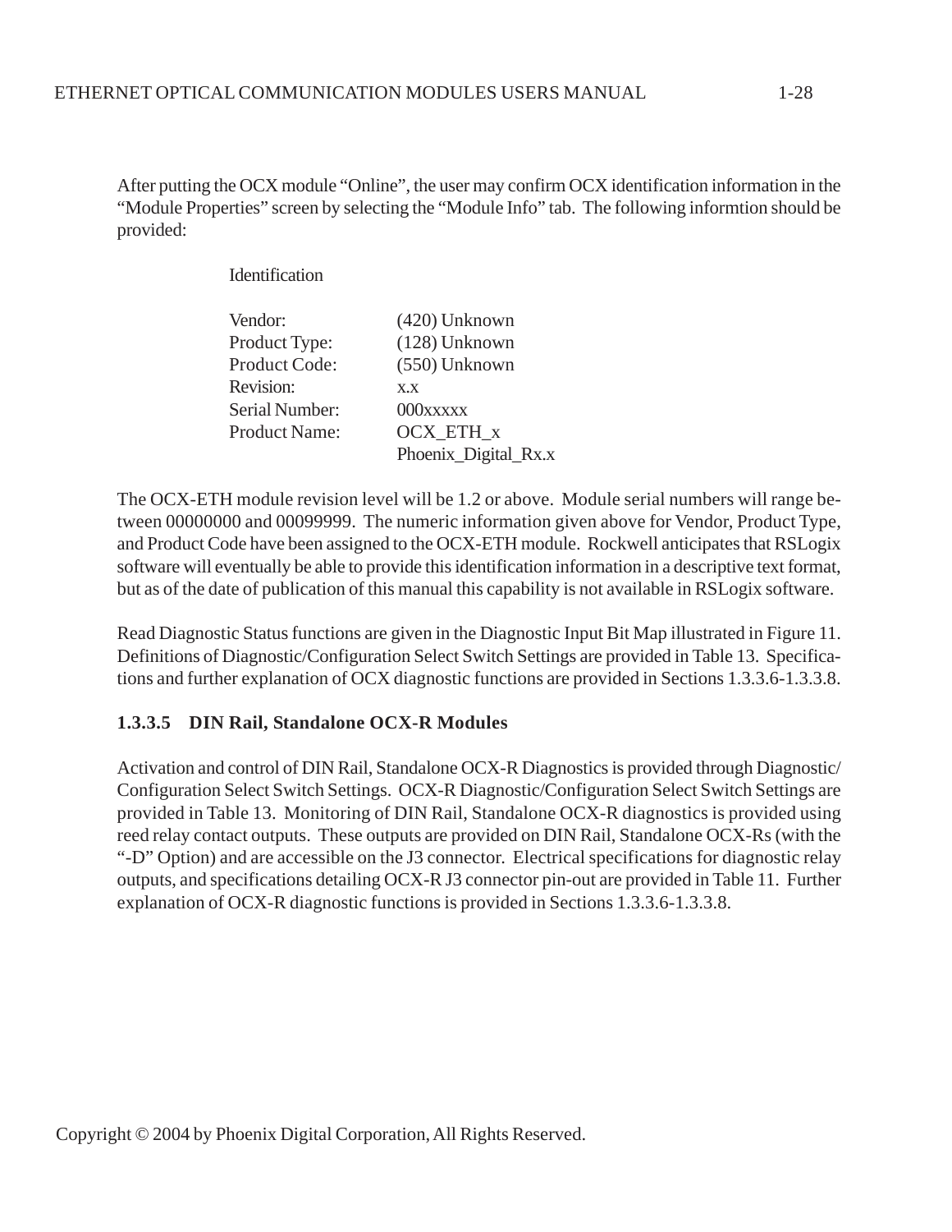After putting the OCX module "Online", the user may confirm OCX identification information in the "Module Properties" screen by selecting the "Module Info" tab. The following informtion should be provided:

Identification

| | |
|---|---|
| Vendor: | (420) Unknown |
| Product Type: | (128) Unknown |
| Product Code: | (550) Unknown |
| Revision: | x.x |
| Serial Number: | 000xxxxx |
| Product Name: | OCX_ETH_x Phoenix_Digital_Rx.x |

The OCX-ETH module revision level will be 1.2 or above. Module serial numbers will range between 00000000 and 00099999. The numeric information given above for Vendor, Product Type, and Product Code have been assigned to the OCX-ETH module. Rockwell anticipates that RSLogix software will eventually be able to provide this identification information in a descriptive text format, but as of the date of publication of this manual this capability is not available in RSLogix software.

Read Diagnostic Status functions are given in the Diagnostic Input Bit Map illustrated in Figure 11. Definitions of Diagnostic/Configuration Select Switch Settings are provided in Table 13. Specifications and further explanation of OCX diagnostic functions are provided in Sections 1.3.3.6-1.3.3.8.

#### 1.3.3.5 DIN Rail, Standalone OCX-R Modules

Activation and control of DIN Rail, Standalone OCX-R Diagnostics is provided through Diagnostic/Configuration Select Switch Settings. OCX-R Diagnostic/Configuration Select Switch Settings are provided in Table 13. Monitoring of DIN Rail, Standalone OCX-R diagnostics is provided using reed relay contact outputs. These outputs are provided on DIN Rail, Standalone OCX-Rs (with the "-D" Option) and are accessible on the J3 connector. Electrical specifications for diagnostic relay outputs, and specifications detailing OCX-R J3 connector pin-out are provided in Table 11. Further explanation of OCX-R diagnostic functions is provided in Sections 1.3.3.6-1.3.3.8.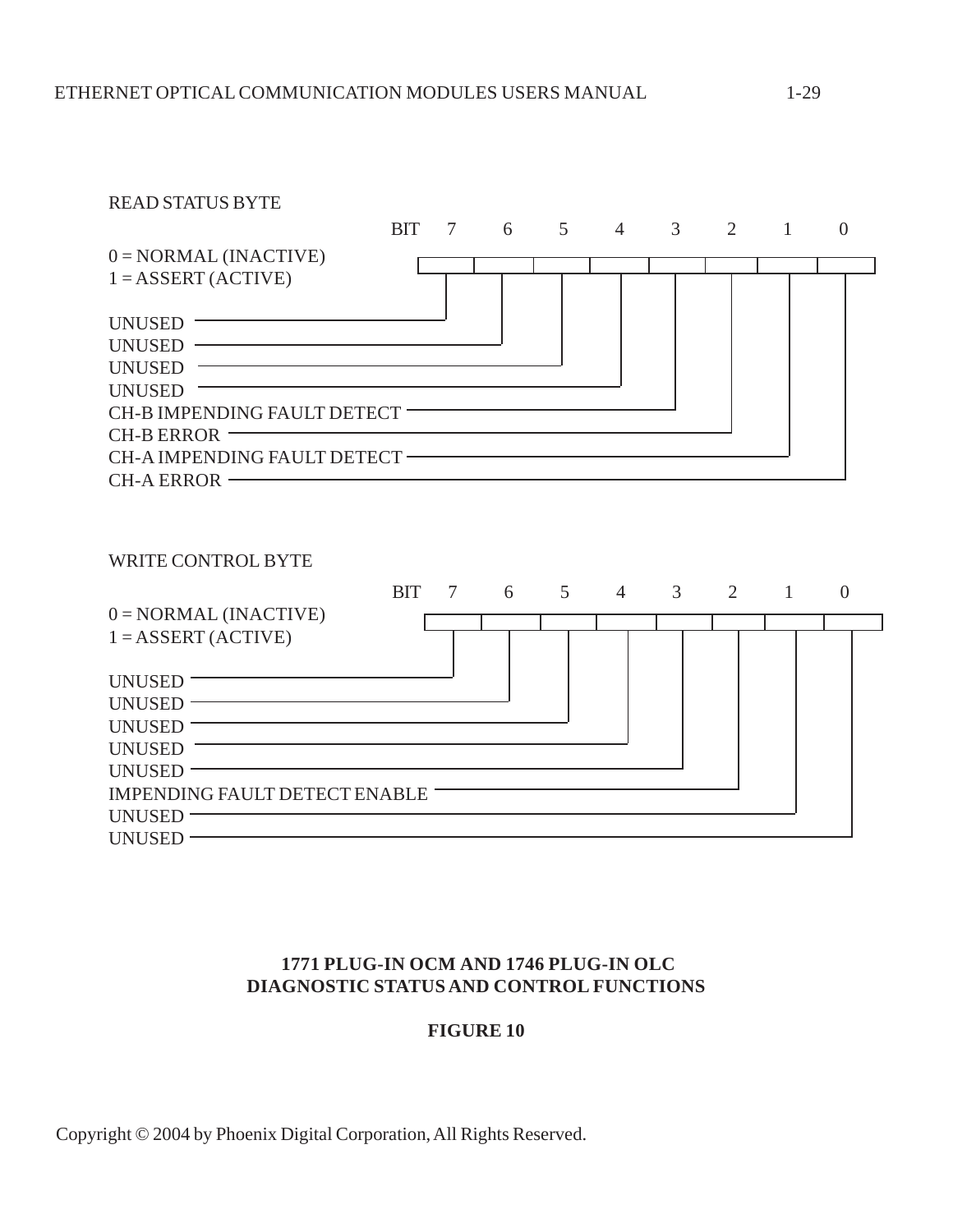READ STATUS BYTE

0 = NORMAL (INACTIVE)
1 = ASSERT (ACTIVE)

| BIT | Function |
|---|---|
| 7 | UNUSED |
| 6 | UNUSED |
| 5 | UNUSED |
| 4 | UNUSED |
| 3 | CH-B IMPENDING FAULT DETECT |
| 2 | CH-B ERROR |
| 1 | CH-A IMPENDING FAULT DETECT |
| 0 | CH-A ERROR |

WRITE CONTROL BYTE

0 = NORMAL (INACTIVE)
1 = ASSERT (ACTIVE)

| BIT | Function |
|---|---|
| 7 | UNUSED |
| 6 | UNUSED |
| 5 | UNUSED |
| 4 | UNUSED |
| 3 | UNUSED |
| 2 | IMPENDING FAULT DETECT ENABLE |
| 1 | UNUSED |
| 0 | UNUSED |

**1771 PLUG-IN OCM AND 1746 PLUG-IN OLC**
**DIAGNOSTIC STATUS AND CONTROL FUNCTIONS**

**FIGURE 10**

Copyright © 2004 by Phoenix Digital Corporation, All Rights Reserved.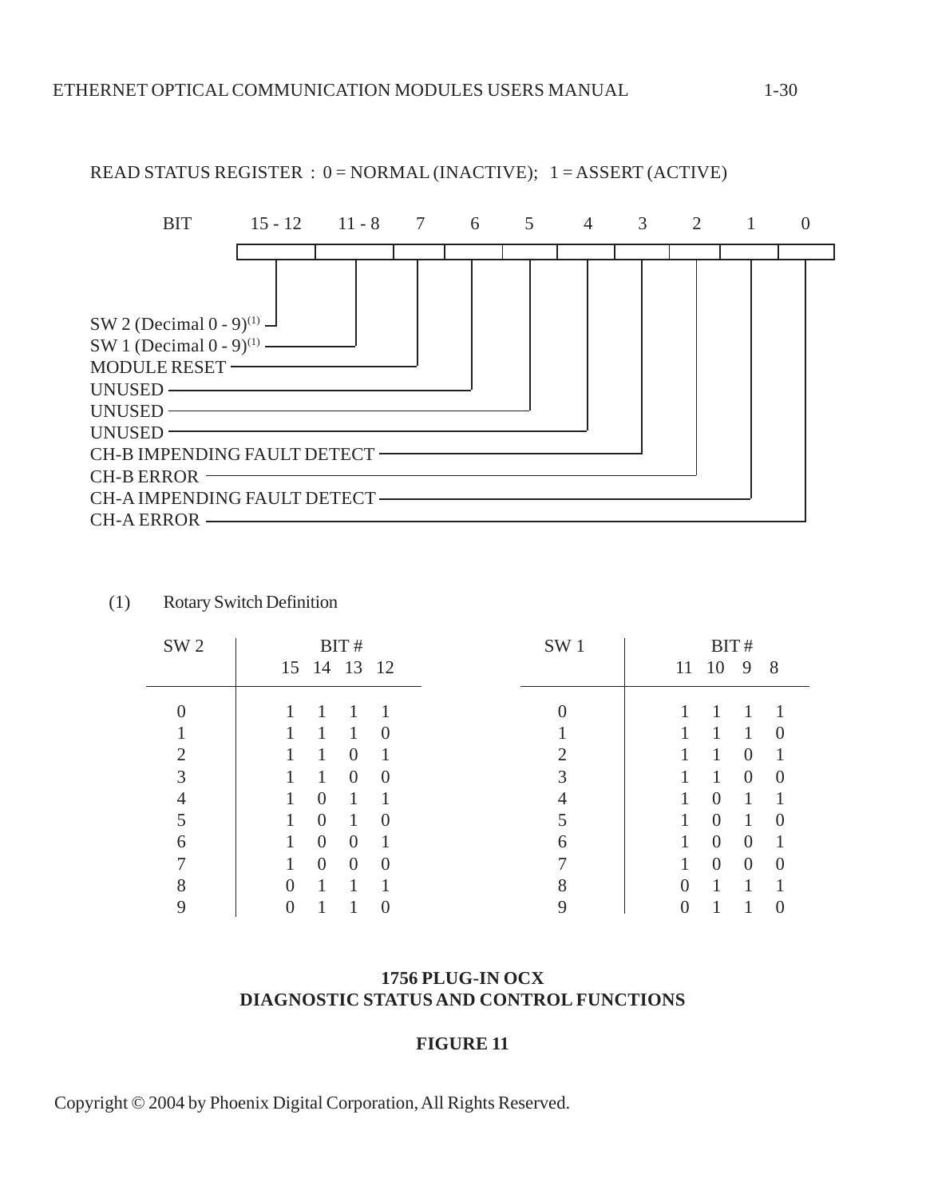READ STATUS REGISTER : 0 = NORMAL (INACTIVE); 1 = ASSERT (ACTIVE)

| BIT | 15 - 12 | 11 - 8 | 7 | 6 | 5 | 4 | 3 | 2 | 1 | 0 |
|---|---|---|---|---|---|---|---|---|---|---|
| | SW 2 (Decimal 0 - 9)[(1)] | SW 1 (Decimal 0 - 9)[(1)] | MODULE RESET | UNUSED | UNUSED | UNUSED | CH-B IMPENDING FAULT DETECT | CH-B ERROR | CH-A IMPENDING FAULT DETECT | CH-A ERROR |

(1) Rotary Switch Definition

| SW 2 | BIT # 15 | 14 | 13 | 12 |
|---|---|---|---|---|
| 0 | 1 | 1 | 1 | 1 |
| 1 | 1 | 1 | 1 | 0 |
| 2 | 1 | 1 | 0 | 1 |
| 3 | 1 | 1 | 0 | 0 |
| 4 | 1 | 0 | 1 | 1 |
| 5 | 1 | 0 | 1 | 0 |
| 6 | 1 | 0 | 0 | 1 |
| 7 | 1 | 0 | 0 | 0 |
| 8 | 0 | 1 | 1 | 1 |
| 9 | 0 | 1 | 1 | 0 |

| SW 1 | BIT # 11 | 10 | 9 | 8 |
|---|---|---|---|---|
| 0 | 1 | 1 | 1 | 1 |
| 1 | 1 | 1 | 1 | 0 |
| 2 | 1 | 1 | 0 | 1 |
| 3 | 1 | 1 | 0 | 0 |
| 4 | 1 | 0 | 1 | 1 |
| 5 | 1 | 0 | 1 | 0 |
| 6 | 1 | 0 | 0 | 1 |
| 7 | 1 | 0 | 0 | 0 |
| 8 | 0 | 1 | 1 | 1 |
| 9 | 0 | 1 | 1 | 0 |

**1756 PLUG-IN OCX**
**DIAGNOSTIC STATUS AND CONTROL FUNCTIONS**

**FIGURE 11**

Copyright © 2004 by Phoenix Digital Corporation, All Rights Reserved.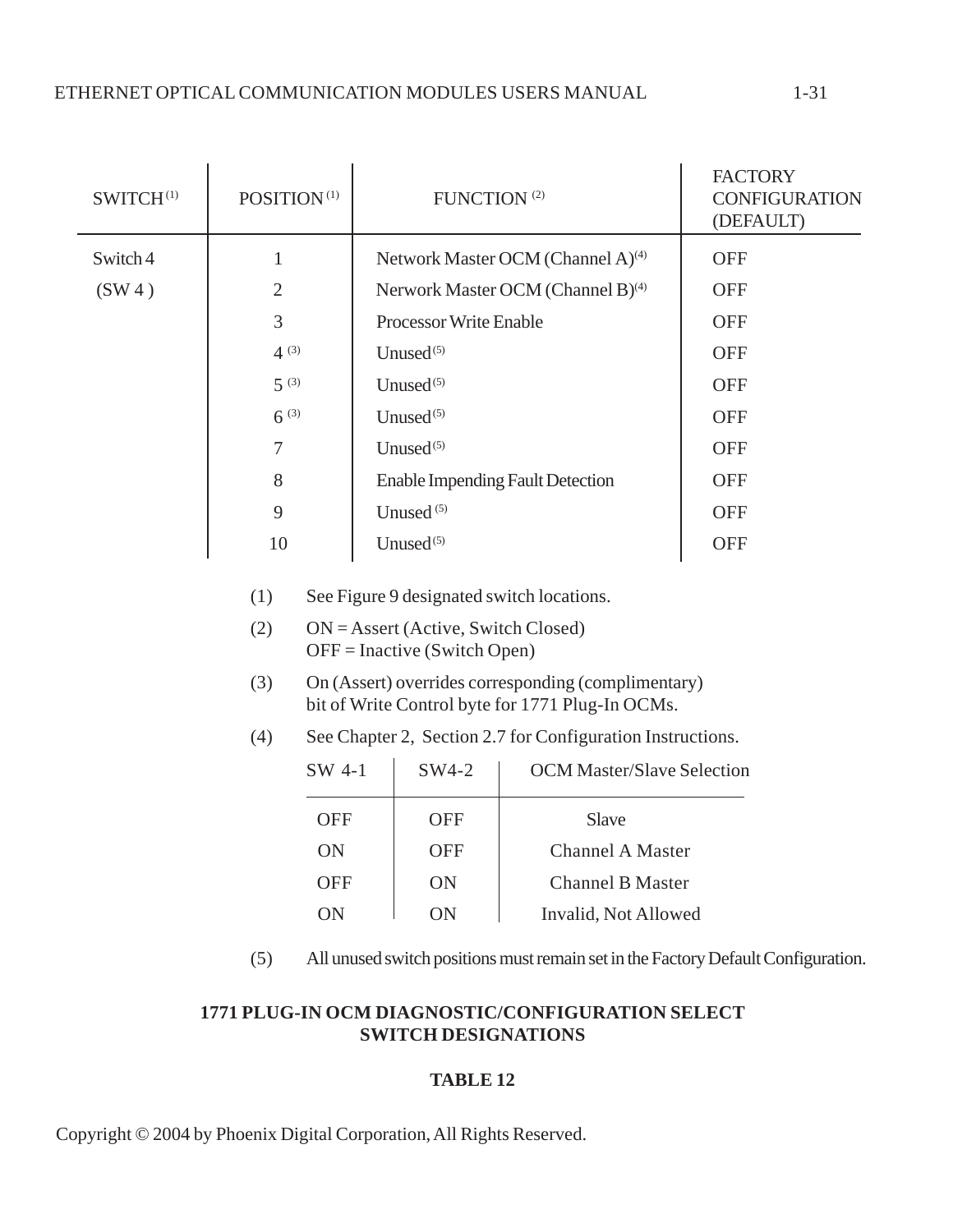| SWITCH [1] | POSITION [1] | FUNCTION [2] | FACTORY CONFIGURATION (DEFAULT) |
|---|---|---|---|
| Switch 4 | 1 | Network Master OCM (Channel A)[4] | OFF |
| (SW 4 ) | 2 | Nerwork Master OCM (Channel B)[4] | OFF |
| | 3 | Processor Write Enable | OFF |
| | 4 [3] | Unused[5] | OFF |
| | 5 [3] | Unused[5] | OFF |
| | 6 [3] | Unused[5] | OFF |
| | 7 | Unused[5] | OFF |
| | 8 | Enable Impending Fault Detection | OFF |
| | 9 | Unused [5] | OFF |
| | 10 | Unused[5] | OFF |

(1) See Figure 9 designated switch locations.

(2) ON = Assert (Active, Switch Closed)
OFF = Inactive (Switch Open)

(3) On (Assert) overrides corresponding (complimentary) bit of Write Control byte for 1771 Plug-In OCMs.

(4) See Chapter 2, Section 2.7 for Configuration Instructions.

| SW 4-1 | SW4-2 | OCM Master/Slave Selection |
|---|---|---|
| OFF | OFF | Slave |
| ON | OFF | Channel A Master |
| OFF | ON | Channel B Master |
| ON | ON | Invalid, Not Allowed |

(5) All unused switch positions must remain set in the Factory Default Configuration.

**1771 PLUG-IN OCM DIAGNOSTIC/CONFIGURATION SELECT SWITCH DESIGNATIONS**

**TABLE 12**

Copyright © 2004 by Phoenix Digital Corporation, All Rights Reserved.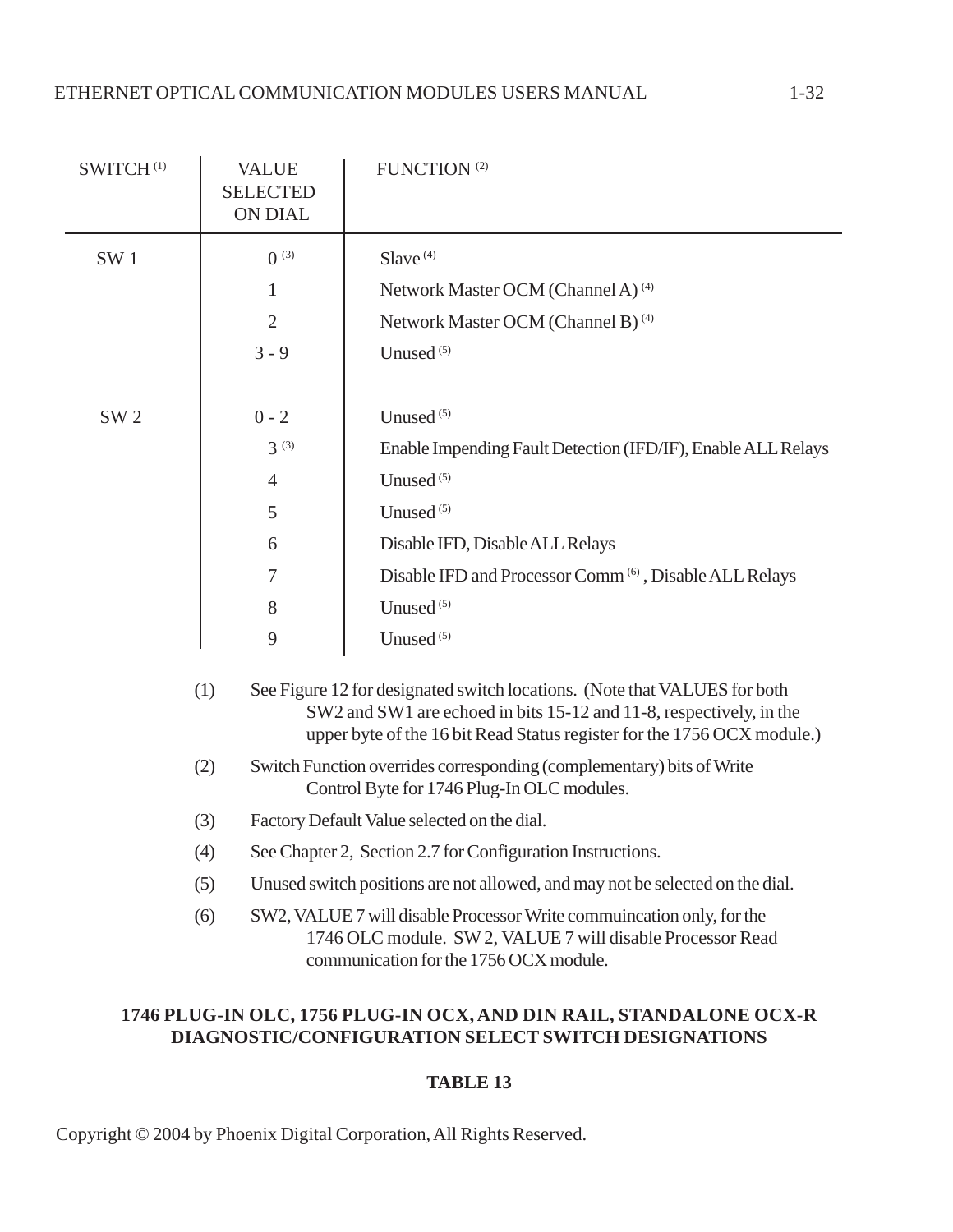| SWITCH [1] | VALUE SELECTED ON DIAL | FUNCTION [2] |
|---|---|---|
| SW 1 | 0 [3] | Slave [4] |
| | 1 | Network Master OCM (Channel A) [4] |
| | 2 | Network Master OCM (Channel B) [4] |
| | 3 - 9 | Unused [5] |
| SW 2 | 0 - 2 | Unused [5] |
| | 3 [3] | Enable Impending Fault Detection (IFD/IF), Enable ALL Relays |
| | 4 | Unused [5] |
| | 5 | Unused [5] |
| | 6 | Disable IFD, Disable ALL Relays |
| | 7 | Disable IFD and Processor Comm [6], Disable ALL Relays |
| | 8 | Unused [5] |
| | 9 | Unused [5] |

(1) See Figure 12 for designated switch locations. (Note that VALUES for both SW2 and SW1 are echoed in bits 15-12 and 11-8, respectively, in the upper byte of the 16 bit Read Status register for the 1756 OCX module.)

(2) Switch Function overrides corresponding (complementary) bits of Write Control Byte for 1746 Plug-In OLC modules.

(3) Factory Default Value selected on the dial.

(4) See Chapter 2, Section 2.7 for Configuration Instructions.

(5) Unused switch positions are not allowed, and may not be selected on the dial.

(6) SW2, VALUE 7 will disable Processor Write commuincation only, for the 1746 OLC module. SW 2, VALUE 7 will disable Processor Read communication for the 1756 OCX module.

**1746 PLUG-IN OLC, 1756 PLUG-IN OCX, AND DIN RAIL, STANDALONE OCX-R DIAGNOSTIC/CONFIGURATION SELECT SWITCH DESIGNATIONS**

**TABLE 13**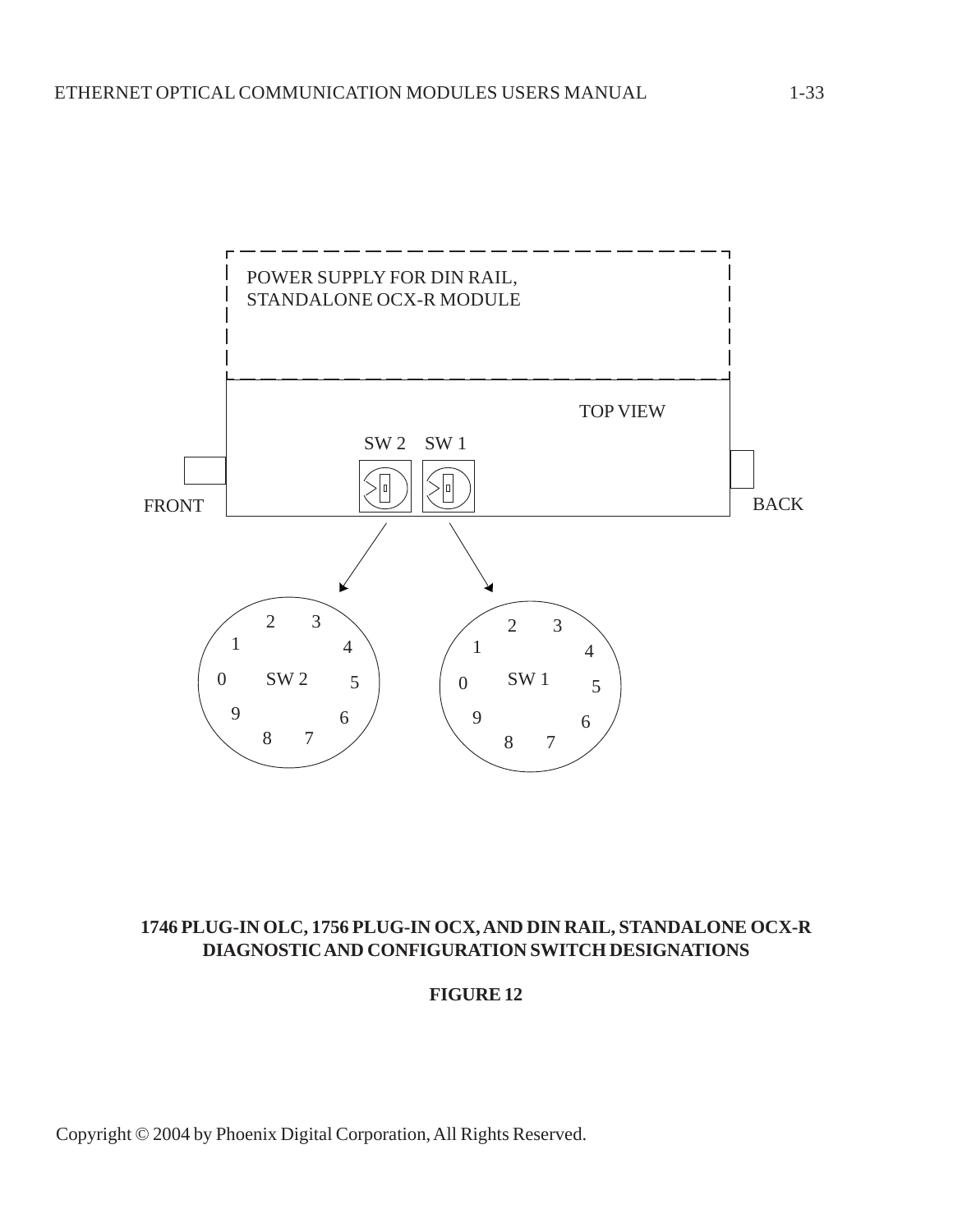POWER SUPPLY FOR DIN RAIL,
STANDALONE OCX-R MODULE

TOP VIEW

SW 2 SW 1

FRONT

BACK

SW 2: 0 1 2 3 4 5 6 7 8 9

SW 1: 0 1 2 3 4 5 6 7 8 9

**1746 PLUG-IN OLC, 1756 PLUG-IN OCX, AND DIN RAIL, STANDALONE OCX-R DIAGNOSTIC AND CONFIGURATION SWITCH DESIGNATIONS**

**FIGURE 12**

Copyright © 2004 by Phoenix Digital Corporation, All Rights Reserved.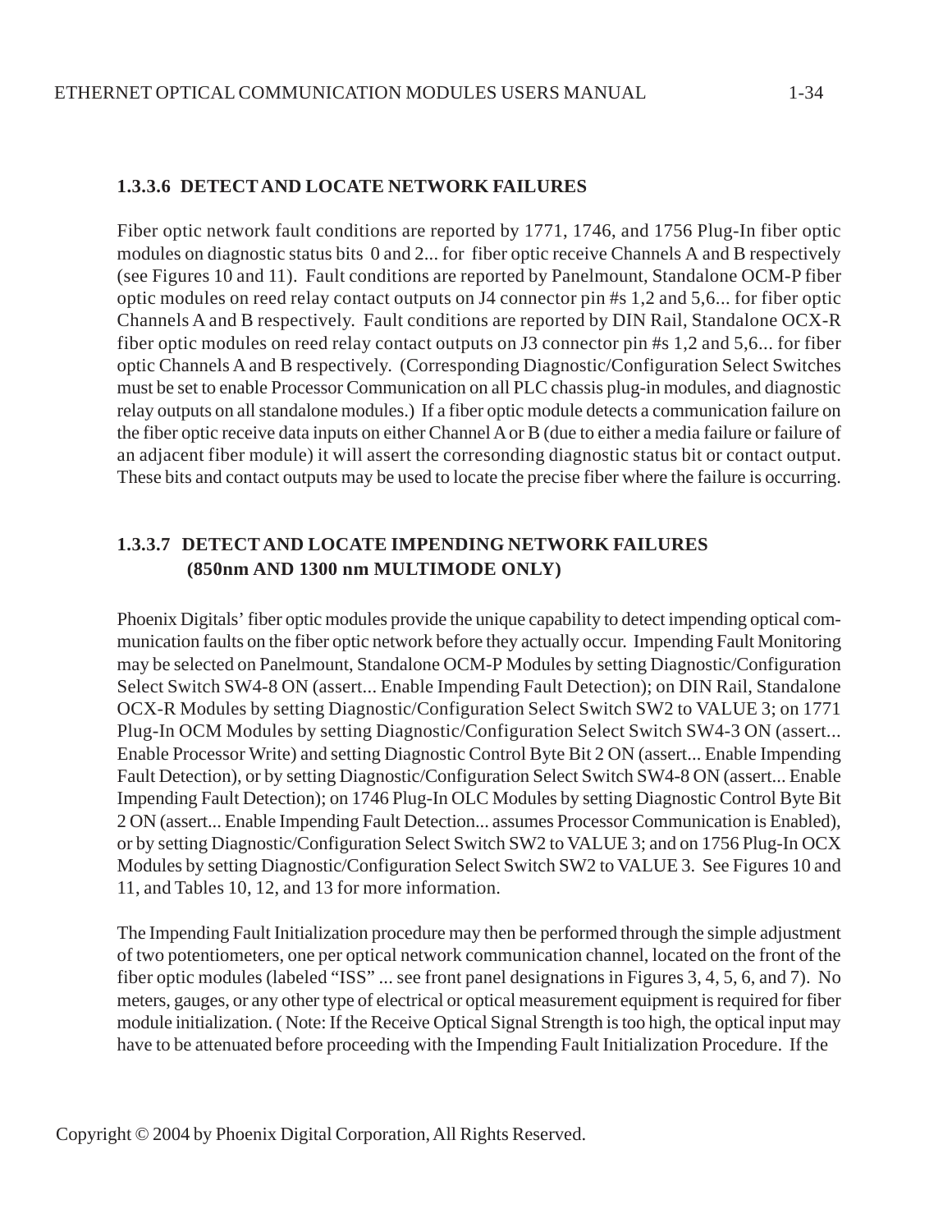### 1.3.3.6 DETECT AND LOCATE NETWORK FAILURES

Fiber optic network fault conditions are reported by 1771, 1746, and 1756 Plug-In fiber optic modules on diagnostic status bits 0 and 2... for fiber optic receive Channels A and B respectively (see Figures 10 and 11). Fault conditions are reported by Panelmount, Standalone OCM-P fiber optic modules on reed relay contact outputs on J4 connector pin #s 1,2 and 5,6... for fiber optic Channels A and B respectively. Fault conditions are reported by DIN Rail, Standalone OCX-R fiber optic modules on reed relay contact outputs on J3 connector pin #s 1,2 and 5,6... for fiber optic Channels A and B respectively. (Corresponding Diagnostic/Configuration Select Switches must be set to enable Processor Communication on all PLC chassis plug-in modules, and diagnostic relay outputs on all standalone modules.) If a fiber optic module detects a communication failure on the fiber optic receive data inputs on either Channel A or B (due to either a media failure or failure of an adjacent fiber module) it will assert the corresonding diagnostic status bit or contact output. These bits and contact outputs may be used to locate the precise fiber where the failure is occurring.

### 1.3.3.7 DETECT AND LOCATE IMPENDING NETWORK FAILURES (850nm AND 1300 nm MULTIMODE ONLY)

Phoenix Digitals' fiber optic modules provide the unique capability to detect impending optical communication faults on the fiber optic network before they actually occur. Impending Fault Monitoring may be selected on Panelmount, Standalone OCM-P Modules by setting Diagnostic/Configuration Select Switch SW4-8 ON (assert... Enable Impending Fault Detection); on DIN Rail, Standalone OCX-R Modules by setting Diagnostic/Configuration Select Switch SW2 to VALUE 3; on 1771 Plug-In OCM Modules by setting Diagnostic/Configuration Select Switch SW4-3 ON (assert... Enable Processor Write) and setting Diagnostic Control Byte Bit 2 ON (assert... Enable Impending Fault Detection), or by setting Diagnostic/Configuration Select Switch SW4-8 ON (assert... Enable Impending Fault Detection); on 1746 Plug-In OLC Modules by setting Diagnostic Control Byte Bit 2 ON (assert... Enable Impending Fault Detection... assumes Processor Communication is Enabled), or by setting Diagnostic/Configuration Select Switch SW2 to VALUE 3; and on 1756 Plug-In OCX Modules by setting Diagnostic/Configuration Select Switch SW2 to VALUE 3. See Figures 10 and 11, and Tables 10, 12, and 13 for more information.

The Impending Fault Initialization procedure may then be performed through the simple adjustment of two potentiometers, one per optical network communication channel, located on the front of the fiber optic modules (labeled "ISS" ... see front panel designations in Figures 3, 4, 5, 6, and 7). No meters, gauges, or any other type of electrical or optical measurement equipment is required for fiber module initialization. ( Note: If the Receive Optical Signal Strength is too high, the optical input may have to be attenuated before proceeding with the Impending Fault Initialization Procedure. If the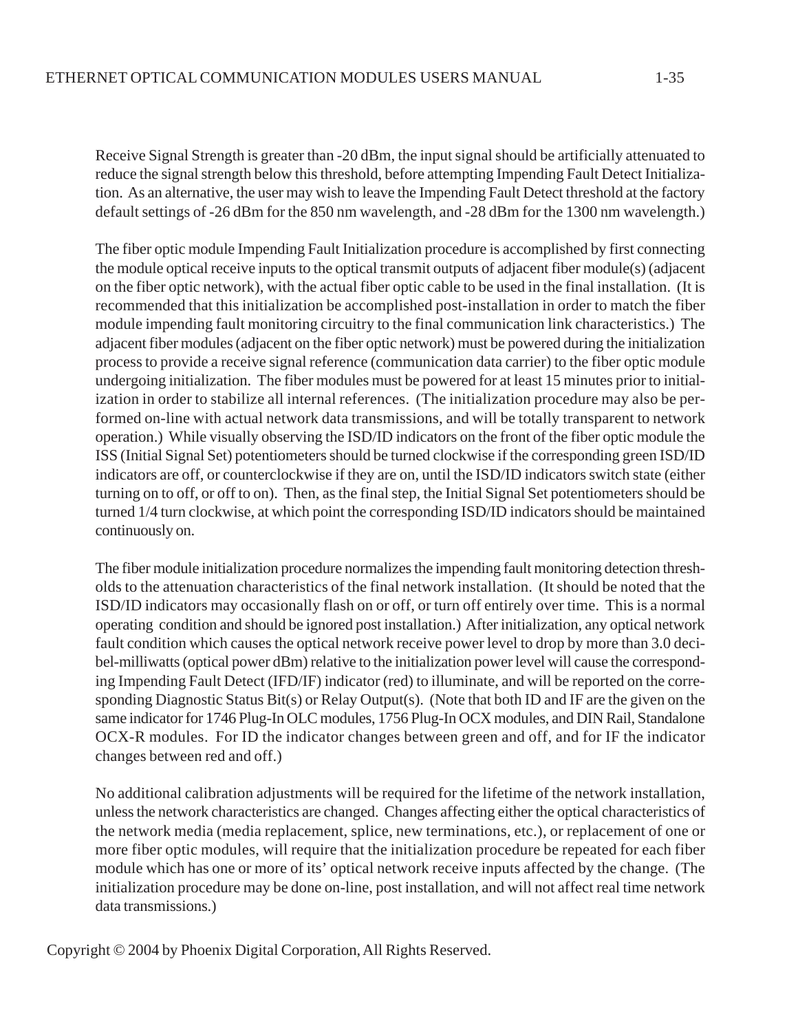Receive Signal Strength is greater than -20 dBm, the input signal should be artificially attenuated to reduce the signal strength below this threshold, before attempting Impending Fault Detect Initialization. As an alternative, the user may wish to leave the Impending Fault Detect threshold at the factory default settings of -26 dBm for the 850 nm wavelength, and -28 dBm for the 1300 nm wavelength.)

The fiber optic module Impending Fault Initialization procedure is accomplished by first connecting the module optical receive inputs to the optical transmit outputs of adjacent fiber module(s) (adjacent on the fiber optic network), with the actual fiber optic cable to be used in the final installation. (It is recommended that this initialization be accomplished post-installation in order to match the fiber module impending fault monitoring circuitry to the final communication link characteristics.) The adjacent fiber modules (adjacent on the fiber optic network) must be powered during the initialization process to provide a receive signal reference (communication data carrier) to the fiber optic module undergoing initialization. The fiber modules must be powered for at least 15 minutes prior to initialization in order to stabilize all internal references. (The initialization procedure may also be performed on-line with actual network data transmissions, and will be totally transparent to network operation.) While visually observing the ISD/ID indicators on the front of the fiber optic module the ISS (Initial Signal Set) potentiometers should be turned clockwise if the corresponding green ISD/ID indicators are off, or counterclockwise if they are on, until the ISD/ID indicators switch state (either turning on to off, or off to on). Then, as the final step, the Initial Signal Set potentiometers should be turned 1/4 turn clockwise, at which point the corresponding ISD/ID indicators should be maintained continuously on.

The fiber module initialization procedure normalizes the impending fault monitoring detection thresholds to the attenuation characteristics of the final network installation. (It should be noted that the ISD/ID indicators may occasionally flash on or off, or turn off entirely over time. This is a normal operating condition and should be ignored post installation.) After initialization, any optical network fault condition which causes the optical network receive power level to drop by more than 3.0 decibel-milliwatts (optical power dBm) relative to the initialization power level will cause the corresponding Impending Fault Detect (IFD/IF) indicator (red) to illuminate, and will be reported on the corresponding Diagnostic Status Bit(s) or Relay Output(s). (Note that both ID and IF are the given on the same indicator for 1746 Plug-In OLC modules, 1756 Plug-In OCX modules, and DIN Rail, Standalone OCX-R modules. For ID the indicator changes between green and off, and for IF the indicator changes between red and off.)

No additional calibration adjustments will be required for the lifetime of the network installation, unless the network characteristics are changed. Changes affecting either the optical characteristics of the network media (media replacement, splice, new terminations, etc.), or replacement of one or more fiber optic modules, will require that the initialization procedure be repeated for each fiber module which has one or more of its' optical network receive inputs affected by the change. (The initialization procedure may be done on-line, post installation, and will not affect real time network data transmissions.)

Copyright © 2004 by Phoenix Digital Corporation, All Rights Reserved.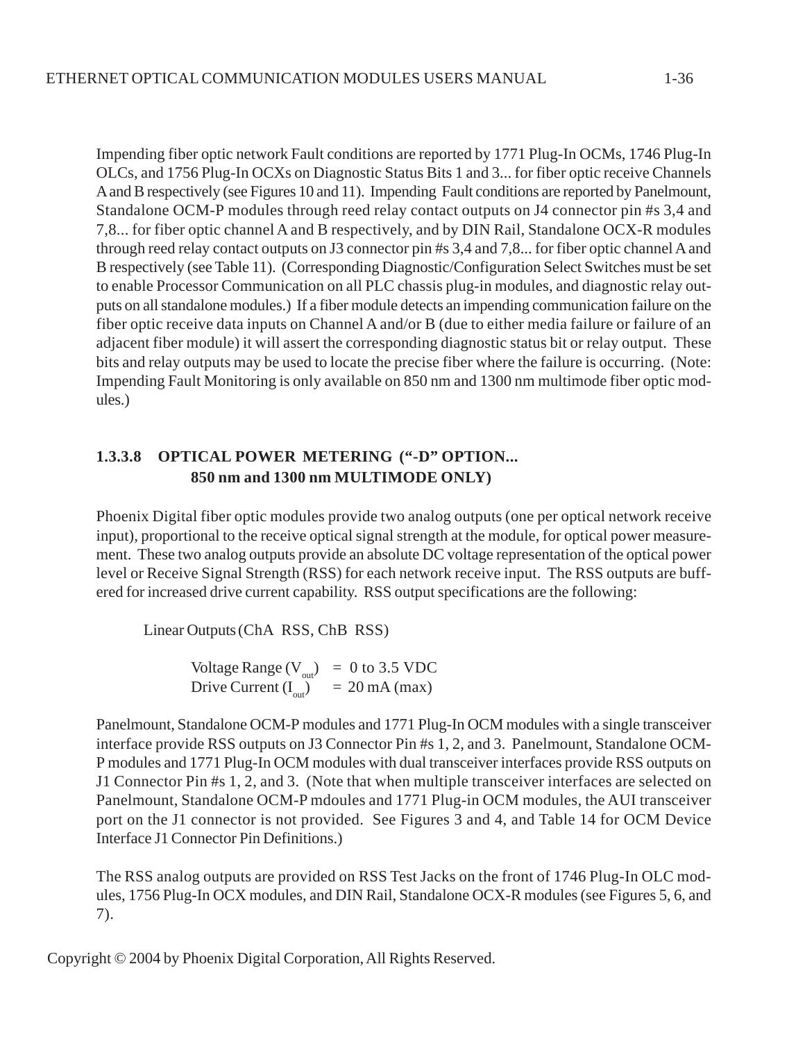Impending fiber optic network Fault conditions are reported by 1771 Plug-In OCMs, 1746 Plug-In OLCs, and 1756 Plug-In OCXs on Diagnostic Status Bits 1 and 3... for fiber optic receive Channels A and B respectively (see Figures 10 and 11). Impending Fault conditions are reported by Panelmount, Standalone OCM-P modules through reed relay contact outputs on J4 connector pin #s 3,4 and 7,8... for fiber optic channel A and B respectively, and by DIN Rail, Standalone OCX-R modules through reed relay contact outputs on J3 connector pin #s 3,4 and 7,8... for fiber optic channel A and B respectively (see Table 11). (Corresponding Diagnostic/Configuration Select Switches must be set to enable Processor Communication on all PLC chassis plug-in modules, and diagnostic relay outputs on all standalone modules.) If a fiber module detects an impending communication failure on the fiber optic receive data inputs on Channel A and/or B (due to either media failure or failure of an adjacent fiber module) it will assert the corresponding diagnostic status bit or relay output. These bits and relay outputs may be used to locate the precise fiber where the failure is occurring. (Note: Impending Fault Monitoring is only available on 850 nm and 1300 nm multimode fiber optic modules.)

### 1.3.3.8 OPTICAL POWER METERING ("-D" OPTION... 850 nm and 1300 nm MULTIMODE ONLY)

Phoenix Digital fiber optic modules provide two analog outputs (one per optical network receive input), proportional to the receive optical signal strength at the module, for optical power measurement. These two analog outputs provide an absolute DC voltage representation of the optical power level or Receive Signal Strength (RSS) for each network receive input. The RSS outputs are buffered for increased drive current capability. RSS output specifications are the following:

Linear Outputs (ChA RSS, ChB RSS)

Voltage Range ($V_{out}$) = 0 to 3.5 VDC
Drive Current ($I_{out}$) = 20 mA (max)

Panelmount, Standalone OCM-P modules and 1771 Plug-In OCM modules with a single transceiver interface provide RSS outputs on J3 Connector Pin #s 1, 2, and 3. Panelmount, Standalone OCM-P modules and 1771 Plug-In OCM modules with dual transceiver interfaces provide RSS outputs on J1 Connector Pin #s 1, 2, and 3. (Note that when multiple transceiver interfaces are selected on Panelmount, Standalone OCM-P mdoules and 1771 Plug-in OCM modules, the AUI transceiver port on the J1 connector is not provided. See Figures 3 and 4, and Table 14 for OCM Device Interface J1 Connector Pin Definitions.)

The RSS analog outputs are provided on RSS Test Jacks on the front of 1746 Plug-In OLC modules, 1756 Plug-In OCX modules, and DIN Rail, Standalone OCX-R modules (see Figures 5, 6, and 7).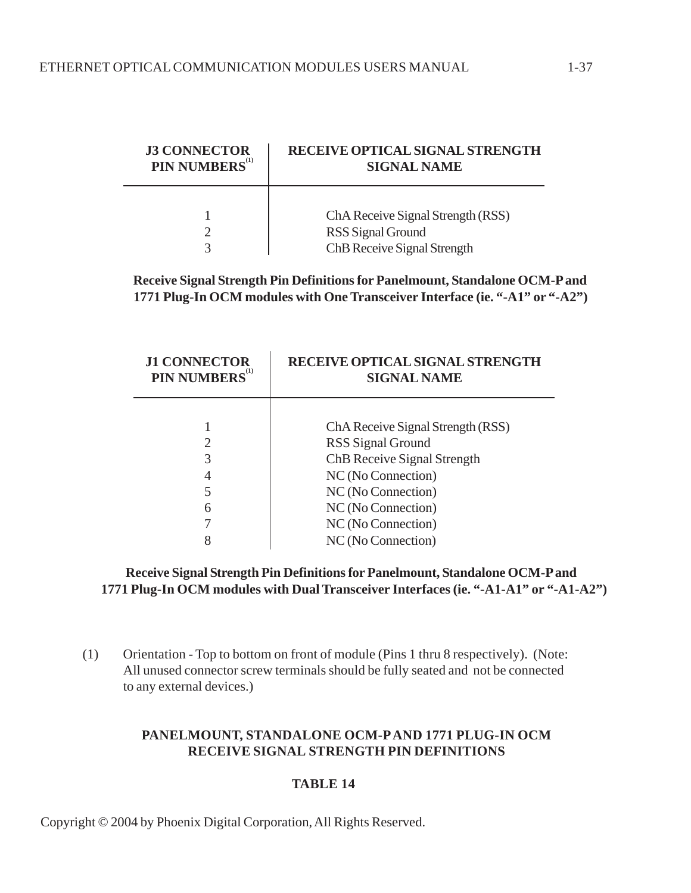| J3 CONNECTOR PIN NUMBERS[(1)] | RECEIVE OPTICAL SIGNAL STRENGTH SIGNAL NAME |
|---|---|
| 1 | ChA Receive Signal Strength (RSS) |
| 2 | RSS Signal Ground |
| 3 | ChB Receive Signal Strength |

**Receive Signal Strength Pin Definitions for Panelmount, Standalone OCM-P and 1771 Plug-In OCM modules with One Transceiver Interface (ie. "-A1" or "-A2")**

| J1 CONNECTOR PIN NUMBERS[(1)] | RECEIVE OPTICAL SIGNAL STRENGTH SIGNAL NAME |
|---|---|
| 1 | ChA Receive Signal Strength (RSS) |
| 2 | RSS Signal Ground |
| 3 | ChB Receive Signal Strength |
| 4 | NC (No Connection) |
| 5 | NC (No Connection) |
| 6 | NC (No Connection) |
| 7 | NC (No Connection) |
| 8 | NC (No Connection) |

**Receive Signal Strength Pin Definitions for Panelmount, Standalone OCM-P and 1771 Plug-In OCM modules with Dual Transceiver Interfaces (ie. "-A1-A1" or "-A1-A2")**

(1) Orientation - Top to bottom on front of module (Pins 1 thru 8 respectively). (Note: All unused connector screw terminals should be fully seated and not be connected to any external devices.)

**PANELMOUNT, STANDALONE OCM-P AND 1771 PLUG-IN OCM RECEIVE SIGNAL STRENGTH PIN DEFINITIONS**

**TABLE 14**

Copyright © 2004 by Phoenix Digital Corporation, All Rights Reserved.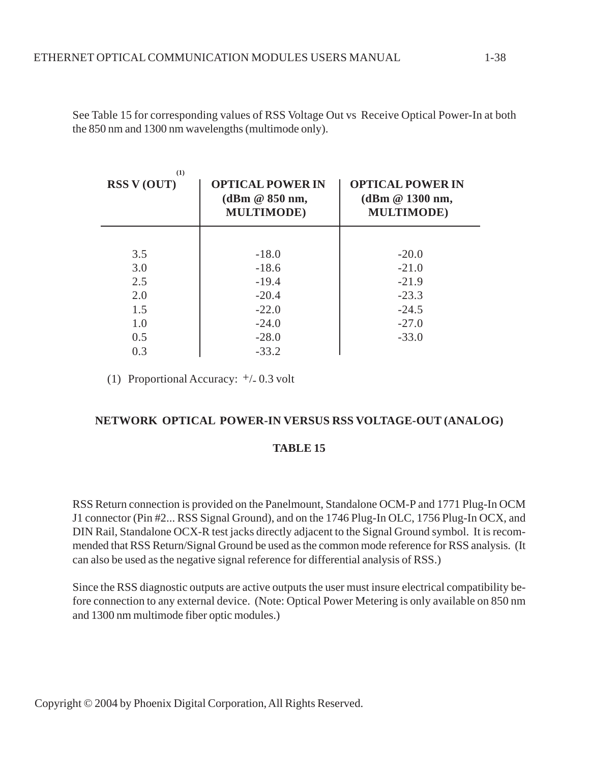See Table 15 for corresponding values of RSS Voltage Out vs Receive Optical Power-In at both the 850 nm and 1300 nm wavelengths (multimode only).

| RSS V (OUT) [(1)] | OPTICAL POWER IN (dBm @ 850 nm, MULTIMODE) | OPTICAL POWER IN (dBm @ 1300 nm, MULTIMODE) |
|---|---|---|
| 3.5 | -18.0 | -20.0 |
| 3.0 | -18.6 | -21.0 |
| 2.5 | -19.4 | -21.9 |
| 2.0 | -20.4 | -23.3 |
| 1.5 | -22.0 | -24.5 |
| 1.0 | -24.0 | -27.0 |
| 0.5 | -28.0 | -33.0 |
| 0.3 | -33.2 | |

(1) Proportional Accuracy: +/- 0.3 volt

**NETWORK OPTICAL POWER-IN VERSUS RSS VOLTAGE-OUT (ANALOG)**

**TABLE 15**

RSS Return connection is provided on the Panelmount, Standalone OCM-P and 1771 Plug-In OCM J1 connector (Pin #2... RSS Signal Ground), and on the 1746 Plug-In OLC, 1756 Plug-In OCX, and DIN Rail, Standalone OCX-R test jacks directly adjacent to the Signal Ground symbol. It is recommended that RSS Return/Signal Ground be used as the common mode reference for RSS analysis. (It can also be used as the negative signal reference for differential analysis of RSS.)

Since the RSS diagnostic outputs are active outputs the user must insure electrical compatibility before connection to any external device. (Note: Optical Power Metering is only available on 850 nm and 1300 nm multimode fiber optic modules.)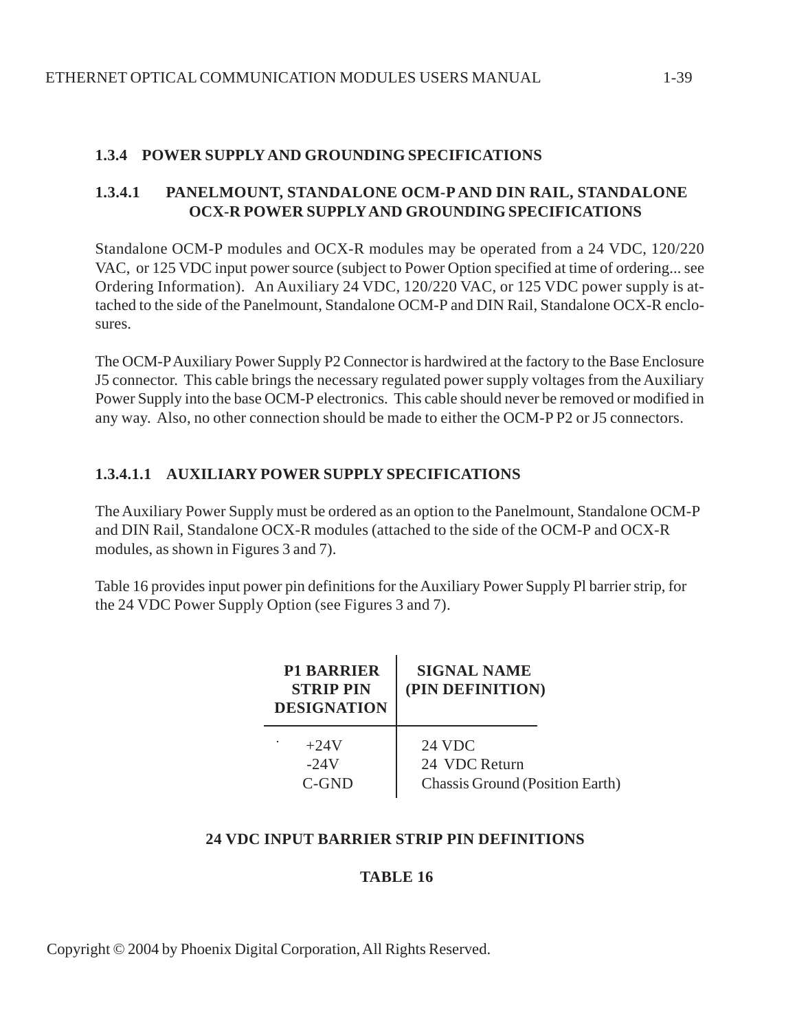### 1.3.4 POWER SUPPLY AND GROUNDING SPECIFICATIONS

#### 1.3.4.1 PANELMOUNT, STANDALONE OCM-P AND DIN RAIL, STANDALONE OCX-R POWER SUPPLY AND GROUNDING SPECIFICATIONS

Standalone OCM-P modules and OCX-R modules may be operated from a 24 VDC, 120/220 VAC, or 125 VDC input power source (subject to Power Option specified at time of ordering... see Ordering Information). An Auxiliary 24 VDC, 120/220 VAC, or 125 VDC power supply is attached to the side of the Panelmount, Standalone OCM-P and DIN Rail, Standalone OCX-R enclosures.

The OCM-P Auxiliary Power Supply P2 Connector is hardwired at the factory to the Base Enclosure J5 connector. This cable brings the necessary regulated power supply voltages from the Auxiliary Power Supply into the base OCM-P electronics. This cable should never be removed or modified in any way. Also, no other connection should be made to either the OCM-P P2 or J5 connectors.

##### 1.3.4.1.1 AUXILIARY POWER SUPPLY SPECIFICATIONS

The Auxiliary Power Supply must be ordered as an option to the Panelmount, Standalone OCM-P and DIN Rail, Standalone OCX-R modules (attached to the side of the OCM-P and OCX-R modules, as shown in Figures 3 and 7).

Table 16 provides input power pin definitions for the Auxiliary Power Supply Pl barrier strip, for the 24 VDC Power Supply Option (see Figures 3 and 7).

| P1 BARRIER STRIP PIN DESIGNATION | SIGNAL NAME (PIN DEFINITION) |
|---|---|
| +24V | 24 VDC |
| -24V | 24 VDC Return |
| C-GND | Chassis Ground (Position Earth) |

**24 VDC INPUT BARRIER STRIP PIN DEFINITIONS**

**TABLE 16**

Copyright © 2004 by Phoenix Digital Corporation, All Rights Reserved.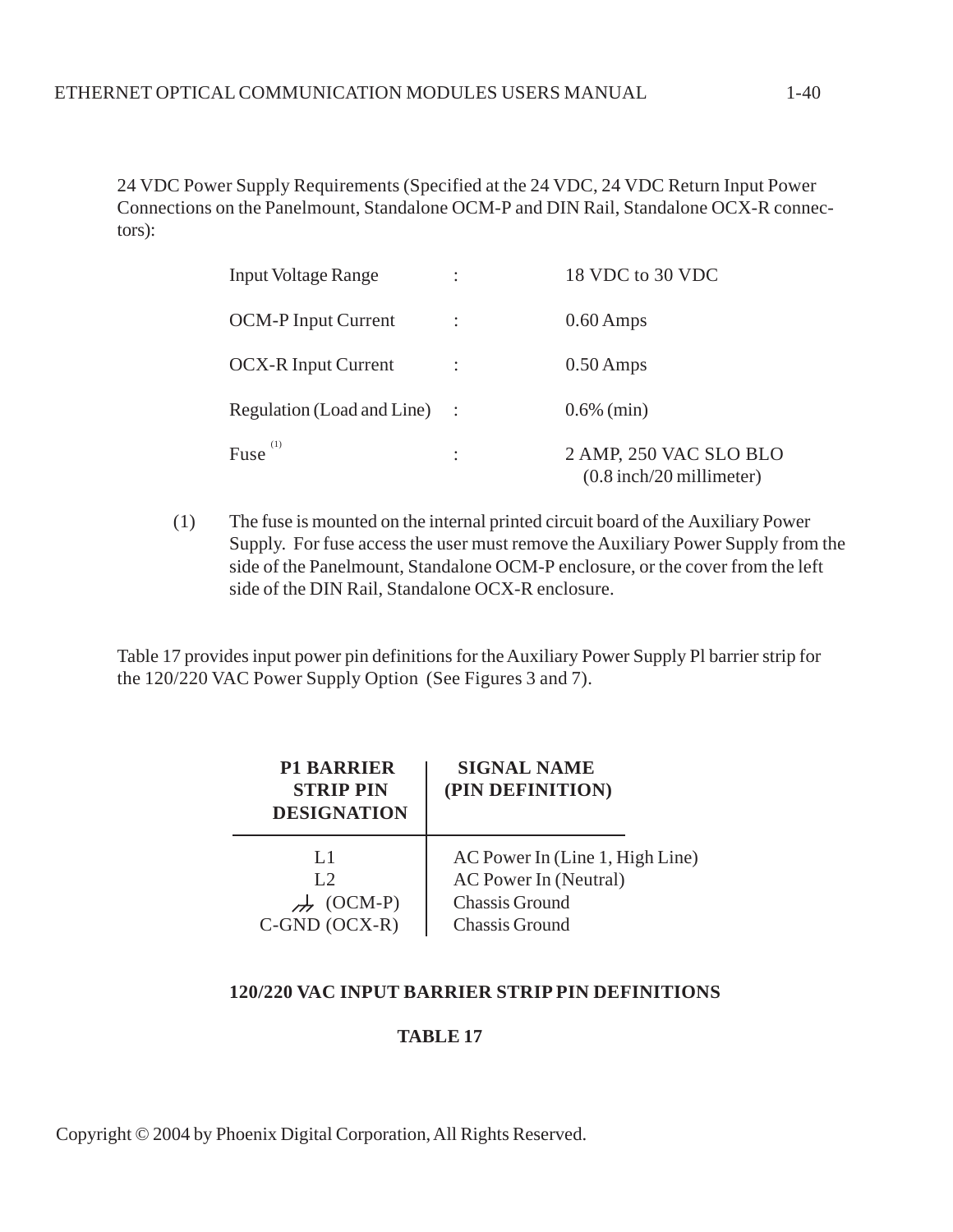24 VDC Power Supply Requirements (Specified at the 24 VDC, 24 VDC Return Input Power Connections on the Panelmount, Standalone OCM-P and DIN Rail, Standalone OCX-R connectors):

| | | |
|---|---|---|
| Input Voltage Range | : | 18 VDC to 30 VDC |
| OCM-P Input Current | : | 0.60 Amps |
| OCX-R Input Current | : | 0.50 Amps |
| Regulation (Load and Line) | : | 0.6% (min) |
| Fuse [(1)] | : | 2 AMP, 250 VAC SLO BLO (0.8 inch/20 millimeter) |

(1) The fuse is mounted on the internal printed circuit board of the Auxiliary Power Supply. For fuse access the user must remove the Auxiliary Power Supply from the side of the Panelmount, Standalone OCM-P enclosure, or the cover from the left side of the DIN Rail, Standalone OCX-R enclosure.

Table 17 provides input power pin definitions for the Auxiliary Power Supply Pl barrier strip for the 120/220 VAC Power Supply Option (See Figures 3 and 7).

| P1 BARRIER STRIP PIN DESIGNATION | SIGNAL NAME (PIN DEFINITION) |
|---|---|
| L1 | AC Power In (Line 1, High Line) |
| L2 | AC Power In (Neutral) |
| ⏚ (OCM-P) | Chassis Ground |
| C-GND (OCX-R) | Chassis Ground |

**120/220 VAC INPUT BARRIER STRIP PIN DEFINITIONS**

**TABLE 17**

Copyright © 2004 by Phoenix Digital Corporation, All Rights Reserved.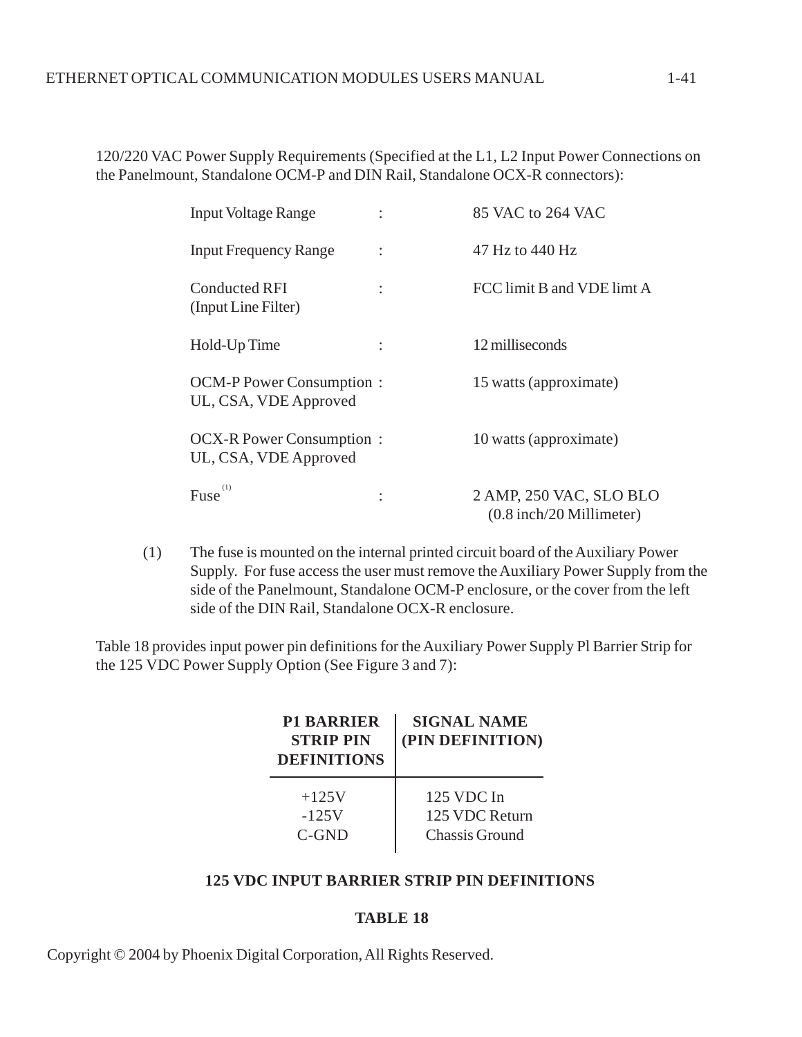120/220 VAC Power Supply Requirements (Specified at the L1, L2 Input Power Connections on the Panelmount, Standalone OCM-P and DIN Rail, Standalone OCX-R connectors):

| | | |
|---|---|---|
| Input Voltage Range | : | 85 VAC to 264 VAC |
| Input Frequency Range | : | 47 Hz to 440 Hz |
| Conducted RFI (Input Line Filter) | : | FCC limit B and VDE limt A |
| Hold-Up Time | : | 12 milliseconds |
| OCM-P Power Consumption UL, CSA, VDE Approved | : | 15 watts (approximate) |
| OCX-R Power Consumption UL, CSA, VDE Approved | : | 10 watts (approximate) |
| Fuse [1] | : | 2 AMP, 250 VAC, SLO BLO (0.8 inch/20 Millimeter) |

(1) The fuse is mounted on the internal printed circuit board of the Auxiliary Power Supply. For fuse access the user must remove the Auxiliary Power Supply from the side of the Panelmount, Standalone OCM-P enclosure, or the cover from the left side of the DIN Rail, Standalone OCX-R enclosure.

Table 18 provides input power pin definitions for the Auxiliary Power Supply Pl Barrier Strip for the 125 VDC Power Supply Option (See Figure 3 and 7):

| **P1 BARRIER STRIP PIN DEFINITIONS** | **SIGNAL NAME (PIN DEFINITION)** |
|---|---|
| +125V | 125 VDC In |
| -125V | 125 VDC Return |
| C-GND | Chassis Ground |

**125 VDC INPUT BARRIER STRIP PIN DEFINITIONS**

**TABLE 18**

Copyright © 2004 by Phoenix Digital Corporation, All Rights Reserved.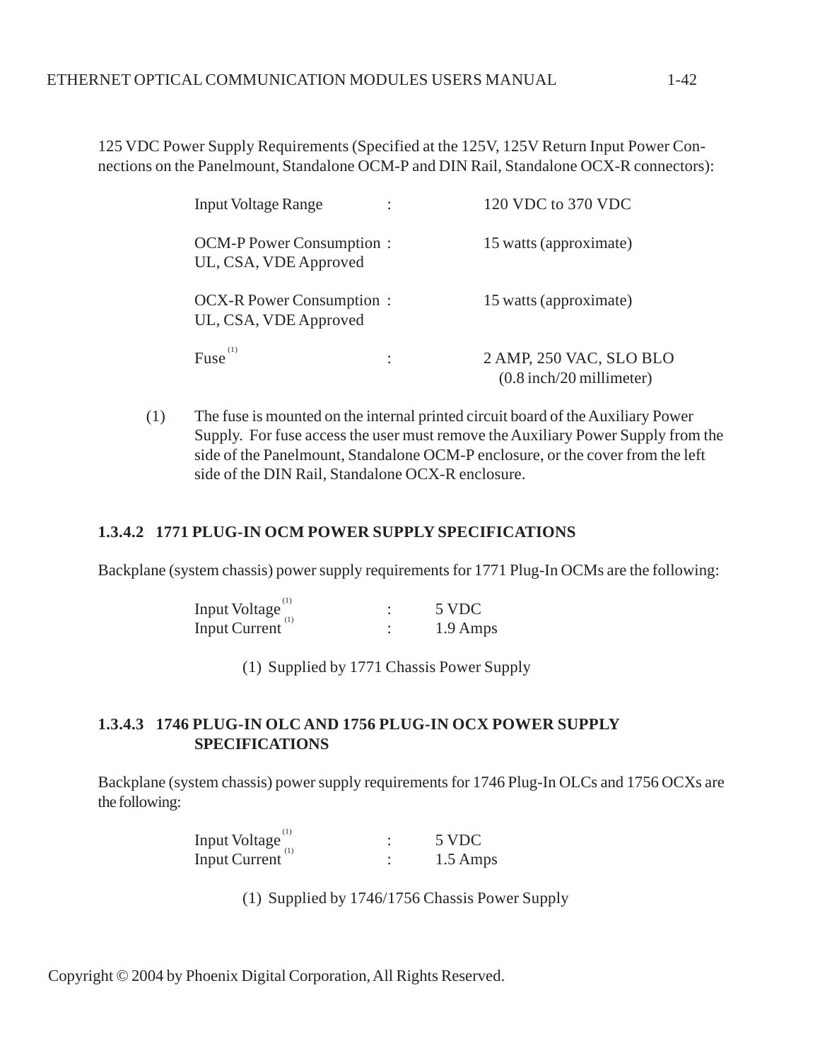125 VDC Power Supply Requirements (Specified at the 125V, 125V Return Input Power Connections on the Panelmount, Standalone OCM-P and DIN Rail, Standalone OCX-R connectors):

| | | |
|---|---|---|
| Input Voltage Range | : | 120 VDC to 370 VDC |
| OCM-P Power Consumption<br>UL, CSA, VDE Approved | : | 15 watts (approximate) |
| OCX-R Power Consumption<br>UL, CSA, VDE Approved | : | 15 watts (approximate) |
| Fuse [(1)] | : | 2 AMP, 250 VAC, SLO BLO<br>(0.8 inch/20 millimeter) |

(1) The fuse is mounted on the internal printed circuit board of the Auxiliary Power Supply. For fuse access the user must remove the Auxiliary Power Supply from the side of the Panelmount, Standalone OCM-P enclosure, or the cover from the left side of the DIN Rail, Standalone OCX-R enclosure.

### 1.3.4.2 1771 PLUG-IN OCM POWER SUPPLY SPECIFICATIONS

Backplane (system chassis) power supply requirements for 1771 Plug-In OCMs are the following:

| | | |
|---|---|---|
| Input Voltage [(1)] | : | 5 VDC |
| Input Current [(1)] | : | 1.9 Amps |

(1) Supplied by 1771 Chassis Power Supply

### 1.3.4.3 1746 PLUG-IN OLC AND 1756 PLUG-IN OCX POWER SUPPLY SPECIFICATIONS

Backplane (system chassis) power supply requirements for 1746 Plug-In OLCs and 1756 OCXs are the following:

| | | |
|---|---|---|
| Input Voltage [(1)] | : | 5 VDC |
| Input Current [(1)] | : | 1.5 Amps |

(1) Supplied by 1746/1756 Chassis Power Supply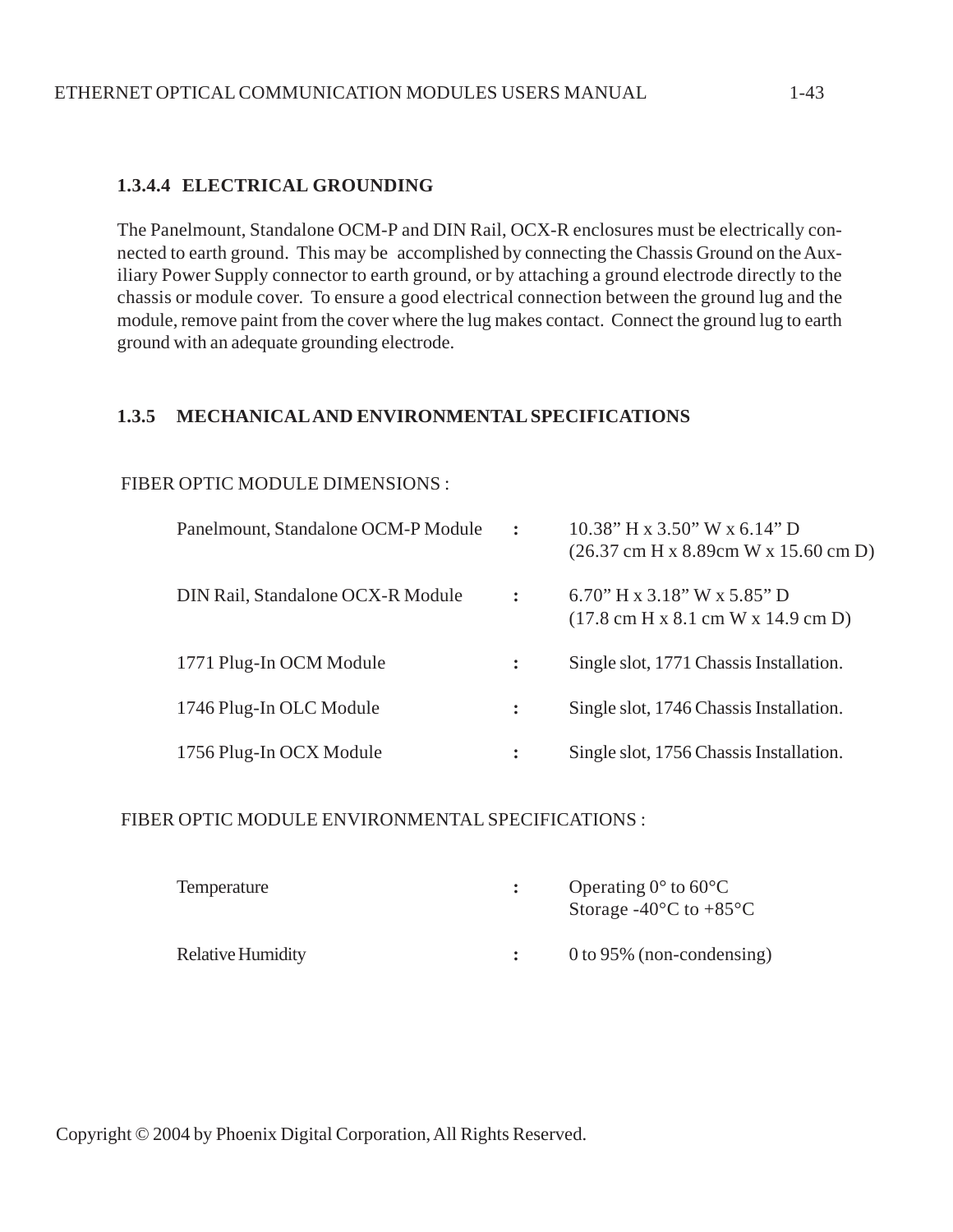### 1.3.4.4 ELECTRICAL GROUNDING

The Panelmount, Standalone OCM-P and DIN Rail, OCX-R enclosures must be electrically connected to earth ground. This may be accomplished by connecting the Chassis Ground on the Auxiliary Power Supply connector to earth ground, or by attaching a ground electrode directly to the chassis or module cover. To ensure a good electrical connection between the ground lug and the module, remove paint from the cover where the lug makes contact. Connect the ground lug to earth ground with an adequate grounding electrode.

## 1.3.5 MECHANICAL AND ENVIRONMENTAL SPECIFICATIONS

FIBER OPTIC MODULE DIMENSIONS :

| | | |
|---|---|---|
| Panelmount, Standalone OCM-P Module | : | 10.38” H x 3.50” W x 6.14” D<br>(26.37 cm H x 8.89cm W x 15.60 cm D) |
| DIN Rail, Standalone OCX-R Module | : | 6.70” H x 3.18” W x 5.85” D<br>(17.8 cm H x 8.1 cm W x 14.9 cm D) |
| 1771 Plug-In OCM Module | : | Single slot, 1771 Chassis Installation. |
| 1746 Plug-In OLC Module | : | Single slot, 1746 Chassis Installation. |
| 1756 Plug-In OCX Module | : | Single slot, 1756 Chassis Installation. |

FIBER OPTIC MODULE ENVIRONMENTAL SPECIFICATIONS :

| | | |
|---|---|---|
| Temperature | : | Operating 0° to 60°C<br>Storage -40°C to +85°C |
| Relative Humidity | : | 0 to 95% (non-condensing) |

Copyright © 2004 by Phoenix Digital Corporation, All Rights Reserved.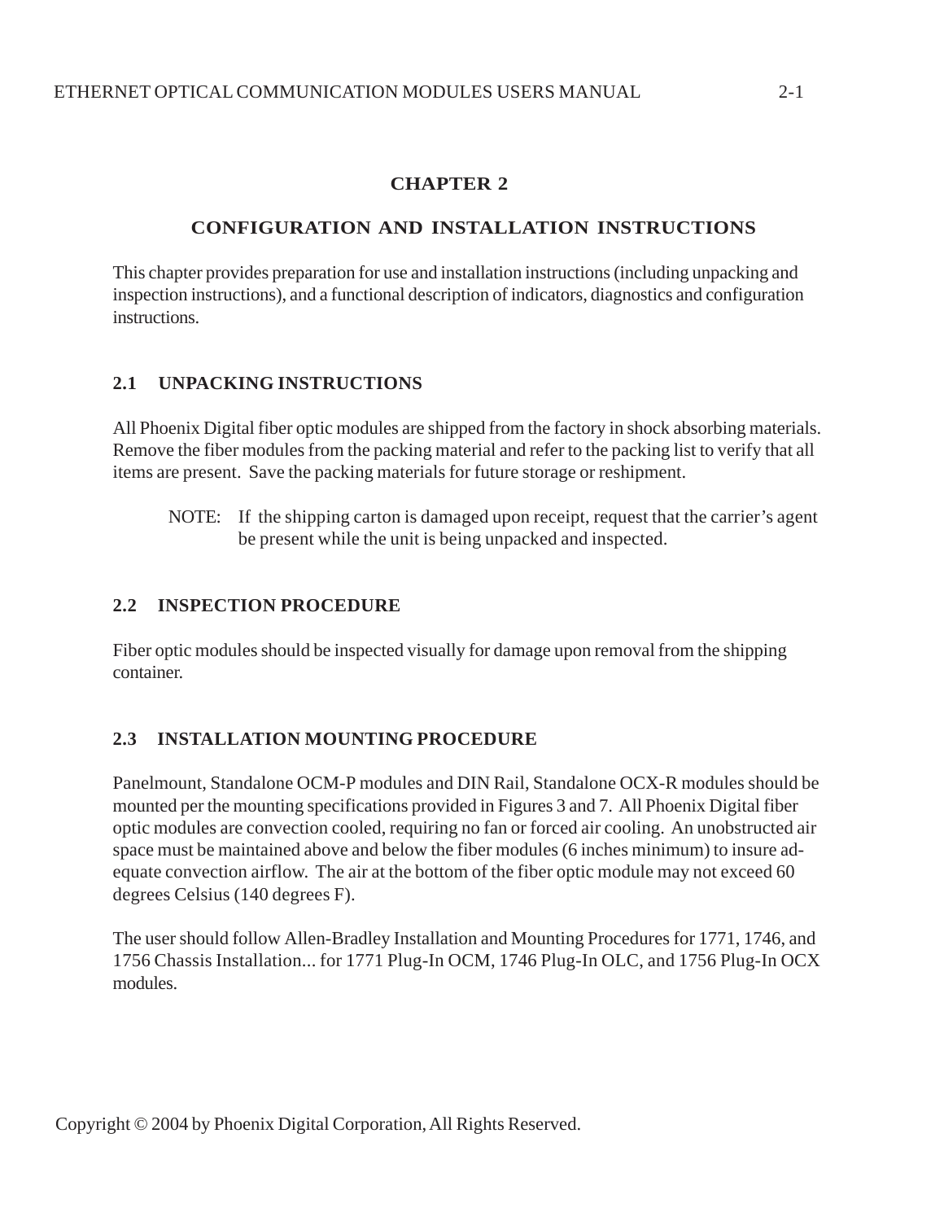# CHAPTER 2

## CONFIGURATION AND INSTALLATION INSTRUCTIONS

This chapter provides preparation for use and installation instructions (including unpacking and inspection instructions), and a functional description of indicators, diagnostics and configuration instructions.

### 2.1 UNPACKING INSTRUCTIONS

All Phoenix Digital fiber optic modules are shipped from the factory in shock absorbing materials. Remove the fiber modules from the packing material and refer to the packing list to verify that all items are present. Save the packing materials for future storage or reshipment.

> NOTE: If the shipping carton is damaged upon receipt, request that the carrier's agent be present while the unit is being unpacked and inspected.

### 2.2 INSPECTION PROCEDURE

Fiber optic modules should be inspected visually for damage upon removal from the shipping container.

### 2.3 INSTALLATION MOUNTING PROCEDURE

Panelmount, Standalone OCM-P modules and DIN Rail, Standalone OCX-R modules should be mounted per the mounting specifications provided in Figures 3 and 7. All Phoenix Digital fiber optic modules are convection cooled, requiring no fan or forced air cooling. An unobstructed air space must be maintained above and below the fiber modules (6 inches minimum) to insure adequate convection airflow. The air at the bottom of the fiber optic module may not exceed 60 degrees Celsius (140 degrees F).

The user should follow Allen-Bradley Installation and Mounting Procedures for 1771, 1746, and 1756 Chassis Installation... for 1771 Plug-In OCM, 1746 Plug-In OLC, and 1756 Plug-In OCX modules.

Copyright © 2004 by Phoenix Digital Corporation, All Rights Reserved.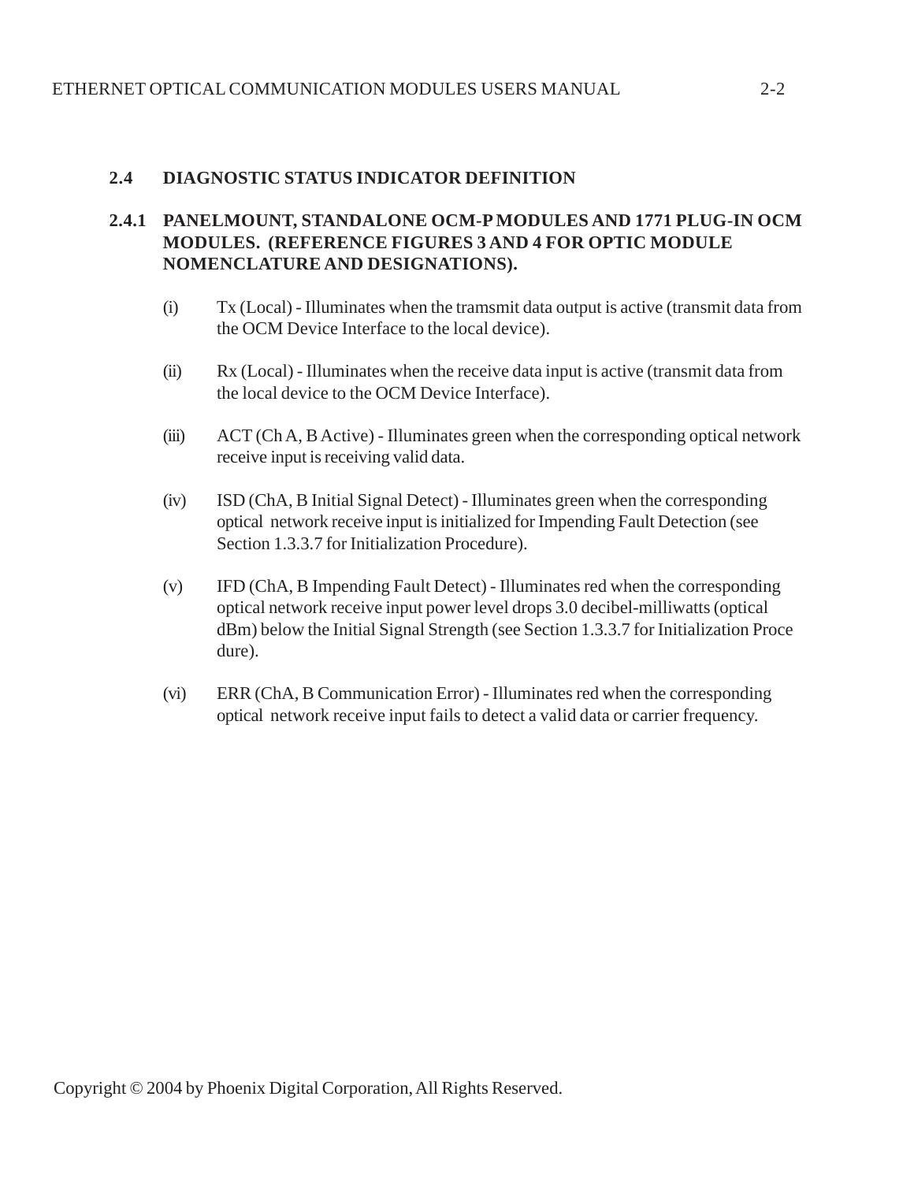## 2.4 DIAGNOSTIC STATUS INDICATOR DEFINITION

### 2.4.1 PANELMOUNT, STANDALONE OCM-P MODULES AND 1771 PLUG-IN OCM MODULES. (REFERENCE FIGURES 3 AND 4 FOR OPTIC MODULE NOMENCLATURE AND DESIGNATIONS).

(i) Tx (Local) - Illuminates when the tramsmit data output is active (transmit data from the OCM Device Interface to the local device).

(ii) Rx (Local) - Illuminates when the receive data input is active (transmit data from the local device to the OCM Device Interface).

(iii) ACT (Ch A, B Active) - Illuminates green when the corresponding optical network receive input is receiving valid data.

(iv) ISD (ChA, B Initial Signal Detect) - Illuminates green when the corresponding optical network receive input is initialized for Impending Fault Detection (see Section 1.3.3.7 for Initialization Procedure).

(v) IFD (ChA, B Impending Fault Detect) - Illuminates red when the corresponding optical network receive input power level drops 3.0 decibel-milliwatts (optical dBm) below the Initial Signal Strength (see Section 1.3.3.7 for Initialization Proce dure).

(vi) ERR (ChA, B Communication Error) - Illuminates red when the corresponding optical network receive input fails to detect a valid data or carrier frequency.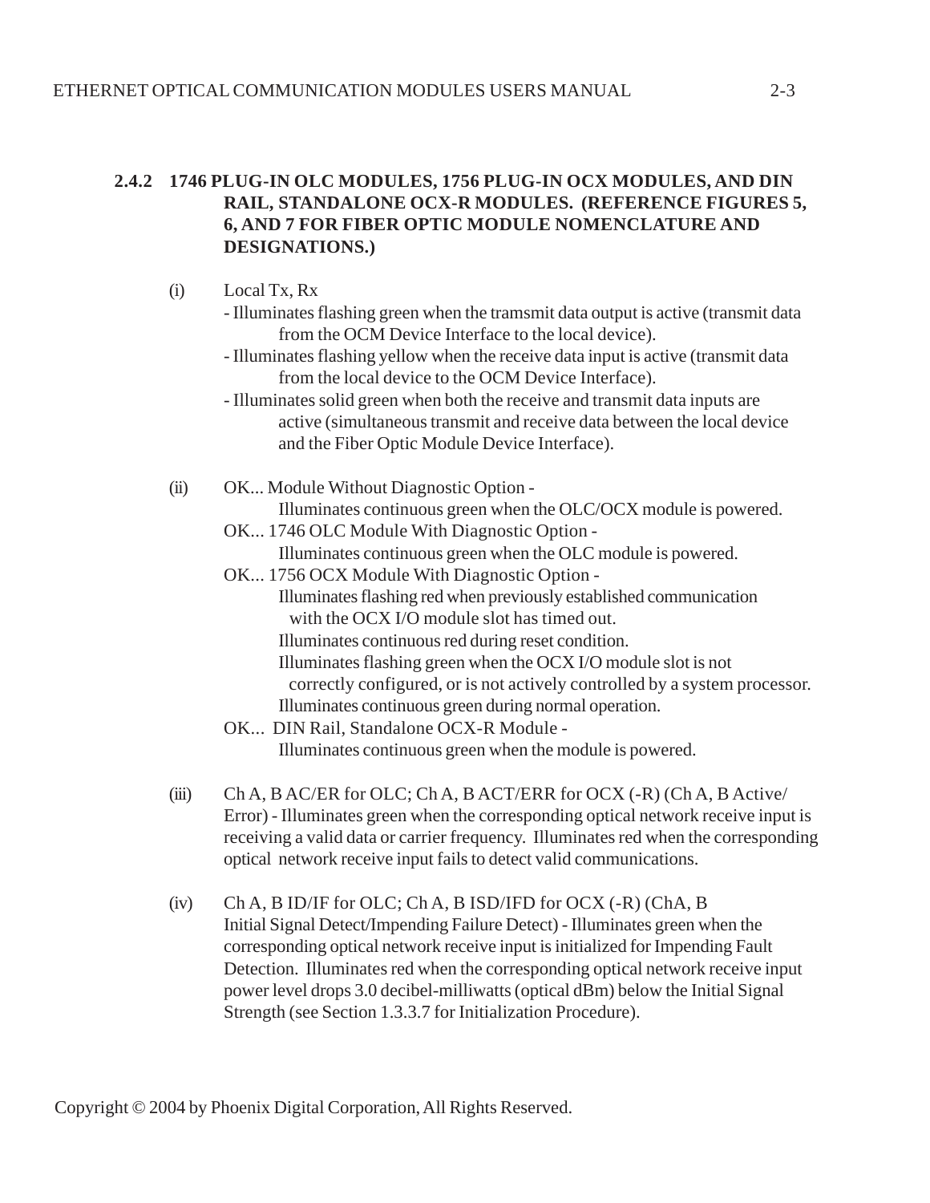### 2.4.2 1746 PLUG-IN OLC MODULES, 1756 PLUG-IN OCX MODULES, AND DIN RAIL, STANDALONE OCX-R MODULES. (REFERENCE FIGURES 5, 6, AND 7 FOR FIBER OPTIC MODULE NOMENCLATURE AND DESIGNATIONS.)

(i) Local Tx, Rx

- Illuminates flashing green when the tramsmit data output is active (transmit data from the OCM Device Interface to the local device).
- Illuminates flashing yellow when the receive data input is active (transmit data from the local device to the OCM Device Interface).
- Illuminates solid green when both the receive and transmit data inputs are active (simultaneous transmit and receive data between the local device and the Fiber Optic Module Device Interface).

(ii) OK... Module Without Diagnostic Option -

Illuminates continuous green when the OLC/OCX module is powered.

OK... 1746 OLC Module With Diagnostic Option -

Illuminates continuous green when the OLC module is powered.

OK... 1756 OCX Module With Diagnostic Option -

Illuminates flashing red when previously established communication with the OCX I/O module slot has timed out.

Illuminates continuous red during reset condition.

Illuminates flashing green when the OCX I/O module slot is not correctly configured, or is not actively controlled by a system processor.

Illuminates continuous green during normal operation.

OK... DIN Rail, Standalone OCX-R Module -

Illuminates continuous green when the module is powered.

(iii) Ch A, B AC/ER for OLC; Ch A, B ACT/ERR for OCX (-R) (Ch A, B Active/ Error) - Illuminates green when the corresponding optical network receive input is receiving a valid data or carrier frequency. Illuminates red when the corresponding optical network receive input fails to detect valid communications.

(iv) Ch A, B ID/IF for OLC; Ch A, B ISD/IFD for OCX (-R) (ChA, B Initial Signal Detect/Impending Failure Detect) - Illuminates green when the corresponding optical network receive input is initialized for Impending Fault Detection. Illuminates red when the corresponding optical network receive input power level drops 3.0 decibel-milliwatts (optical dBm) below the Initial Signal Strength (see Section 1.3.3.7 for Initialization Procedure).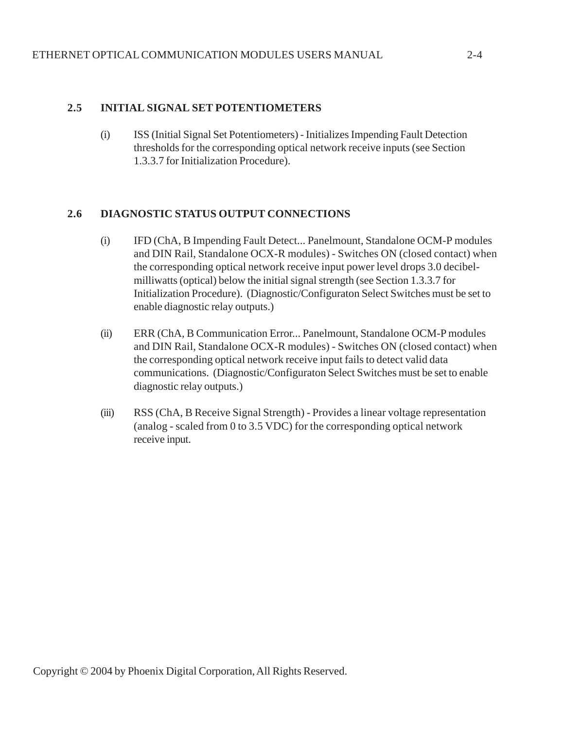## 2.5 INITIAL SIGNAL SET POTENTIOMETERS

(i) ISS (Initial Signal Set Potentiometers) - Initializes Impending Fault Detection thresholds for the corresponding optical network receive inputs (see Section 1.3.3.7 for Initialization Procedure).

## 2.6 DIAGNOSTIC STATUS OUTPUT CONNECTIONS

(i) IFD (ChA, B Impending Fault Detect... Panelmount, Standalone OCM-P modules and DIN Rail, Standalone OCX-R modules) - Switches ON (closed contact) when the corresponding optical network receive input power level drops 3.0 decibel-milliwatts (optical) below the initial signal strength (see Section 1.3.3.7 for Initialization Procedure). (Diagnostic/Configuraton Select Switches must be set to enable diagnostic relay outputs.)

(ii) ERR (ChA, B Communication Error... Panelmount, Standalone OCM-P modules and DIN Rail, Standalone OCX-R modules) - Switches ON (closed contact) when the corresponding optical network receive input fails to detect valid data communications. (Diagnostic/Configuraton Select Switches must be set to enable diagnostic relay outputs.)

(iii) RSS (ChA, B Receive Signal Strength) - Provides a linear voltage representation (analog - scaled from 0 to 3.5 VDC) for the corresponding optical network receive input.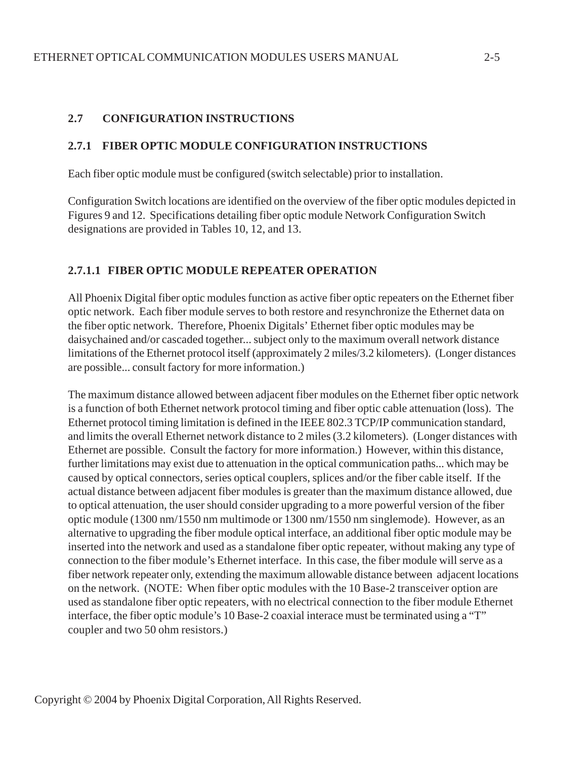## 2.7 CONFIGURATION INSTRUCTIONS

### 2.7.1 FIBER OPTIC MODULE CONFIGURATION INSTRUCTIONS

Each fiber optic module must be configured (switch selectable) prior to installation.

Configuration Switch locations are identified on the overview of the fiber optic modules depicted in Figures 9 and 12. Specifications detailing fiber optic module Network Configuration Switch designations are provided in Tables 10, 12, and 13.

#### 2.7.1.1 FIBER OPTIC MODULE REPEATER OPERATION

All Phoenix Digital fiber optic modules function as active fiber optic repeaters on the Ethernet fiber optic network. Each fiber module serves to both restore and resynchronize the Ethernet data on the fiber optic network. Therefore, Phoenix Digitals' Ethernet fiber optic modules may be daisychained and/or cascaded together... subject only to the maximum overall network distance limitations of the Ethernet protocol itself (approximately 2 miles/3.2 kilometers). (Longer distances are possible... consult factory for more information.)

The maximum distance allowed between adjacent fiber modules on the Ethernet fiber optic network is a function of both Ethernet network protocol timing and fiber optic cable attenuation (loss). The Ethernet protocol timing limitation is defined in the IEEE 802.3 TCP/IP communication standard, and limits the overall Ethernet network distance to 2 miles (3.2 kilometers). (Longer distances with Ethernet are possible. Consult the factory for more information.) However, within this distance, further limitations may exist due to attenuation in the optical communication paths... which may be caused by optical connectors, series optical couplers, splices and/or the fiber cable itself. If the actual distance between adjacent fiber modules is greater than the maximum distance allowed, due to optical attenuation, the user should consider upgrading to a more powerful version of the fiber optic module (1300 nm/1550 nm multimode or 1300 nm/1550 nm singlemode). However, as an alternative to upgrading the fiber module optical interface, an additional fiber optic module may be inserted into the network and used as a standalone fiber optic repeater, without making any type of connection to the fiber module's Ethernet interface. In this case, the fiber module will serve as a fiber network repeater only, extending the maximum allowable distance between adjacent locations on the network. (NOTE: When fiber optic modules with the 10 Base-2 transceiver option are used as standalone fiber optic repeaters, with no electrical connection to the fiber module Ethernet interface, the fiber optic module's 10 Base-2 coaxial interace must be terminated using a "T" coupler and two 50 ohm resistors.)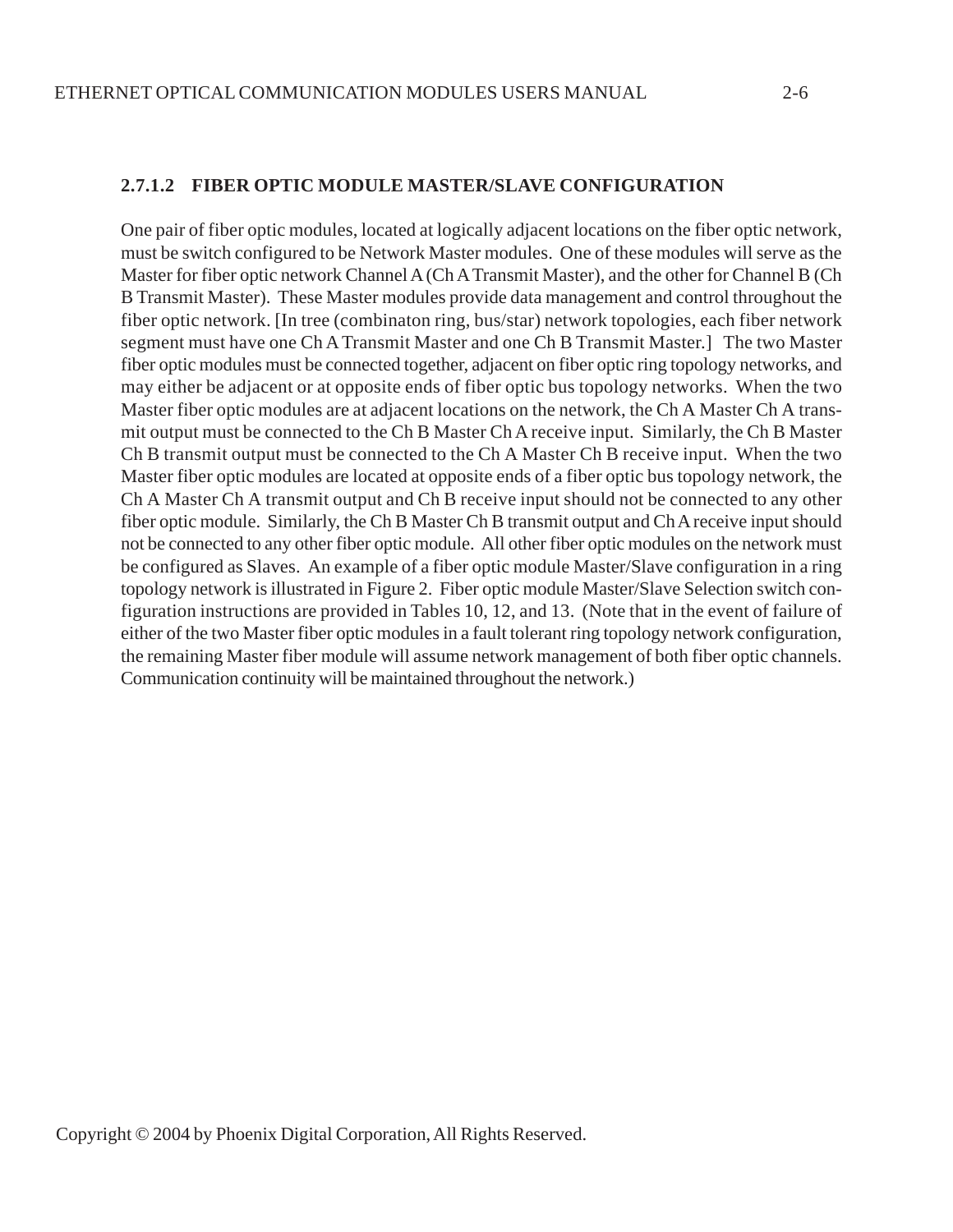#### 2.7.1.2 FIBER OPTIC MODULE MASTER/SLAVE CONFIGURATION

One pair of fiber optic modules, located at logically adjacent locations on the fiber optic network, must be switch configured to be Network Master modules. One of these modules will serve as the Master for fiber optic network Channel A (Ch A Transmit Master), and the other for Channel B (Ch B Transmit Master). These Master modules provide data management and control throughout the fiber optic network. [In tree (combinaton ring, bus/star) network topologies, each fiber network segment must have one Ch A Transmit Master and one Ch B Transmit Master.] The two Master fiber optic modules must be connected together, adjacent on fiber optic ring topology networks, and may either be adjacent or at opposite ends of fiber optic bus topology networks. When the two Master fiber optic modules are at adjacent locations on the network, the Ch A Master Ch A transmit output must be connected to the Ch B Master Ch A receive input. Similarly, the Ch B Master Ch B transmit output must be connected to the Ch A Master Ch B receive input. When the two Master fiber optic modules are located at opposite ends of a fiber optic bus topology network, the Ch A Master Ch A transmit output and Ch B receive input should not be connected to any other fiber optic module. Similarly, the Ch B Master Ch B transmit output and Ch A receive input should not be connected to any other fiber optic module. All other fiber optic modules on the network must be configured as Slaves. An example of a fiber optic module Master/Slave configuration in a ring topology network is illustrated in Figure 2. Fiber optic module Master/Slave Selection switch configuration instructions are provided in Tables 10, 12, and 13. (Note that in the event of failure of either of the two Master fiber optic modules in a fault tolerant ring topology network configuration, the remaining Master fiber module will assume network management of both fiber optic channels. Communication continuity will be maintained throughout the network.)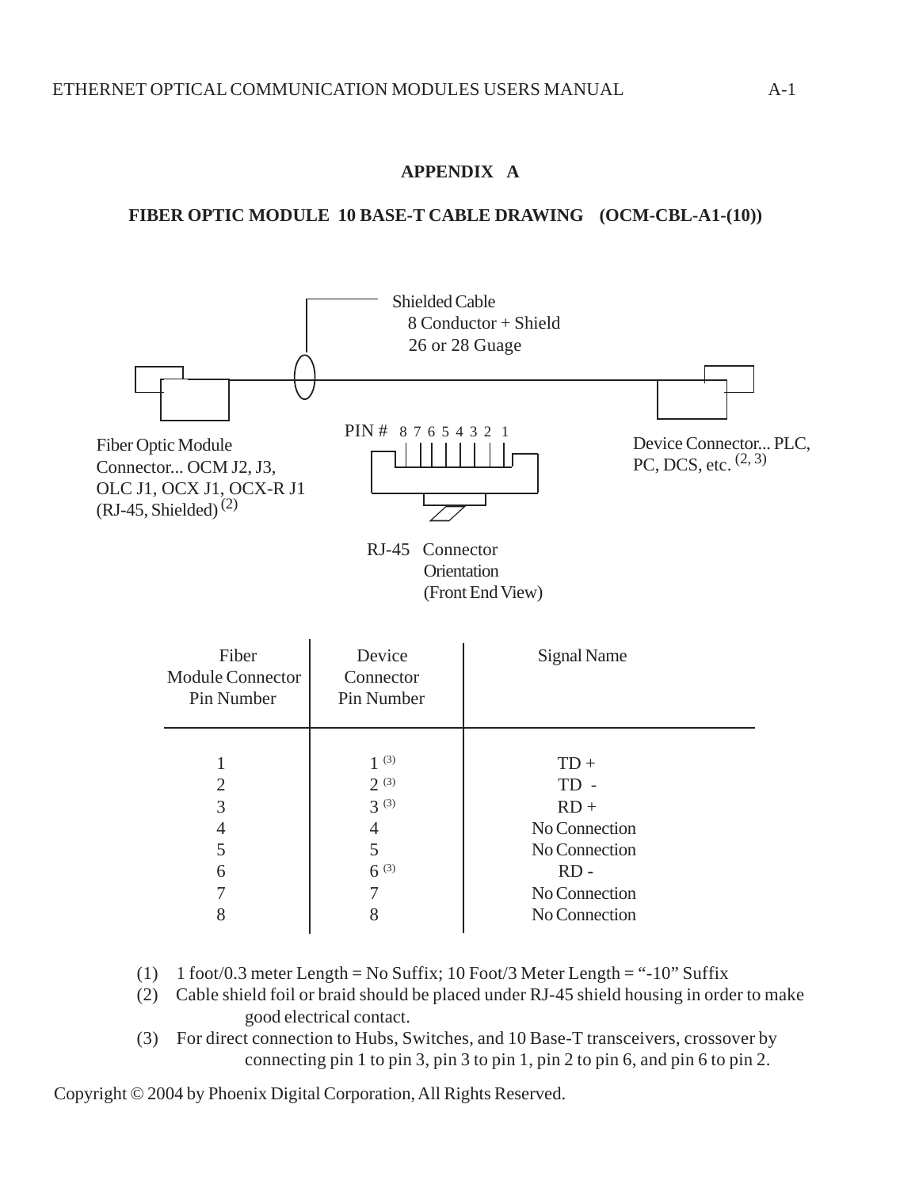# APPENDIX A

## FIBER OPTIC MODULE 10 BASE-T CABLE DRAWING (OCM-CBL-A1-(10))

Shielded Cable
8 Conductor + Shield
26 or 28 Guage

PIN # 8 7 6 5 4 3 2 1

Fiber Optic Module Connector... OCM J2, J3, OLC J1, OCX J1, OCX-R J1 (RJ-45, Shielded) (2)

Device Connector... PLC, PC, DCS, etc. (2, 3)

RJ-45 Connector Orientation (Front End View)

| Fiber Module Connector Pin Number | Device Connector Pin Number | Signal Name |
|---|---|---|
| 1 | 1 (3) | TD + |
| 2 | 2 (3) | TD - |
| 3 | 3 (3) | RD + |
| 4 | 4 | No Connection |
| 5 | 5 | No Connection |
| 6 | 6 (3) | RD - |
| 7 | 7 | No Connection |
| 8 | 8 | No Connection |

(1) 1 foot/0.3 meter Length = No Suffix; 10 Foot/3 Meter Length = "-10" Suffix

(2) Cable shield foil or braid should be placed under RJ-45 shield housing in order to make good electrical contact.

(3) For direct connection to Hubs, Switches, and 10 Base-T transceivers, crossover by connecting pin 1 to pin 3, pin 3 to pin 1, pin 2 to pin 6, and pin 6 to pin 2.

Copyright © 2004 by Phoenix Digital Corporation, All Rights Reserved.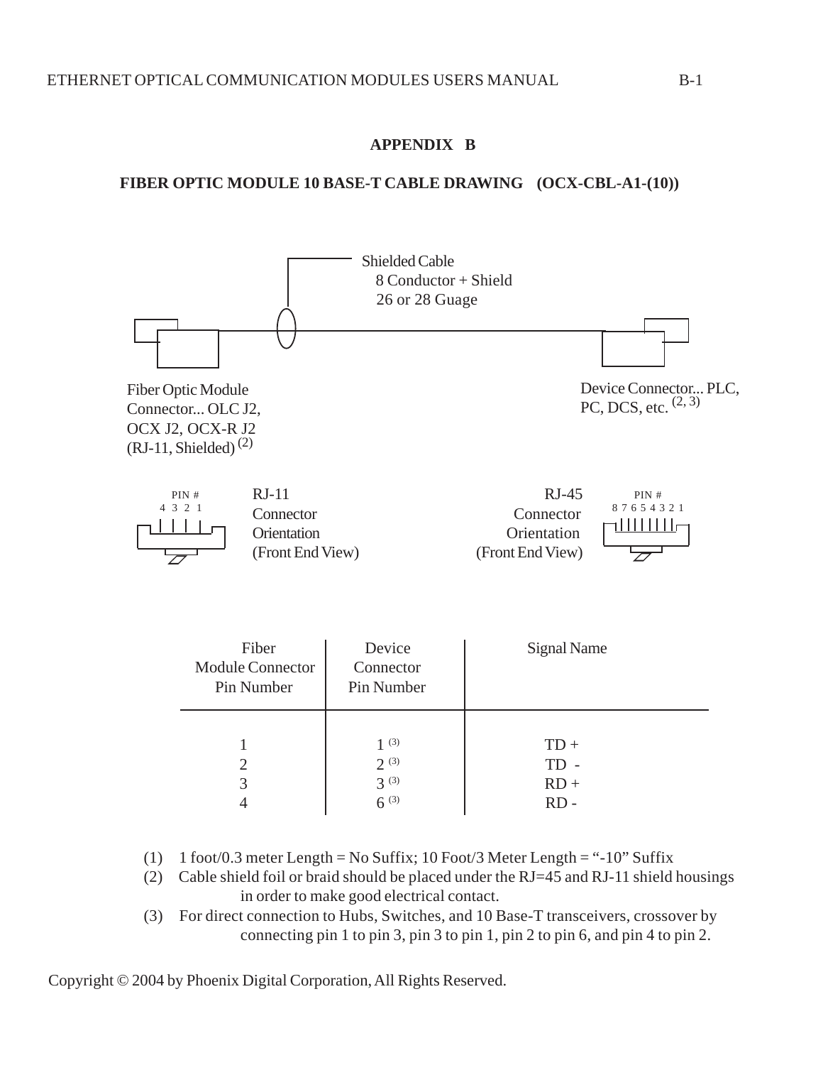# APPENDIX B

## FIBER OPTIC MODULE 10 BASE-T CABLE DRAWING (OCX-CBL-A1-(10))

Shielded Cable
8 Conductor + Shield
26 or 28 Guage

Fiber Optic Module Connector... OLC J2, OCX J2, OCX-R J2 (RJ-11, Shielded) (2)

Device Connector... PLC, PC, DCS, etc. (2, 3)

RJ-11 Connector Orientation (Front End View) — PIN # 4 3 2 1

RJ-45 Connector Orientation (Front End View) — PIN # 8 7 6 5 4 3 2 1

| Fiber Module Connector Pin Number | Device Connector Pin Number | Signal Name |
|---|---|---|
| 1 | 1 (3) | TD + |
| 2 | 2 (3) | TD - |
| 3 | 3 (3) | RD + |
| 4 | 6 (3) | RD - |

(1) 1 foot/0.3 meter Length = No Suffix; 10 Foot/3 Meter Length = "-10" Suffix

(2) Cable shield foil or braid should be placed under the RJ=45 and RJ-11 shield housings in order to make good electrical contact.

(3) For direct connection to Hubs, Switches, and 10 Base-T transceivers, crossover by connecting pin 1 to pin 3, pin 3 to pin 1, pin 2 to pin 6, and pin 4 to pin 2.

Copyright © 2004 by Phoenix Digital Corporation, All Rights Reserved.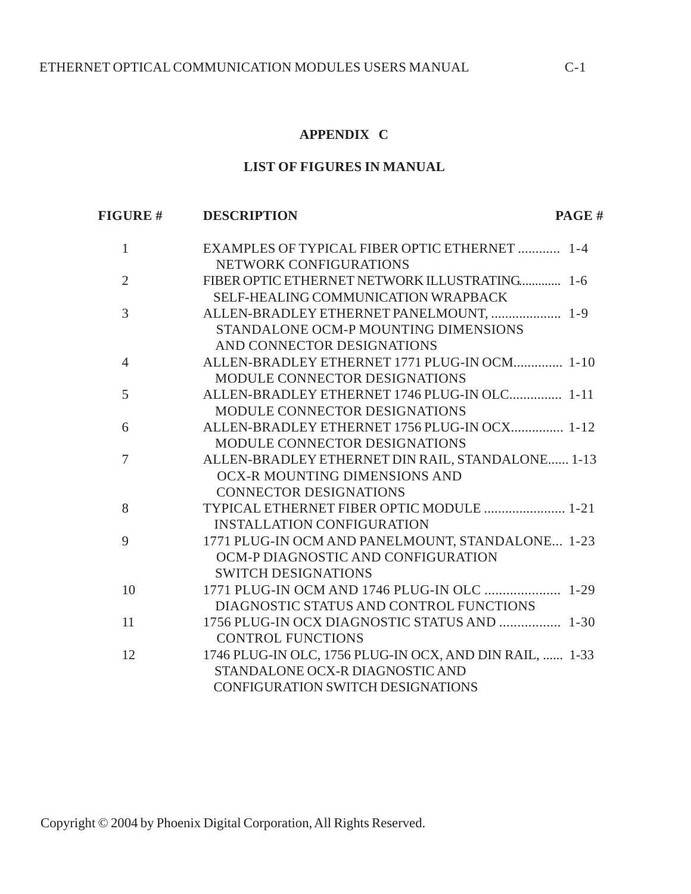# APPENDIX C

## LIST OF FIGURES IN MANUAL

| FIGURE # | DESCRIPTION | PAGE # |
|---|---|---|
| 1 | EXAMPLES OF TYPICAL FIBER OPTIC ETHERNET NETWORK CONFIGURATIONS | 1-4 |
| 2 | FIBER OPTIC ETHERNET NETWORK ILLUSTRATING SELF-HEALING COMMUNICATION WRAPBACK | 1-6 |
| 3 | ALLEN-BRADLEY ETHERNET PANELMOUNT, STANDALONE OCM-P MOUNTING DIMENSIONS AND CONNECTOR DESIGNATIONS | 1-9 |
| 4 | ALLEN-BRADLEY ETHERNET 1771 PLUG-IN OCM MODULE CONNECTOR DESIGNATIONS | 1-10 |
| 5 | ALLEN-BRADLEY ETHERNET 1746 PLUG-IN OLC MODULE CONNECTOR DESIGNATIONS | 1-11 |
| 6 | ALLEN-BRADLEY ETHERNET 1756 PLUG-IN OCX MODULE CONNECTOR DESIGNATIONS | 1-12 |
| 7 | ALLEN-BRADLEY ETHERNET DIN RAIL, STANDALONE OCX-R MOUNTING DIMENSIONS AND CONNECTOR DESIGNATIONS | 1-13 |
| 8 | TYPICAL ETHERNET FIBER OPTIC MODULE INSTALLATION CONFIGURATION | 1-21 |
| 9 | 1771 PLUG-IN OCM AND PANELMOUNT, STANDALONE OCM-P DIAGNOSTIC AND CONFIGURATION SWITCH DESIGNATIONS | 1-23 |
| 10 | 1771 PLUG-IN OCM AND 1746 PLUG-IN OLC DIAGNOSTIC STATUS AND CONTROL FUNCTIONS | 1-29 |
| 11 | 1756 PLUG-IN OCX DIAGNOSTIC STATUS AND CONTROL FUNCTIONS | 1-30 |
| 12 | 1746 PLUG-IN OLC, 1756 PLUG-IN OCX, AND DIN RAIL, STANDALONE OCX-R DIAGNOSTIC AND CONFIGURATION SWITCH DESIGNATIONS | 1-33 |

Copyright © 2004 by Phoenix Digital Corporation, All Rights Reserved.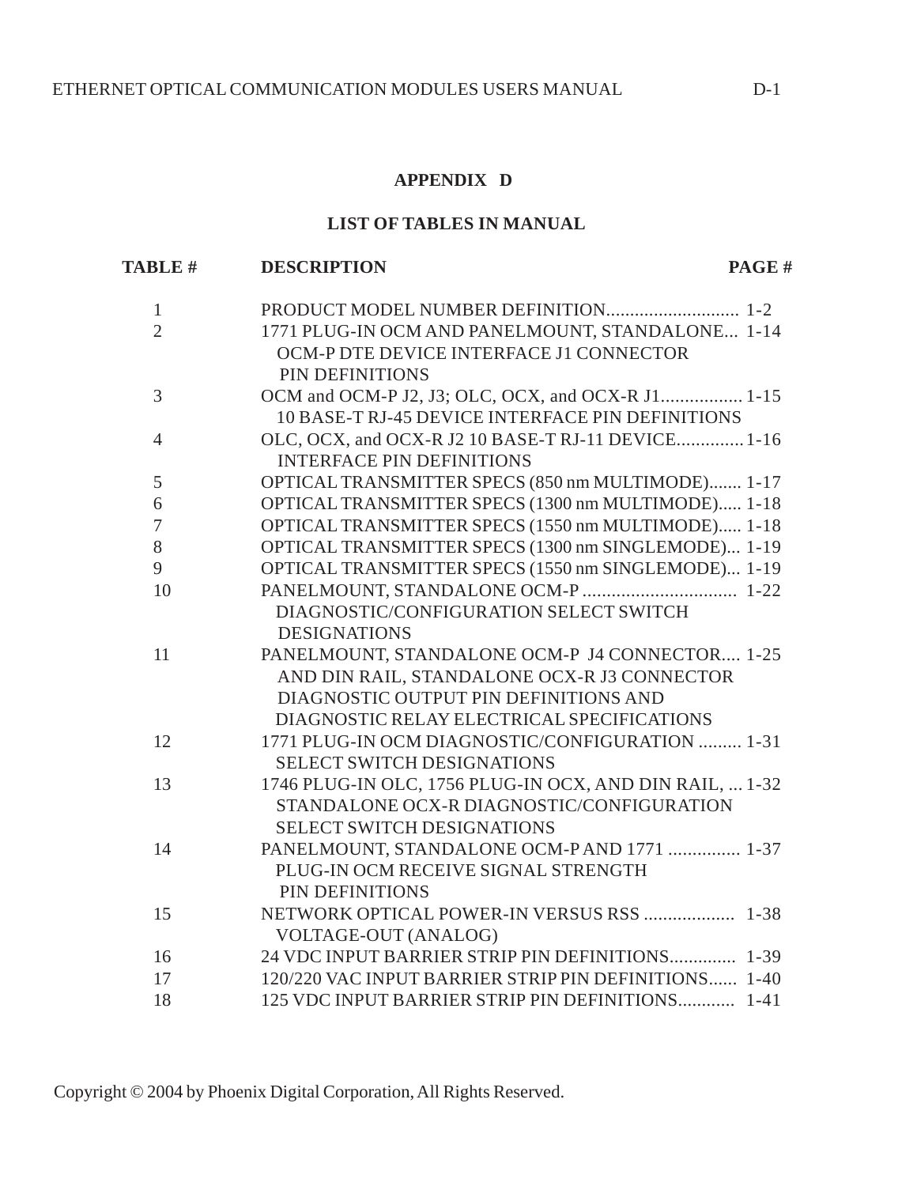# APPENDIX D

## LIST OF TABLES IN MANUAL

| TABLE # | DESCRIPTION | PAGE # |
|---|---|---|
| 1 | PRODUCT MODEL NUMBER DEFINITION | 1-2 |
| 2 | 1771 PLUG-IN OCM AND PANELMOUNT, STANDALONE OCM-P DTE DEVICE INTERFACE J1 CONNECTOR PIN DEFINITIONS | 1-14 |
| 3 | OCM and OCM-P J2, J3; OLC, OCX, and OCX-R J1 10 BASE-T RJ-45 DEVICE INTERFACE PIN DEFINITIONS | 1-15 |
| 4 | OLC, OCX, and OCX-R J2 10 BASE-T RJ-11 DEVICE INTERFACE PIN DEFINITIONS | 1-16 |
| 5 | OPTICAL TRANSMITTER SPECS (850 nm MULTIMODE) | 1-17 |
| 6 | OPTICAL TRANSMITTER SPECS (1300 nm MULTIMODE) | 1-18 |
| 7 | OPTICAL TRANSMITTER SPECS (1550 nm MULTIMODE) | 1-18 |
| 8 | OPTICAL TRANSMITTER SPECS (1300 nm SINGLEMODE) | 1-19 |
| 9 | OPTICAL TRANSMITTER SPECS (1550 nm SINGLEMODE) | 1-19 |
| 10 | PANELMOUNT, STANDALONE OCM-P DIAGNOSTIC/CONFIGURATION SELECT SWITCH DESIGNATIONS | 1-22 |
| 11 | PANELMOUNT, STANDALONE OCM-P J4 CONNECTOR AND DIN RAIL, STANDALONE OCX-R J3 CONNECTOR DIAGNOSTIC OUTPUT PIN DEFINITIONS AND DIAGNOSTIC RELAY ELECTRICAL SPECIFICATIONS | 1-25 |
| 12 | 1771 PLUG-IN OCM DIAGNOSTIC/CONFIGURATION SELECT SWITCH DESIGNATIONS | 1-31 |
| 13 | 1746 PLUG-IN OLC, 1756 PLUG-IN OCX, AND DIN RAIL, STANDALONE OCX-R DIAGNOSTIC/CONFIGURATION SELECT SWITCH DESIGNATIONS | 1-32 |
| 14 | PANELMOUNT, STANDALONE OCM-P AND 1771 PLUG-IN OCM RECEIVE SIGNAL STRENGTH PIN DEFINITIONS | 1-37 |
| 15 | NETWORK OPTICAL POWER-IN VERSUS RSS VOLTAGE-OUT (ANALOG) | 1-38 |
| 16 | 24 VDC INPUT BARRIER STRIP PIN DEFINITIONS | 1-39 |
| 17 | 120/220 VAC INPUT BARRIER STRIP PIN DEFINITIONS | 1-40 |
| 18 | 125 VDC INPUT BARRIER STRIP PIN DEFINITIONS | 1-41 |

Copyright © 2004 by Phoenix Digital Corporation, All Rights Reserved.